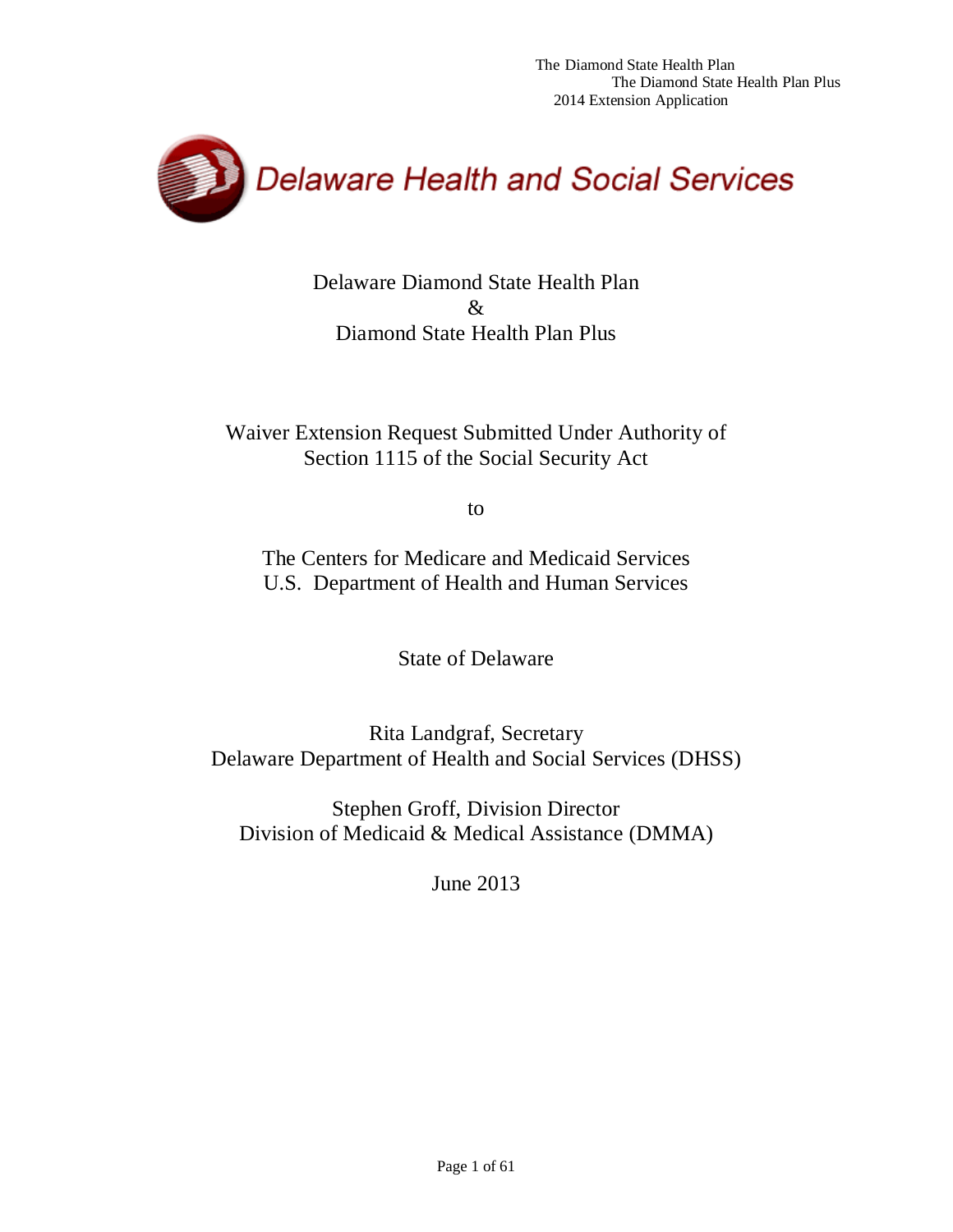The Diamond State Health Plan
The Diamond State Health Plan Plus
2014 Extension Application

Delaware Health and Social Services

# Delaware Diamond State Health Plan & Diamond State Health Plan Plus

Waiver Extension Request Submitted Under Authority of Section 1115 of the Social Security Act

to

The Centers for Medicare and Medicaid Services
U.S. Department of Health and Human Services

State of Delaware

Rita Landgraf, Secretary
Delaware Department of Health and Social Services (DHSS)

Stephen Groff, Division Director
Division of Medicaid & Medical Assistance (DMMA)

June 2013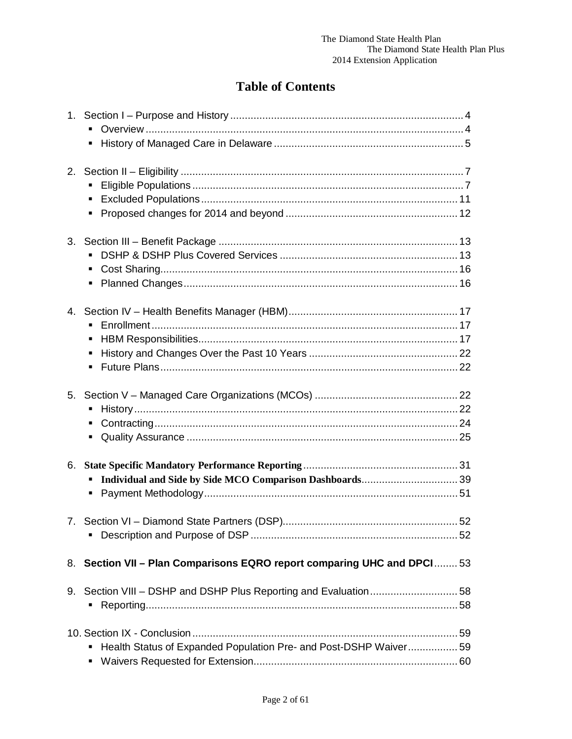# Table of Contents

1. Section I – Purpose and History ... 4
   - Overview ... 4
   - History of Managed Care in Delaware ... 5

2. Section II – Eligibility ... 7
   - Eligible Populations ... 7
   - Excluded Populations ... 11
   - Proposed changes for 2014 and beyond ... 12

3. Section III – Benefit Package ... 13
   - DSHP & DSHP Plus Covered Services ... 13
   - Cost Sharing ... 16
   - Planned Changes ... 16

4. Section IV – Health Benefits Manager (HBM) ... 17
   - Enrollment ... 17
   - HBM Responsibilities ... 17
   - History and Changes Over the Past 10 Years ... 22
   - Future Plans ... 22

5. Section V – Managed Care Organizations (MCOs) ... 22
   - History ... 22
   - Contracting ... 24
   - Quality Assurance ... 25

6. **State Specific Mandatory Performance Reporting** ... 31
   - **Individual and Side by Side MCO Comparison Dashboards** ... 39
   - Payment Methodology ... 51

7. Section VI – Diamond State Partners (DSP) ... 52
   - Description and Purpose of DSP ... 52

8. **Section VII – Plan Comparisons EQRO report comparing UHC and DPCI** ... 53

9. Section VIII – DSHP and DSHP Plus Reporting and Evaluation ... 58
   - Reporting ... 58

10. Section IX - Conclusion ... 59
    - Health Status of Expanded Population Pre- and Post-DSHP Waiver ... 59
    - Waivers Requested for Extension ... 60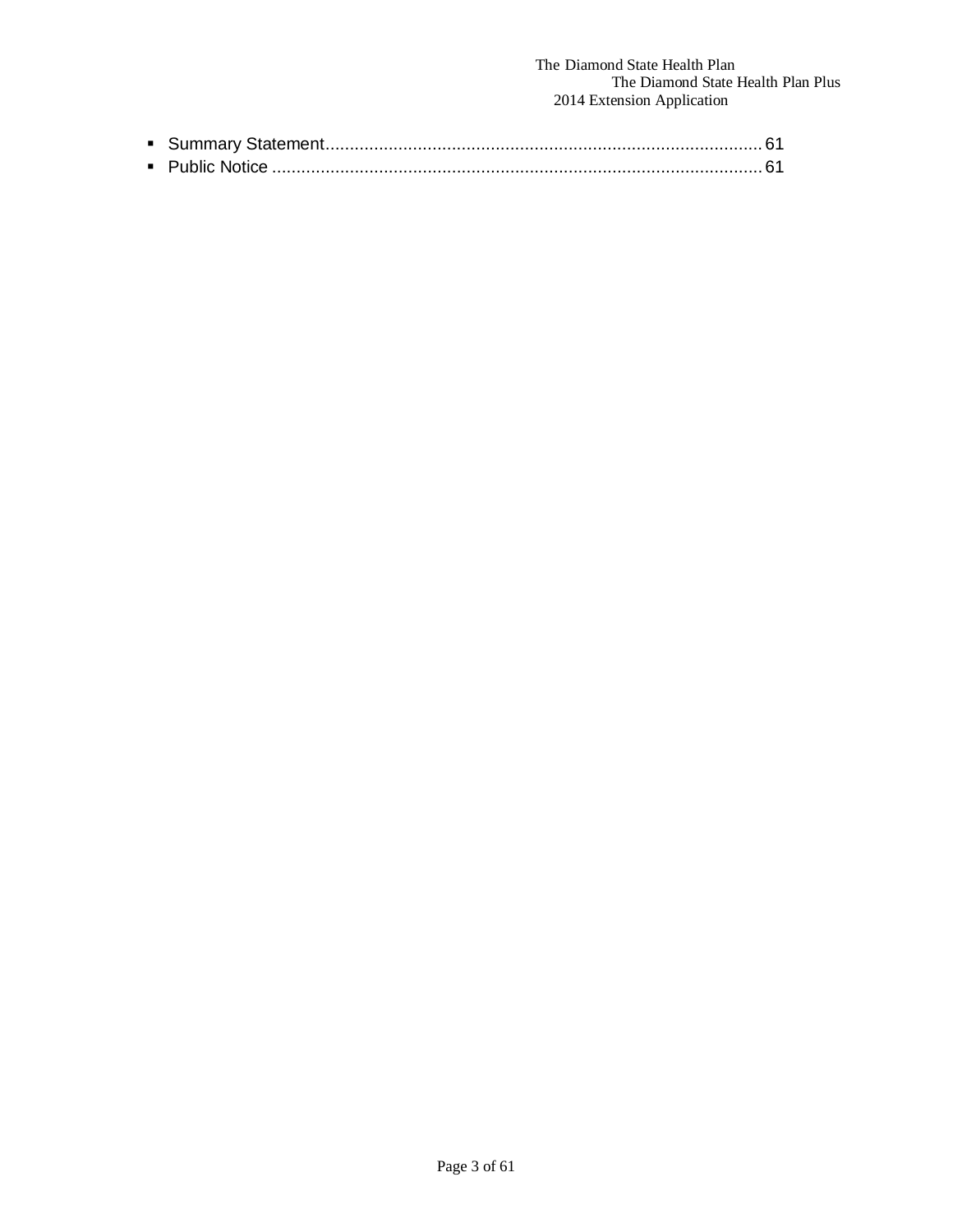- Summary Statement........................................................................................61
- Public Notice ...................................................................................................61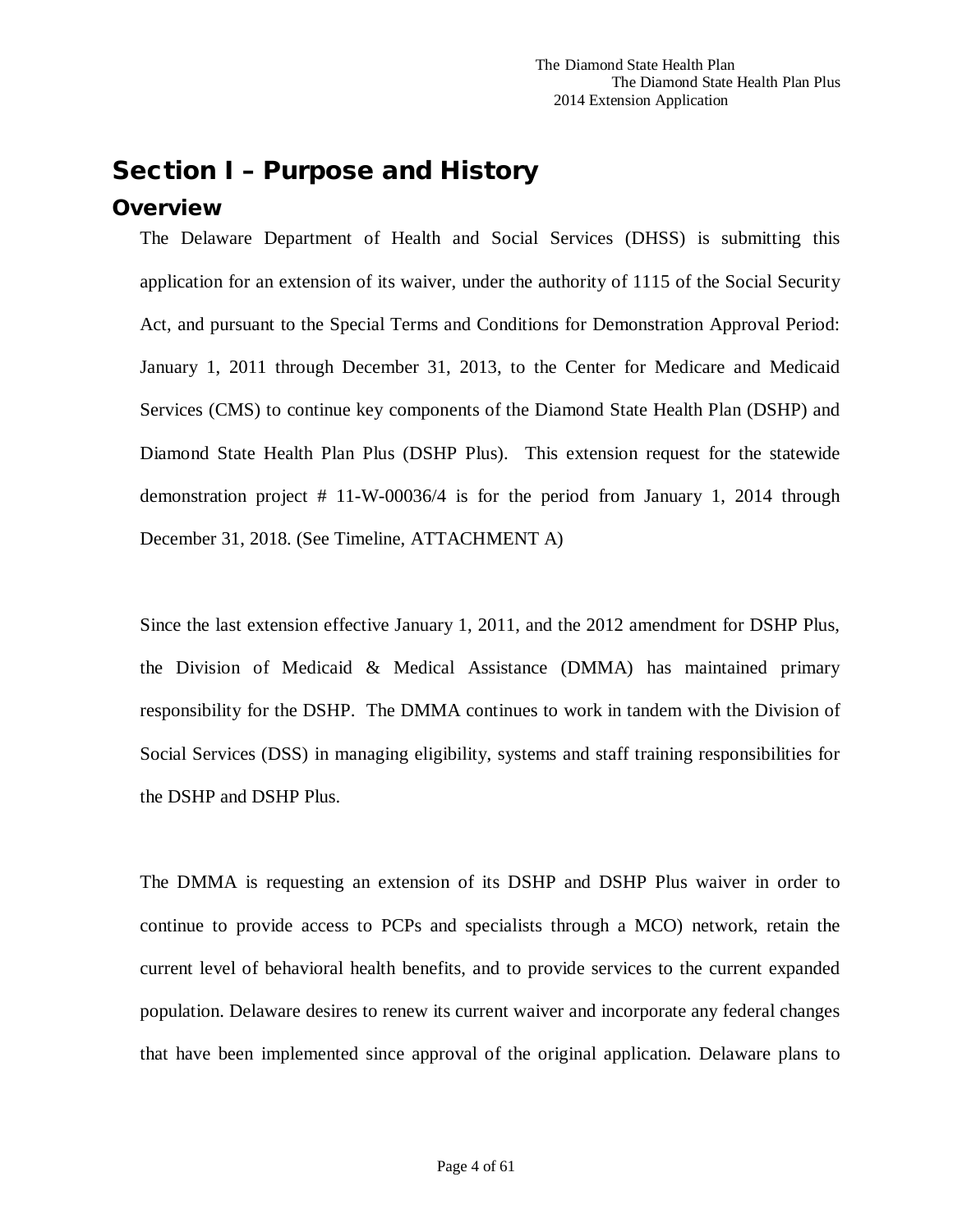# Section I – Purpose and History

## Overview

The Delaware Department of Health and Social Services (DHSS) is submitting this application for an extension of its waiver, under the authority of 1115 of the Social Security Act, and pursuant to the Special Terms and Conditions for Demonstration Approval Period: January 1, 2011 through December 31, 2013, to the Center for Medicare and Medicaid Services (CMS) to continue key components of the Diamond State Health Plan (DSHP) and Diamond State Health Plan Plus (DSHP Plus). This extension request for the statewide demonstration project # 11-W-00036/4 is for the period from January 1, 2014 through December 31, 2018. (See Timeline, ATTACHMENT A)

Since the last extension effective January 1, 2011, and the 2012 amendment for DSHP Plus, the Division of Medicaid & Medical Assistance (DMMA) has maintained primary responsibility for the DSHP. The DMMA continues to work in tandem with the Division of Social Services (DSS) in managing eligibility, systems and staff training responsibilities for the DSHP and DSHP Plus.

The DMMA is requesting an extension of its DSHP and DSHP Plus waiver in order to continue to provide access to PCPs and specialists through a MCO) network, retain the current level of behavioral health benefits, and to provide services to the current expanded population. Delaware desires to renew its current waiver and incorporate any federal changes that have been implemented since approval of the original application. Delaware plans to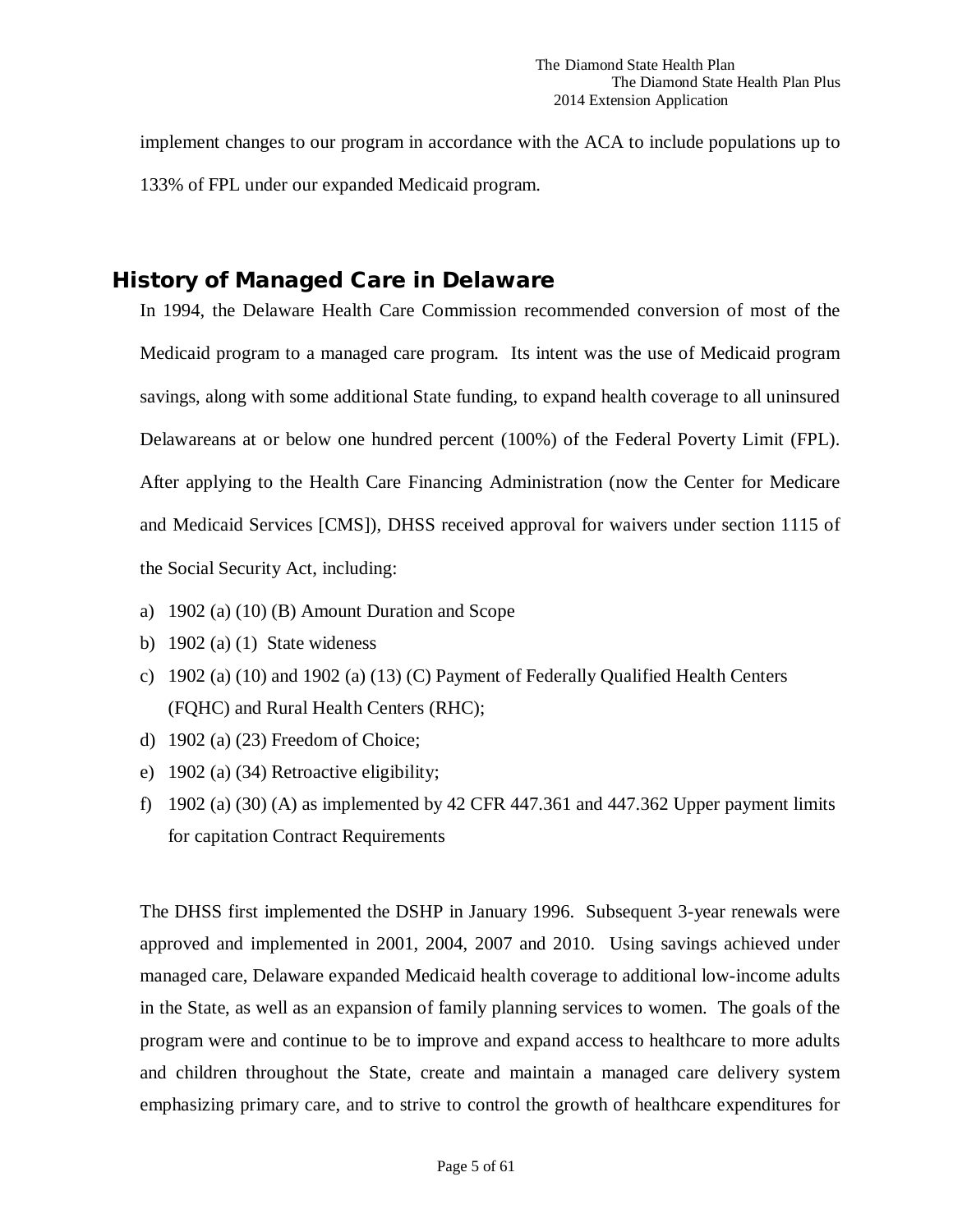implement changes to our program in accordance with the ACA to include populations up to 133% of FPL under our expanded Medicaid program.

## History of Managed Care in Delaware

In 1994, the Delaware Health Care Commission recommended conversion of most of the Medicaid program to a managed care program. Its intent was the use of Medicaid program savings, along with some additional State funding, to expand health coverage to all uninsured Delawareans at or below one hundred percent (100%) of the Federal Poverty Limit (FPL). After applying to the Health Care Financing Administration (now the Center for Medicare and Medicaid Services [CMS]), DHSS received approval for waivers under section 1115 of the Social Security Act, including:

a) 1902 (a) (10) (B) Amount Duration and Scope
b) 1902 (a) (1) State wideness
c) 1902 (a) (10) and 1902 (a) (13) (C) Payment of Federally Qualified Health Centers (FQHC) and Rural Health Centers (RHC);
d) 1902 (a) (23) Freedom of Choice;
e) 1902 (a) (34) Retroactive eligibility;
f) 1902 (a) (30) (A) as implemented by 42 CFR 447.361 and 447.362 Upper payment limits for capitation Contract Requirements

The DHSS first implemented the DSHP in January 1996. Subsequent 3-year renewals were approved and implemented in 2001, 2004, 2007 and 2010. Using savings achieved under managed care, Delaware expanded Medicaid health coverage to additional low-income adults in the State, as well as an expansion of family planning services to women. The goals of the program were and continue to be to improve and expand access to healthcare to more adults and children throughout the State, create and maintain a managed care delivery system emphasizing primary care, and to strive to control the growth of healthcare expenditures for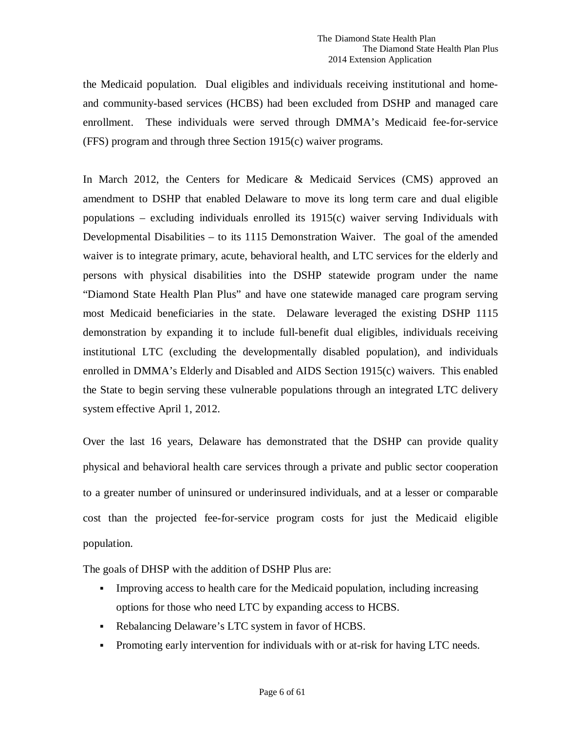the Medicaid population. Dual eligibles and individuals receiving institutional and home- and community-based services (HCBS) had been excluded from DSHP and managed care enrollment. These individuals were served through DMMA's Medicaid fee-for-service (FFS) program and through three Section 1915(c) waiver programs.

In March 2012, the Centers for Medicare & Medicaid Services (CMS) approved an amendment to DSHP that enabled Delaware to move its long term care and dual eligible populations – excluding individuals enrolled its 1915(c) waiver serving Individuals with Developmental Disabilities – to its 1115 Demonstration Waiver. The goal of the amended waiver is to integrate primary, acute, behavioral health, and LTC services for the elderly and persons with physical disabilities into the DSHP statewide program under the name "Diamond State Health Plan Plus" and have one statewide managed care program serving most Medicaid beneficiaries in the state. Delaware leveraged the existing DSHP 1115 demonstration by expanding it to include full-benefit dual eligibles, individuals receiving institutional LTC (excluding the developmentally disabled population), and individuals enrolled in DMMA's Elderly and Disabled and AIDS Section 1915(c) waivers. This enabled the State to begin serving these vulnerable populations through an integrated LTC delivery system effective April 1, 2012.

Over the last 16 years, Delaware has demonstrated that the DSHP can provide quality physical and behavioral health care services through a private and public sector cooperation to a greater number of uninsured or underinsured individuals, and at a lesser or comparable cost than the projected fee-for-service program costs for just the Medicaid eligible population.

The goals of DHSP with the addition of DSHP Plus are:

- Improving access to health care for the Medicaid population, including increasing options for those who need LTC by expanding access to HCBS.
- Rebalancing Delaware's LTC system in favor of HCBS.
- Promoting early intervention for individuals with or at-risk for having LTC needs.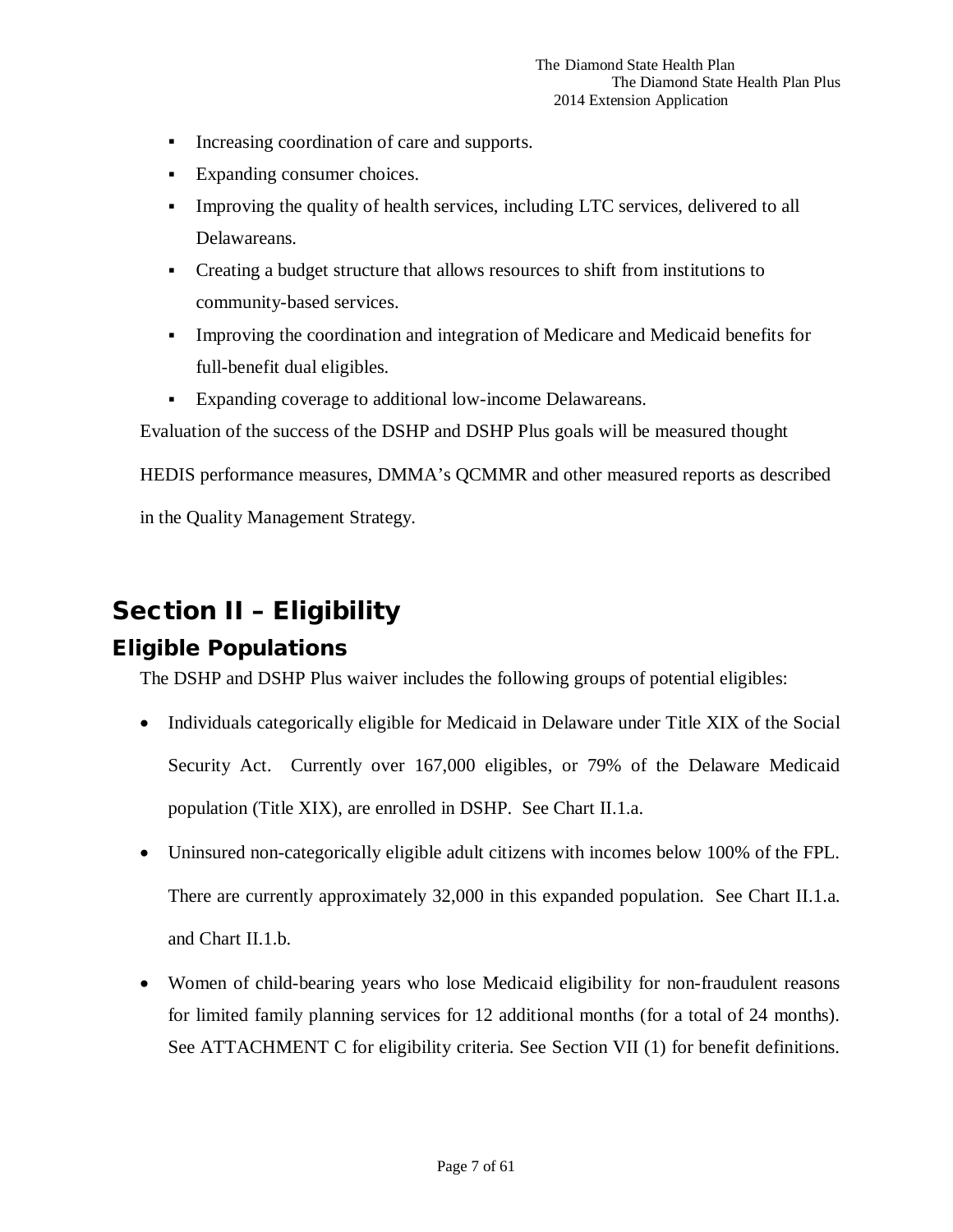- Increasing coordination of care and supports.
- Expanding consumer choices.
- Improving the quality of health services, including LTC services, delivered to all Delawareans.
- Creating a budget structure that allows resources to shift from institutions to community-based services.
- Improving the coordination and integration of Medicare and Medicaid benefits for full-benefit dual eligibles.
- Expanding coverage to additional low-income Delawareans.

Evaluation of the success of the DSHP and DSHP Plus goals will be measured thought HEDIS performance measures, DMMA's QCMMR and other measured reports as described in the Quality Management Strategy.

# Section II – Eligibility

## Eligible Populations

The DSHP and DSHP Plus waiver includes the following groups of potential eligibles:

- Individuals categorically eligible for Medicaid in Delaware under Title XIX of the Social Security Act. Currently over 167,000 eligibles, or 79% of the Delaware Medicaid population (Title XIX), are enrolled in DSHP. See Chart II.1.a.
- Uninsured non-categorically eligible adult citizens with incomes below 100% of the FPL. There are currently approximately 32,000 in this expanded population. See Chart II.1.a. and Chart II.1.b.
- Women of child-bearing years who lose Medicaid eligibility for non-fraudulent reasons for limited family planning services for 12 additional months (for a total of 24 months). See ATTACHMENT C for eligibility criteria. See Section VII (1) for benefit definitions.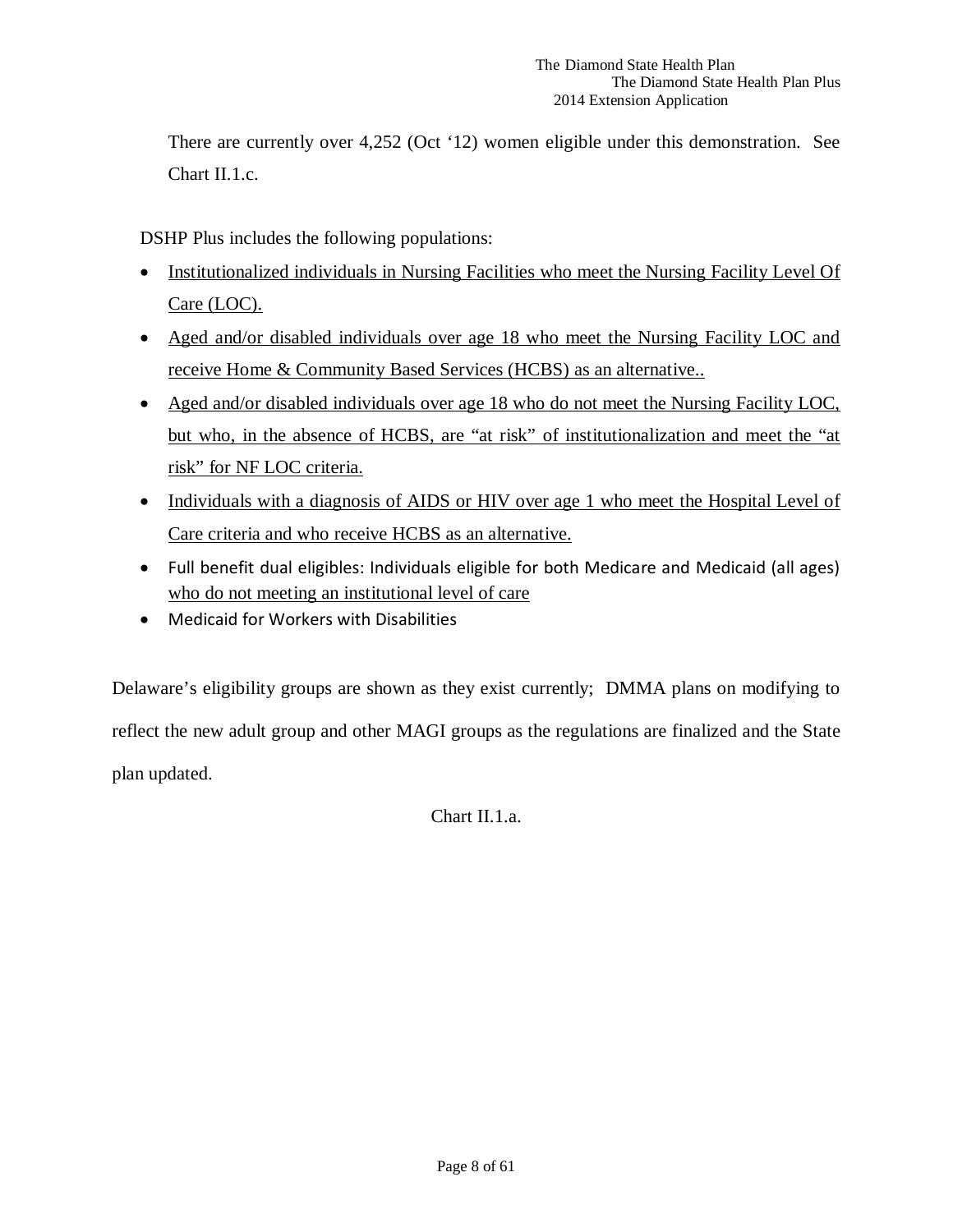There are currently over 4,252 (Oct '12) women eligible under this demonstration. See Chart II.1.c.

DSHP Plus includes the following populations:

- Institutionalized individuals in Nursing Facilities who meet the Nursing Facility Level Of Care (LOC).
- Aged and/or disabled individuals over age 18 who meet the Nursing Facility LOC and receive Home & Community Based Services (HCBS) as an alternative..
- Aged and/or disabled individuals over age 18 who do not meet the Nursing Facility LOC, but who, in the absence of HCBS, are "at risk" of institutionalization and meet the "at risk" for NF LOC criteria.
- Individuals with a diagnosis of AIDS or HIV over age 1 who meet the Hospital Level of Care criteria and who receive HCBS as an alternative.
- Full benefit dual eligibles: Individuals eligible for both Medicare and Medicaid (all ages) who do not meeting an institutional level of care
- Medicaid for Workers with Disabilities

Delaware's eligibility groups are shown as they exist currently; DMMA plans on modifying to reflect the new adult group and other MAGI groups as the regulations are finalized and the State plan updated.

Chart II.1.a.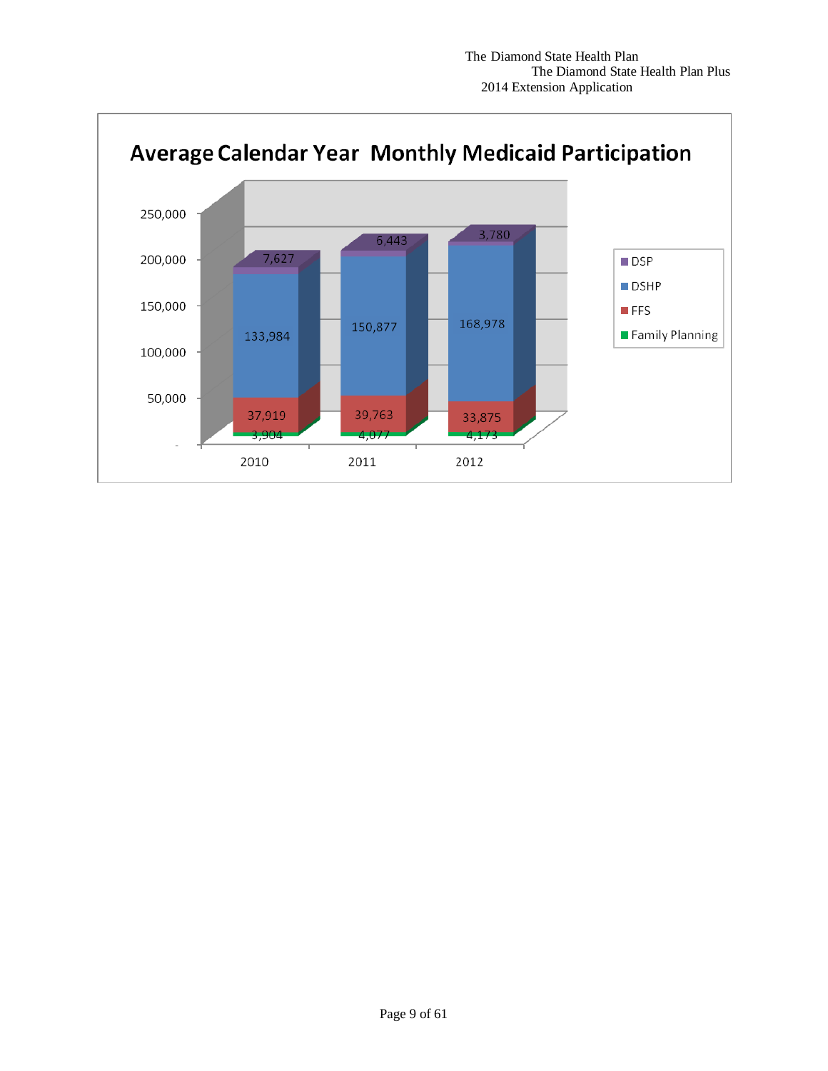**Average Calendar Year Monthly Medicaid Participation**

| | 2010 | 2011 | 2012 |
|---|---|---|---|
| DSP | 7,627 | 6,443 | 3,780 |
| DSHP | 133,984 | 150,877 | 168,978 |
| FFS | 37,919 | 39,763 | 33,875 |
| Family Planning | 3,904 | 4,077 | 4,173 |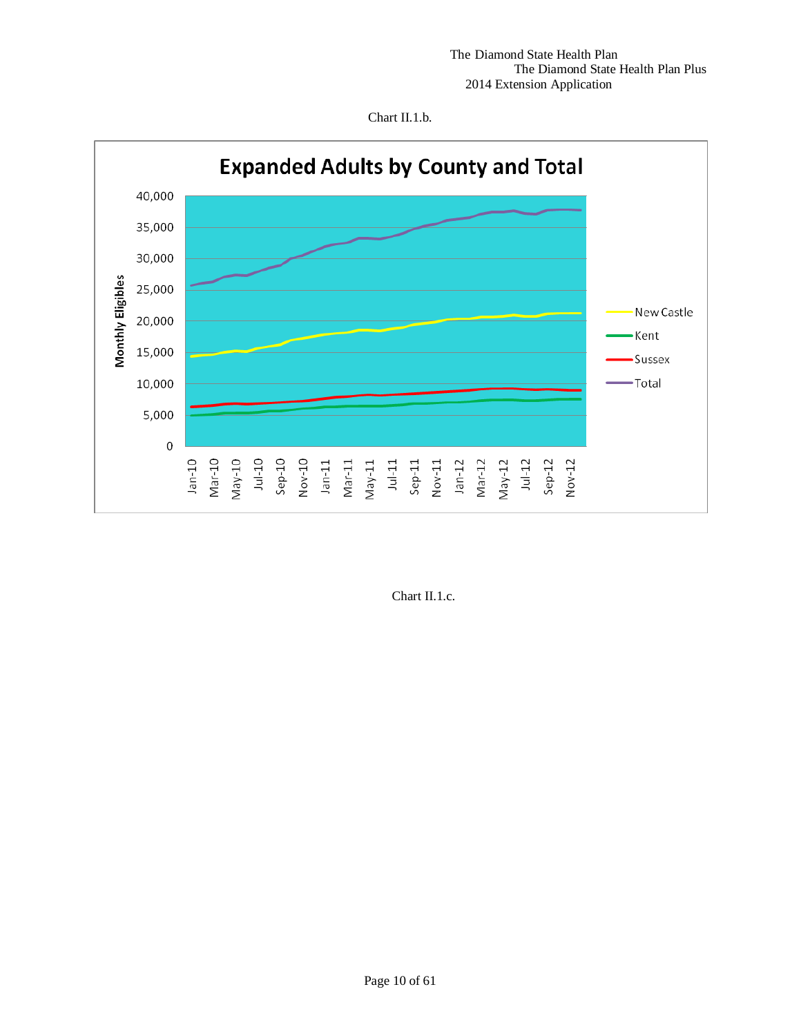Chart II.1.b.

**Expanded Adults by County and Total**

Monthly Eligibles

40,000
35,000
30,000
25,000
20,000
15,000
10,000
5,000
0

Jan-10, Mar-10, May-10, Jul-10, Sep-10, Nov-10, Jan-11, Mar-11, May-11, Jul-11, Sep-11, Nov-11, Jan-12, Mar-12, May-12, Jul-12, Sep-12, Nov-12

New Castle
Kent
Sussex
Total

Chart II.1.c.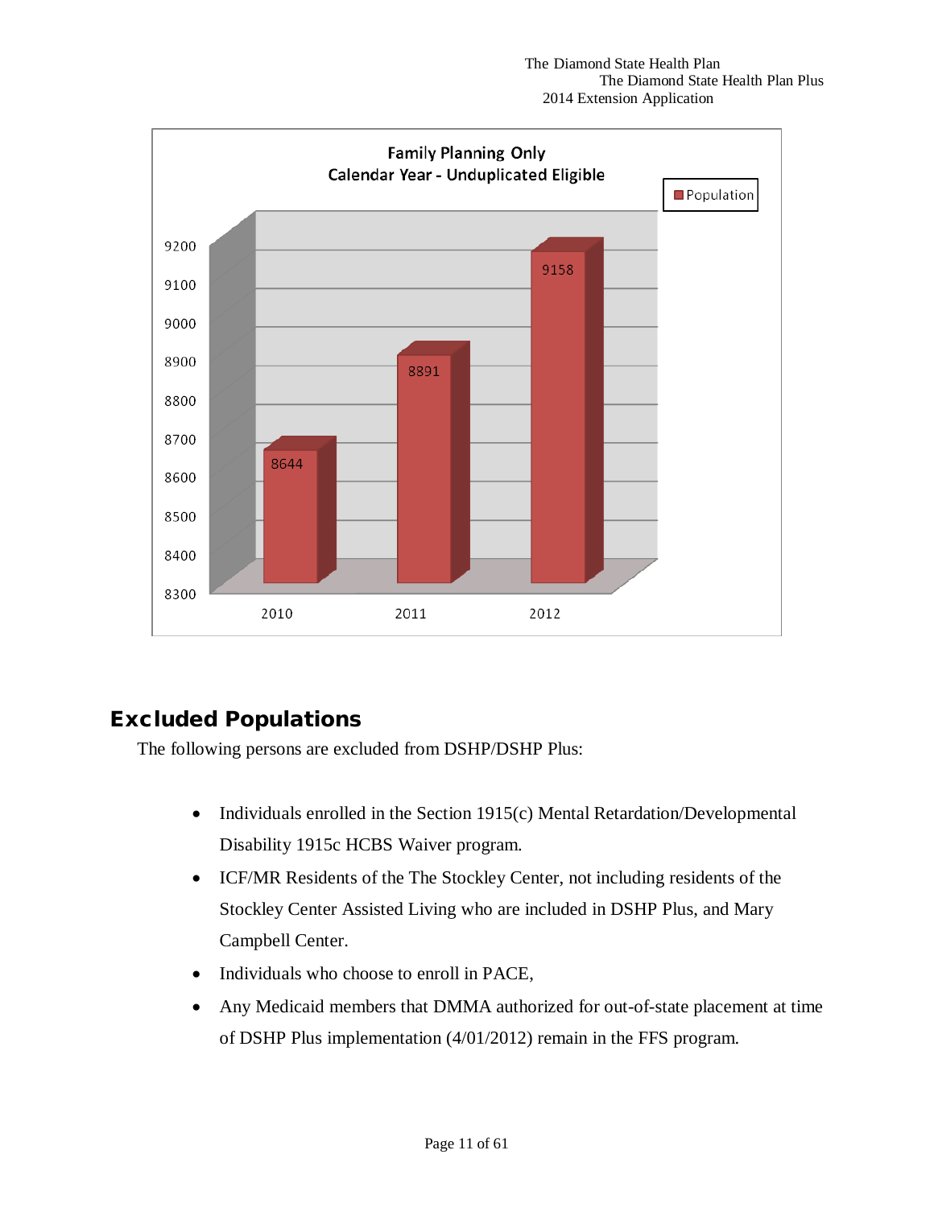**Family Planning Only**
**Calendar Year - Unduplicated Eligible**

| Year | Population |
|---|---|
| 2010 | 8644 |
| 2011 | 8891 |
| 2012 | 9158 |

## Excluded Populations

The following persons are excluded from DSHP/DSHP Plus:

- Individuals enrolled in the Section 1915(c) Mental Retardation/Developmental Disability 1915c HCBS Waiver program.
- ICF/MR Residents of the The Stockley Center, not including residents of the Stockley Center Assisted Living who are included in DSHP Plus, and Mary Campbell Center.
- Individuals who choose to enroll in PACE,
- Any Medicaid members that DMMA authorized for out-of-state placement at time of DSHP Plus implementation (4/01/2012) remain in the FFS program.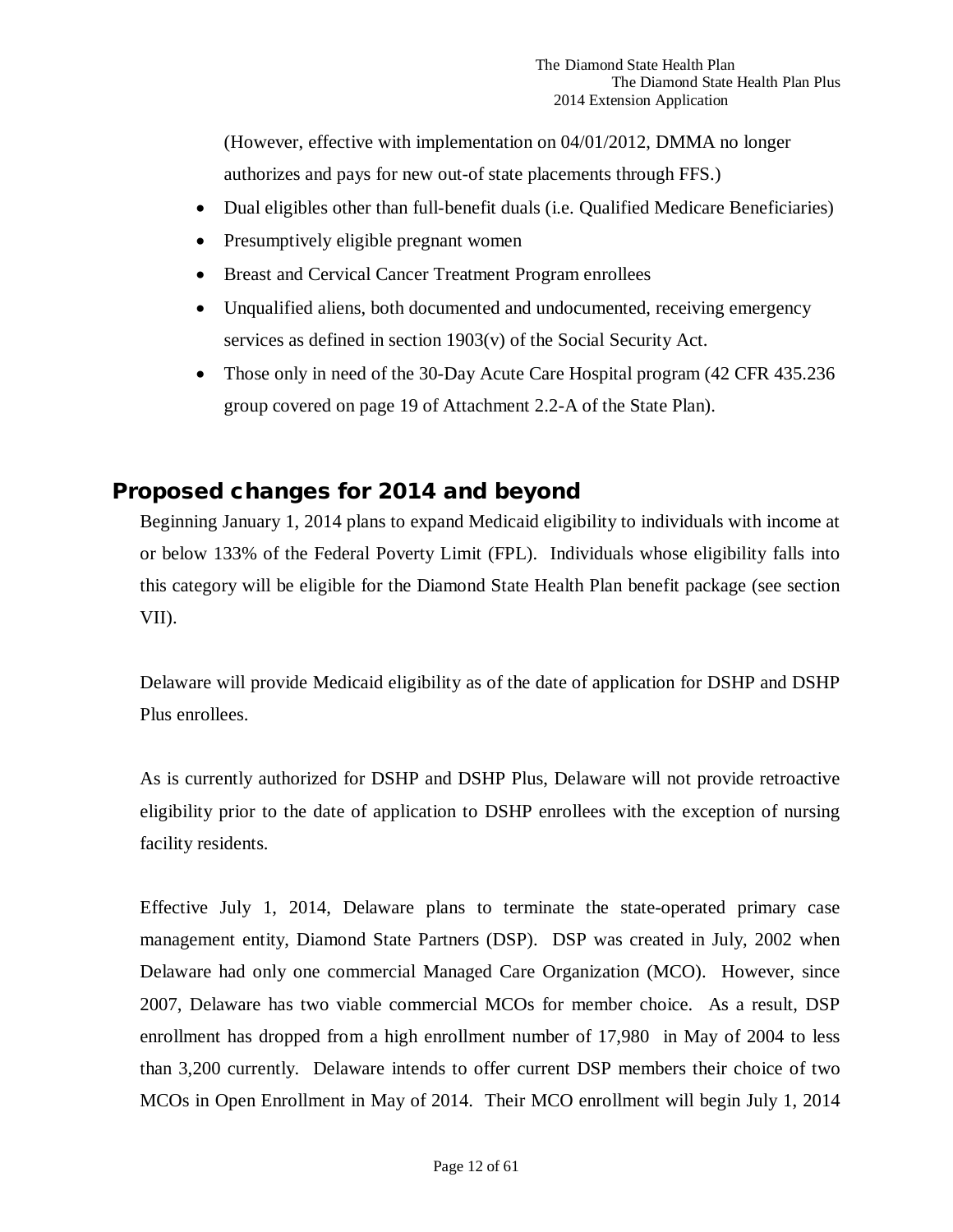(However, effective with implementation on 04/01/2012, DMMA no longer authorizes and pays for new out-of state placements through FFS.)

- Dual eligibles other than full-benefit duals (i.e. Qualified Medicare Beneficiaries)
- Presumptively eligible pregnant women
- Breast and Cervical Cancer Treatment Program enrollees
- Unqualified aliens, both documented and undocumented, receiving emergency services as defined in section 1903(v) of the Social Security Act.
- Those only in need of the 30-Day Acute Care Hospital program (42 CFR 435.236 group covered on page 19 of Attachment 2.2-A of the State Plan).

## Proposed changes for 2014 and beyond

Beginning January 1, 2014 plans to expand Medicaid eligibility to individuals with income at or below 133% of the Federal Poverty Limit (FPL). Individuals whose eligibility falls into this category will be eligible for the Diamond State Health Plan benefit package (see section VII).

Delaware will provide Medicaid eligibility as of the date of application for DSHP and DSHP Plus enrollees.

As is currently authorized for DSHP and DSHP Plus, Delaware will not provide retroactive eligibility prior to the date of application to DSHP enrollees with the exception of nursing facility residents.

Effective July 1, 2014, Delaware plans to terminate the state-operated primary case management entity, Diamond State Partners (DSP). DSP was created in July, 2002 when Delaware had only one commercial Managed Care Organization (MCO). However, since 2007, Delaware has two viable commercial MCOs for member choice. As a result, DSP enrollment has dropped from a high enrollment number of 17,980 in May of 2004 to less than 3,200 currently. Delaware intends to offer current DSP members their choice of two MCOs in Open Enrollment in May of 2014. Their MCO enrollment will begin July 1, 2014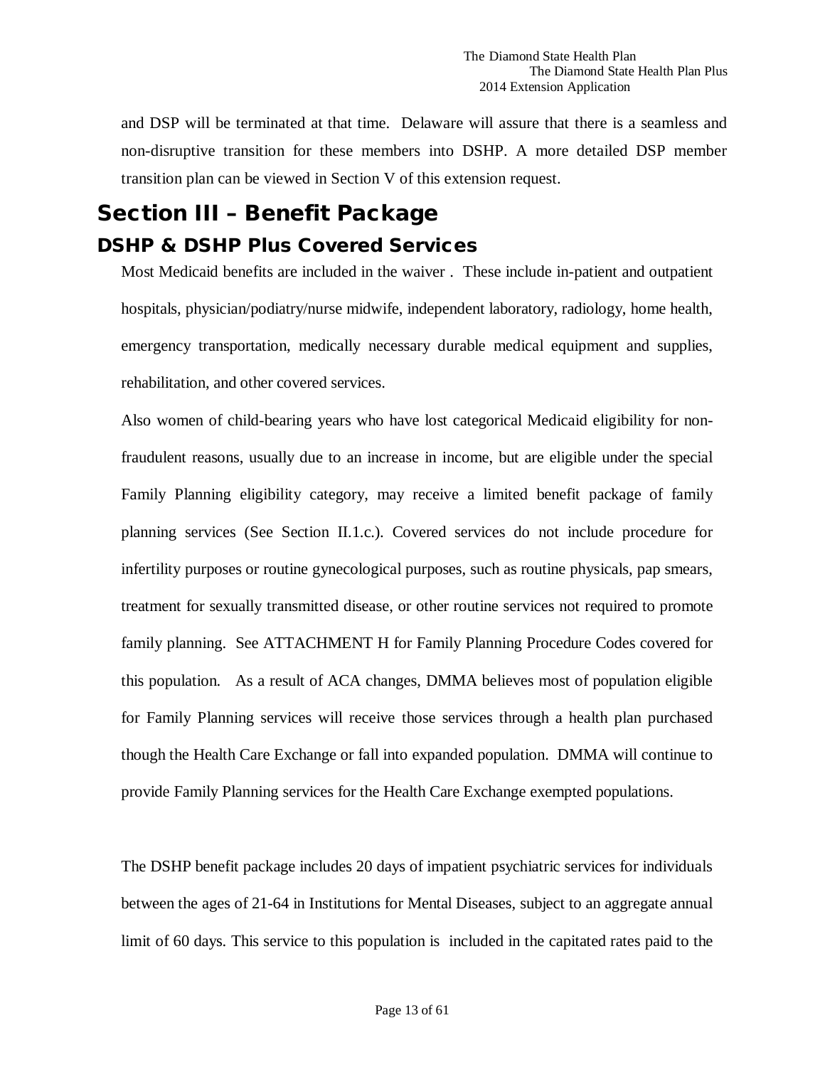and DSP will be terminated at that time. Delaware will assure that there is a seamless and non-disruptive transition for these members into DSHP. A more detailed DSP member transition plan can be viewed in Section V of this extension request.

# Section III – Benefit Package

## DSHP & DSHP Plus Covered Services

Most Medicaid benefits are included in the waiver . These include in-patient and outpatient hospitals, physician/podiatry/nurse midwife, independent laboratory, radiology, home health, emergency transportation, medically necessary durable medical equipment and supplies, rehabilitation, and other covered services.

Also women of child-bearing years who have lost categorical Medicaid eligibility for non-fraudulent reasons, usually due to an increase in income, but are eligible under the special Family Planning eligibility category, may receive a limited benefit package of family planning services (See Section II.1.c.). Covered services do not include procedure for infertility purposes or routine gynecological purposes, such as routine physicals, pap smears, treatment for sexually transmitted disease, or other routine services not required to promote family planning. See ATTACHMENT H for Family Planning Procedure Codes covered for this population. As a result of ACA changes, DMMA believes most of population eligible for Family Planning services will receive those services through a health plan purchased though the Health Care Exchange or fall into expanded population. DMMA will continue to provide Family Planning services for the Health Care Exchange exempted populations.

The DSHP benefit package includes 20 days of impatient psychiatric services for individuals between the ages of 21-64 in Institutions for Mental Diseases, subject to an aggregate annual limit of 60 days. This service to this population is included in the capitated rates paid to the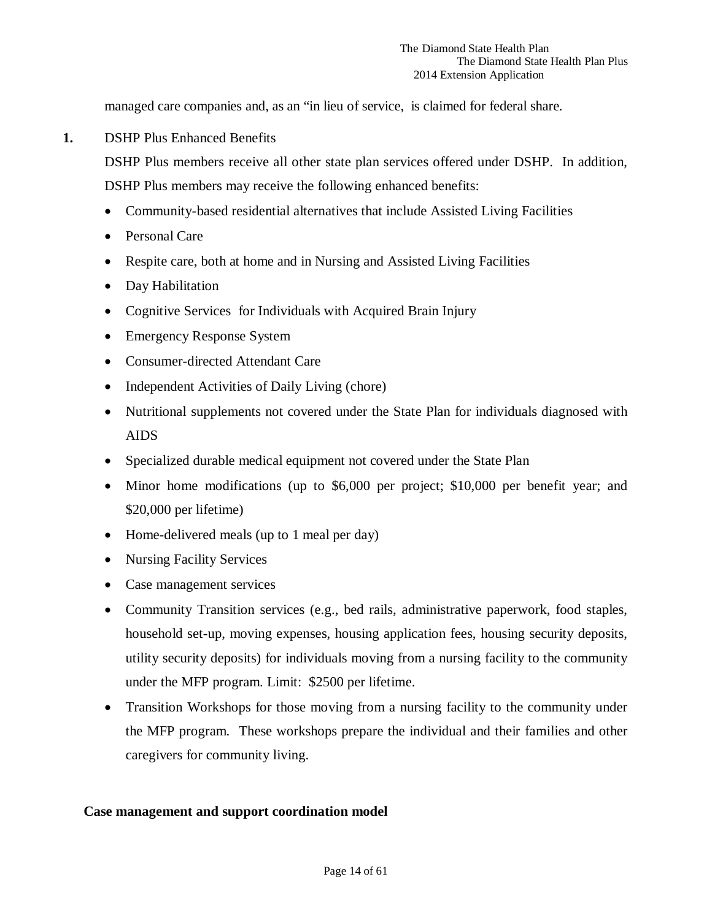managed care companies and, as an "in lieu of service, is claimed for federal share.

**1.** DSHP Plus Enhanced Benefits

DSHP Plus members receive all other state plan services offered under DSHP. In addition, DSHP Plus members may receive the following enhanced benefits:

- Community-based residential alternatives that include Assisted Living Facilities
- Personal Care
- Respite care, both at home and in Nursing and Assisted Living Facilities
- Day Habilitation
- Cognitive Services for Individuals with Acquired Brain Injury
- Emergency Response System
- Consumer-directed Attendant Care
- Independent Activities of Daily Living (chore)
- Nutritional supplements not covered under the State Plan for individuals diagnosed with AIDS
- Specialized durable medical equipment not covered under the State Plan
- Minor home modifications (up to $6,000 per project; $10,000 per benefit year; and $20,000 per lifetime)
- Home-delivered meals (up to 1 meal per day)
- Nursing Facility Services
- Case management services
- Community Transition services (e.g., bed rails, administrative paperwork, food staples, household set-up, moving expenses, housing application fees, housing security deposits, utility security deposits) for individuals moving from a nursing facility to the community under the MFP program. Limit: $2500 per lifetime.
- Transition Workshops for those moving from a nursing facility to the community under the MFP program. These workshops prepare the individual and their families and other caregivers for community living.

**Case management and support coordination model**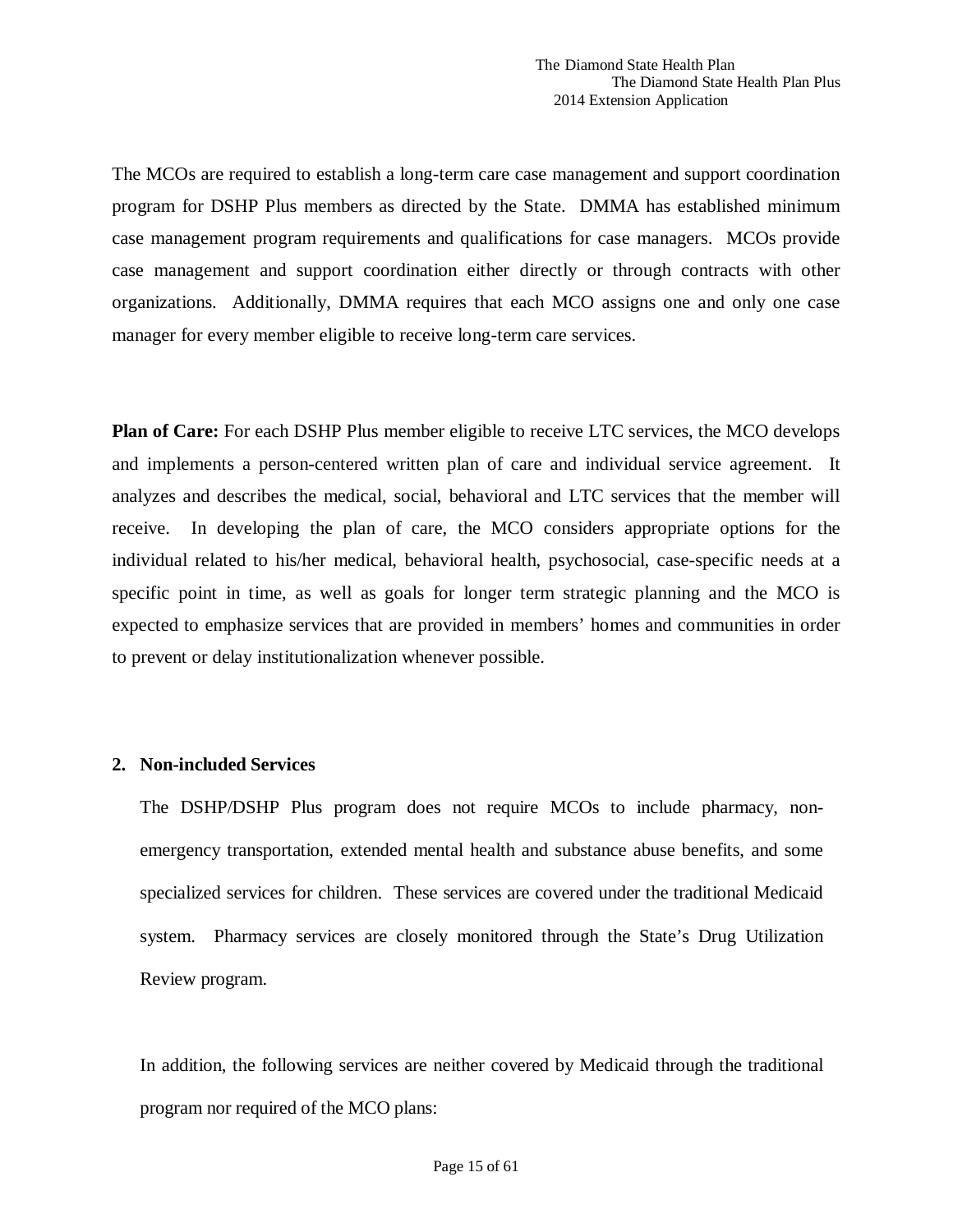The MCOs are required to establish a long-term care case management and support coordination program for DSHP Plus members as directed by the State. DMMA has established minimum case management program requirements and qualifications for case managers. MCOs provide case management and support coordination either directly or through contracts with other organizations. Additionally, DMMA requires that each MCO assigns one and only one case manager for every member eligible to receive long-term care services.

**Plan of Care:** For each DSHP Plus member eligible to receive LTC services, the MCO develops and implements a person-centered written plan of care and individual service agreement. It analyzes and describes the medical, social, behavioral and LTC services that the member will receive. In developing the plan of care, the MCO considers appropriate options for the individual related to his/her medical, behavioral health, psychosocial, case-specific needs at a specific point in time, as well as goals for longer term strategic planning and the MCO is expected to emphasize services that are provided in members' homes and communities in order to prevent or delay institutionalization whenever possible.

**2. Non-included Services**

The DSHP/DSHP Plus program does not require MCOs to include pharmacy, non-emergency transportation, extended mental health and substance abuse benefits, and some specialized services for children. These services are covered under the traditional Medicaid system. Pharmacy services are closely monitored through the State's Drug Utilization Review program.

In addition, the following services are neither covered by Medicaid through the traditional program nor required of the MCO plans: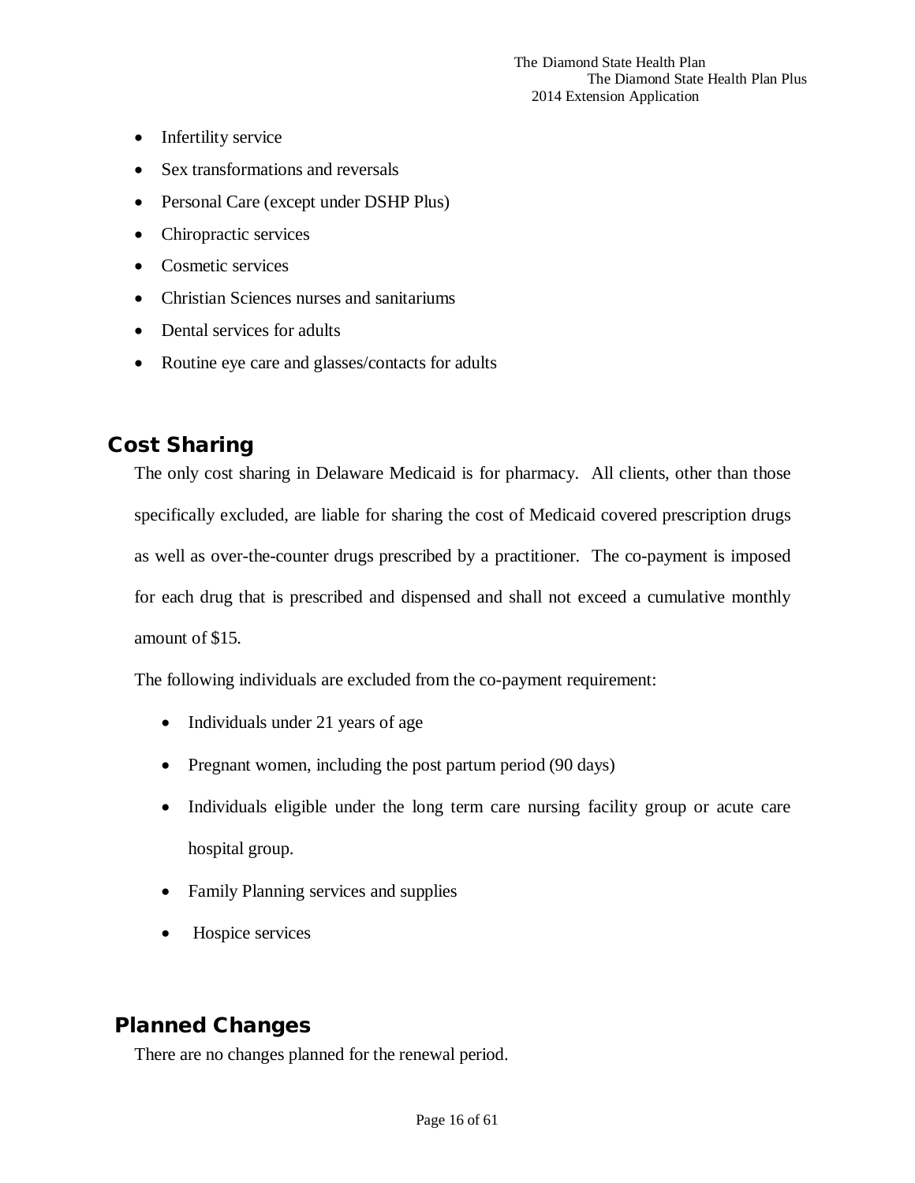- Infertility service
- Sex transformations and reversals
- Personal Care (except under DSHP Plus)
- Chiropractic services
- Cosmetic services
- Christian Sciences nurses and sanitariums
- Dental services for adults
- Routine eye care and glasses/contacts for adults

## Cost Sharing

The only cost sharing in Delaware Medicaid is for pharmacy. All clients, other than those specifically excluded, are liable for sharing the cost of Medicaid covered prescription drugs as well as over-the-counter drugs prescribed by a practitioner. The co-payment is imposed for each drug that is prescribed and dispensed and shall not exceed a cumulative monthly amount of $15.

The following individuals are excluded from the co-payment requirement:

- Individuals under 21 years of age
- Pregnant women, including the post partum period (90 days)
- Individuals eligible under the long term care nursing facility group or acute care hospital group.
- Family Planning services and supplies
- Hospice services

## Planned Changes

There are no changes planned for the renewal period.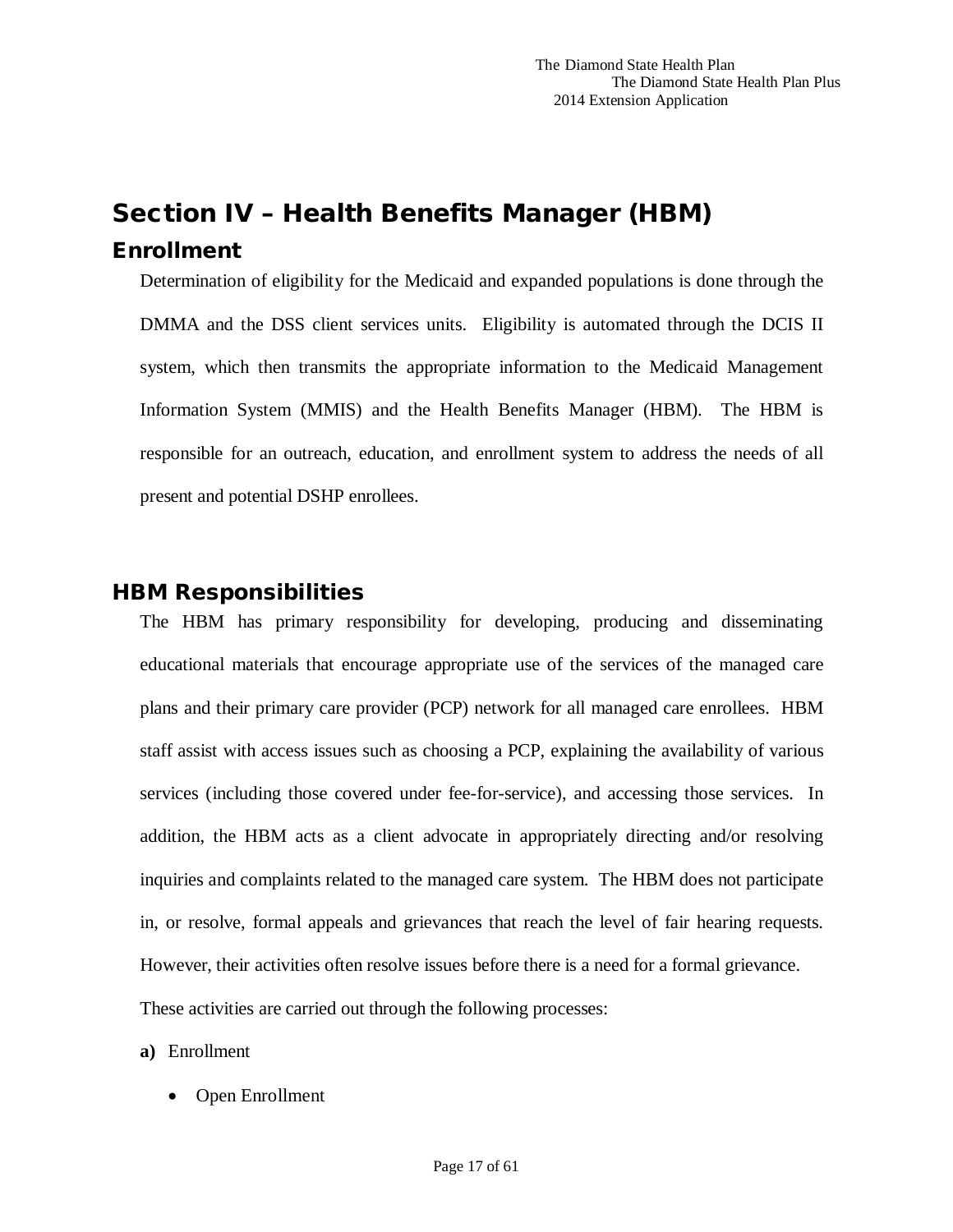# Section IV – Health Benefits Manager (HBM)

## Enrollment

Determination of eligibility for the Medicaid and expanded populations is done through the DMMA and the DSS client services units. Eligibility is automated through the DCIS II system, which then transmits the appropriate information to the Medicaid Management Information System (MMIS) and the Health Benefits Manager (HBM). The HBM is responsible for an outreach, education, and enrollment system to address the needs of all present and potential DSHP enrollees.

## HBM Responsibilities

The HBM has primary responsibility for developing, producing and disseminating educational materials that encourage appropriate use of the services of the managed care plans and their primary care provider (PCP) network for all managed care enrollees. HBM staff assist with access issues such as choosing a PCP, explaining the availability of various services (including those covered under fee-for-service), and accessing those services. In addition, the HBM acts as a client advocate in appropriately directing and/or resolving inquiries and complaints related to the managed care system. The HBM does not participate in, or resolve, formal appeals and grievances that reach the level of fair hearing requests. However, their activities often resolve issues before there is a need for a formal grievance.

These activities are carried out through the following processes:

**a)** Enrollment

- Open Enrollment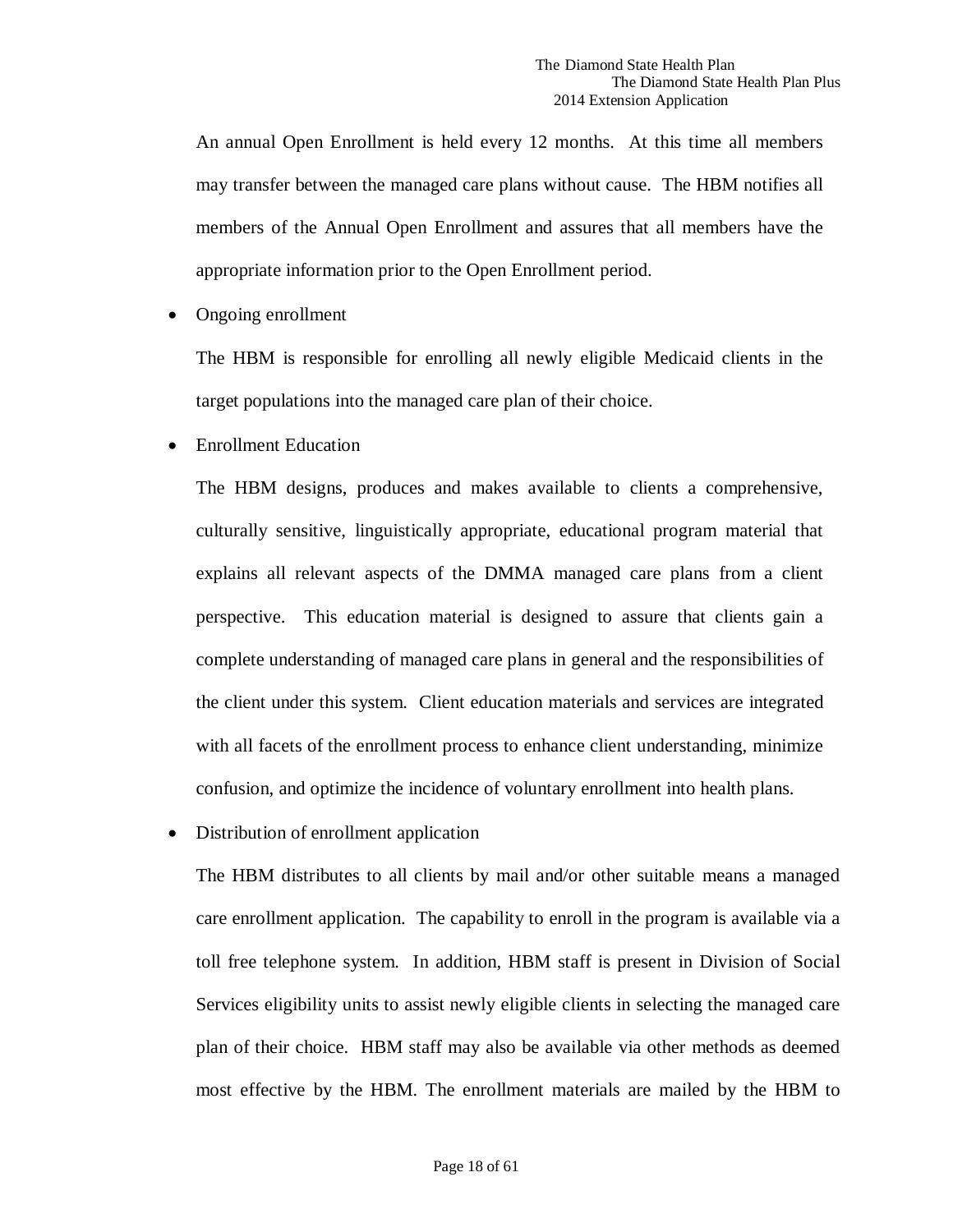An annual Open Enrollment is held every 12 months. At this time all members may transfer between the managed care plans without cause. The HBM notifies all members of the Annual Open Enrollment and assures that all members have the appropriate information prior to the Open Enrollment period.

- Ongoing enrollment

  The HBM is responsible for enrolling all newly eligible Medicaid clients in the target populations into the managed care plan of their choice.

- Enrollment Education

  The HBM designs, produces and makes available to clients a comprehensive, culturally sensitive, linguistically appropriate, educational program material that explains all relevant aspects of the DMMA managed care plans from a client perspective. This education material is designed to assure that clients gain a complete understanding of managed care plans in general and the responsibilities of the client under this system. Client education materials and services are integrated with all facets of the enrollment process to enhance client understanding, minimize confusion, and optimize the incidence of voluntary enrollment into health plans.

- Distribution of enrollment application

  The HBM distributes to all clients by mail and/or other suitable means a managed care enrollment application. The capability to enroll in the program is available via a toll free telephone system. In addition, HBM staff is present in Division of Social Services eligibility units to assist newly eligible clients in selecting the managed care plan of their choice. HBM staff may also be available via other methods as deemed most effective by the HBM. The enrollment materials are mailed by the HBM to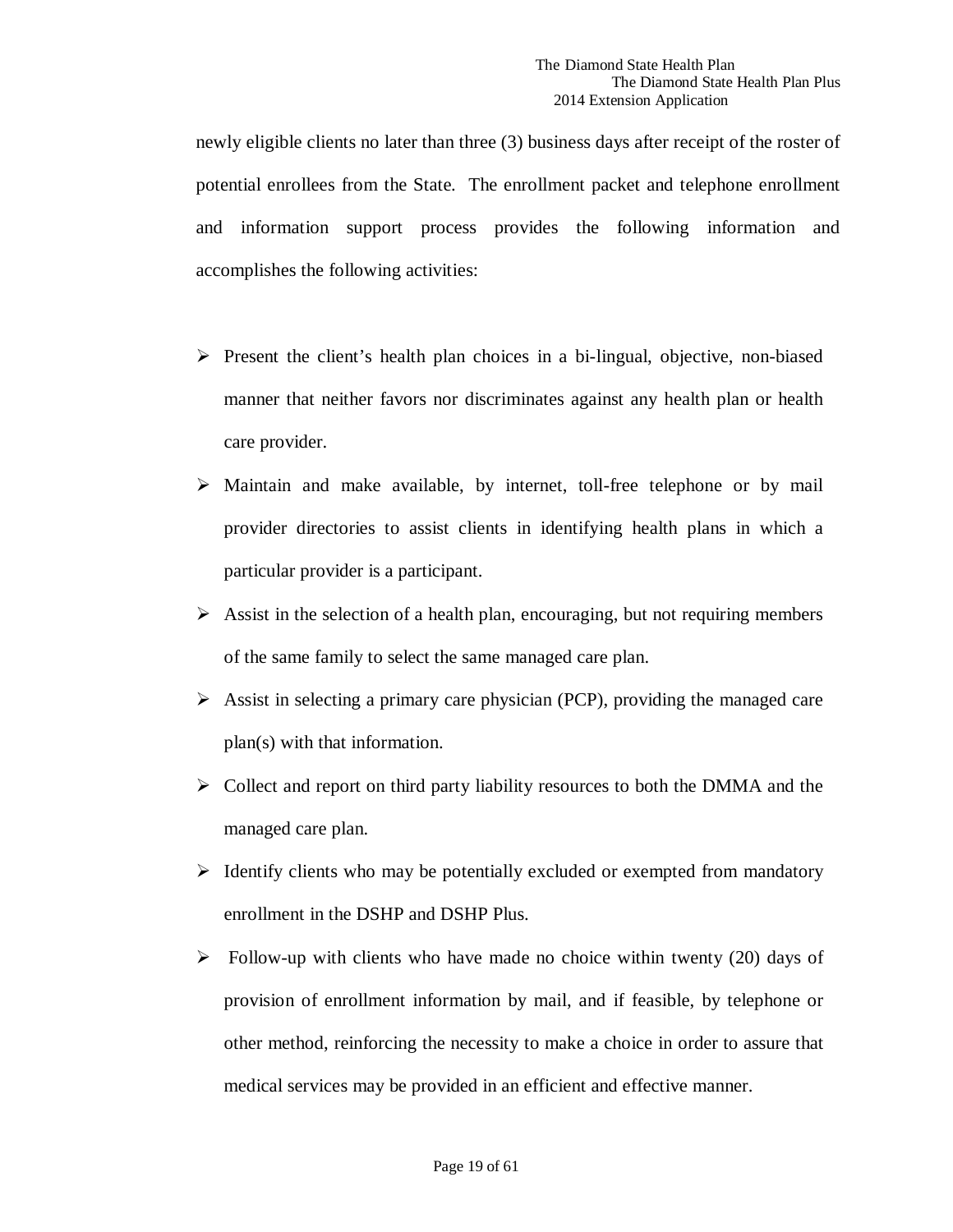newly eligible clients no later than three (3) business days after receipt of the roster of potential enrollees from the State. The enrollment packet and telephone enrollment and information support process provides the following information and accomplishes the following activities:

- Present the client's health plan choices in a bi-lingual, objective, non-biased manner that neither favors nor discriminates against any health plan or health care provider.
- Maintain and make available, by internet, toll-free telephone or by mail provider directories to assist clients in identifying health plans in which a particular provider is a participant.
- Assist in the selection of a health plan, encouraging, but not requiring members of the same family to select the same managed care plan.
- Assist in selecting a primary care physician (PCP), providing the managed care plan(s) with that information.
- Collect and report on third party liability resources to both the DMMA and the managed care plan.
- Identify clients who may be potentially excluded or exempted from mandatory enrollment in the DSHP and DSHP Plus.
- Follow-up with clients who have made no choice within twenty (20) days of provision of enrollment information by mail, and if feasible, by telephone or other method, reinforcing the necessity to make a choice in order to assure that medical services may be provided in an efficient and effective manner.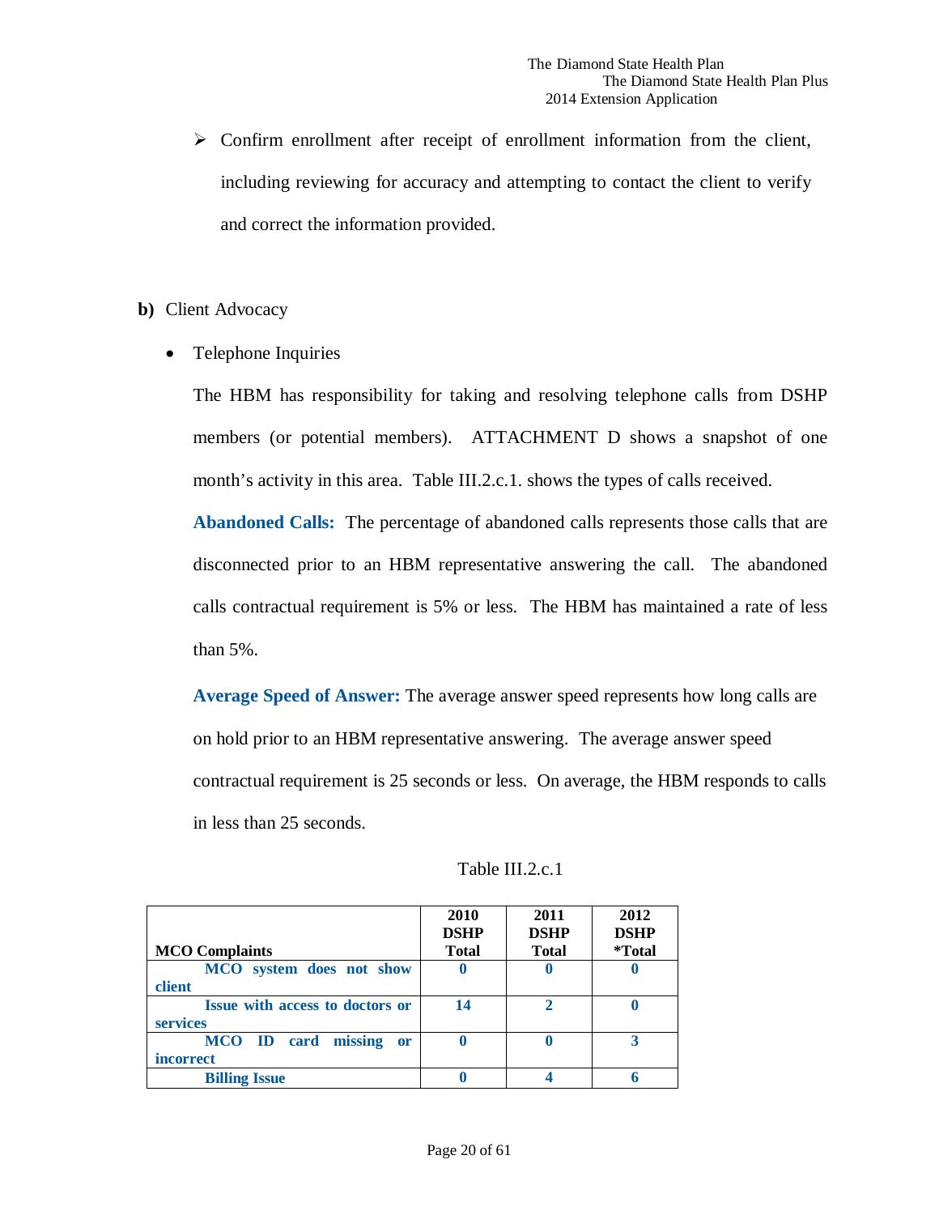- ➢ Confirm enrollment after receipt of enrollment information from the client, including reviewing for accuracy and attempting to contact the client to verify and correct the information provided.

**b)** Client Advocacy

- Telephone Inquiries

The HBM has responsibility for taking and resolving telephone calls from DSHP members (or potential members). ATTACHMENT D shows a snapshot of one month's activity in this area. Table III.2.c.1. shows the types of calls received.

**Abandoned Calls:** The percentage of abandoned calls represents those calls that are disconnected prior to an HBM representative answering the call. The abandoned calls contractual requirement is 5% or less. The HBM has maintained a rate of less than 5%.

**Average Speed of Answer:** The average answer speed represents how long calls are on hold prior to an HBM representative answering. The average answer speed contractual requirement is 25 seconds or less. On average, the HBM responds to calls in less than 25 seconds.

Table III.2.c.1

| MCO Complaints | 2010 DSHP Total | 2011 DSHP Total | 2012 DSHP *Total |
|---|---|---|---|
| **MCO system does not show client** | **0** | **0** | **0** |
| **Issue with access to doctors or services** | **14** | **2** | **0** |
| **MCO ID card missing or incorrect** | **0** | **0** | **3** |
| **Billing Issue** | **0** | **4** | **6** |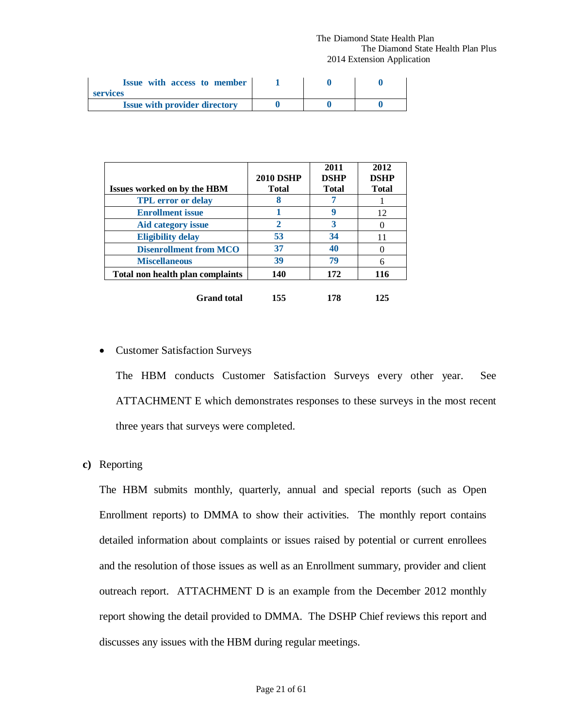| Issue with access to member services | 1 | 0 | 0 |
|---|---|---|---|
| Issue with provider directory | 0 | 0 | 0 |

| Issues worked on by the HBM | 2010 DSHP Total | 2011 DSHP Total | 2012 DSHP Total |
|---|---|---|---|
| TPL error or delay | 8 | 7 | 1 |
| Enrollment issue | 1 | 9 | 12 |
| Aid category issue | 2 | 3 | 0 |
| Eligibility delay | 53 | 34 | 11 |
| Disenrollment from MCO | 37 | 40 | 0 |
| Miscellaneous | 39 | 79 | 6 |
| **Total non health plan complaints** | **140** | **172** | **116** |
| **Grand total** | **155** | **178** | **125** |

- Customer Satisfaction Surveys

  The HBM conducts Customer Satisfaction Surveys every other year. See ATTACHMENT E which demonstrates responses to these surveys in the most recent three years that surveys were completed.

**c)** Reporting

The HBM submits monthly, quarterly, annual and special reports (such as Open Enrollment reports) to DMMA to show their activities. The monthly report contains detailed information about complaints or issues raised by potential or current enrollees and the resolution of those issues as well as an Enrollment summary, provider and client outreach report. ATTACHMENT D is an example from the December 2012 monthly report showing the detail provided to DMMA. The DSHP Chief reviews this report and discusses any issues with the HBM during regular meetings.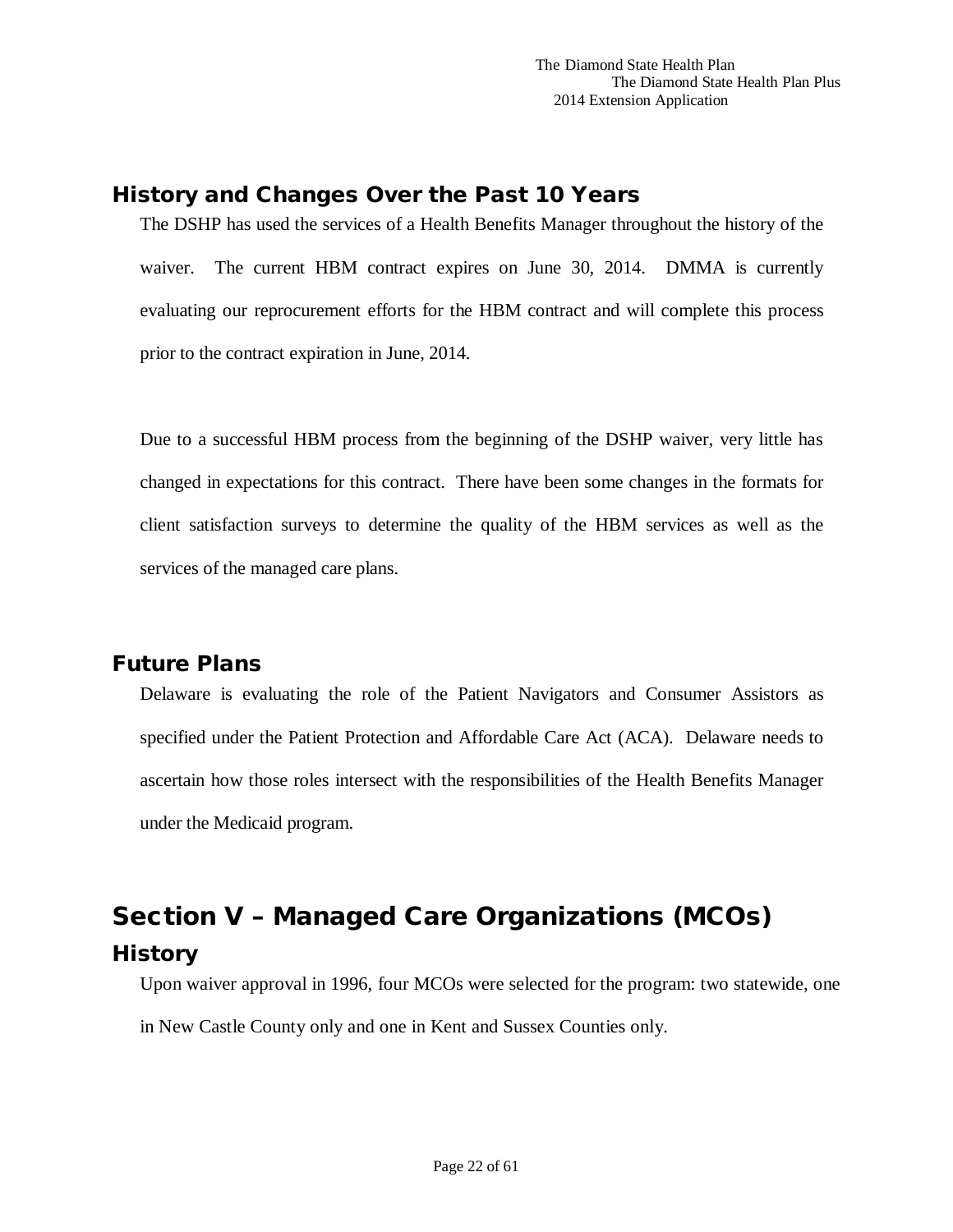## History and Changes Over the Past 10 Years

The DSHP has used the services of a Health Benefits Manager throughout the history of the waiver. The current HBM contract expires on June 30, 2014. DMMA is currently evaluating our reprocurement efforts for the HBM contract and will complete this process prior to the contract expiration in June, 2014.

Due to a successful HBM process from the beginning of the DSHP waiver, very little has changed in expectations for this contract. There have been some changes in the formats for client satisfaction surveys to determine the quality of the HBM services as well as the services of the managed care plans.

## Future Plans

Delaware is evaluating the role of the Patient Navigators and Consumer Assistors as specified under the Patient Protection and Affordable Care Act (ACA). Delaware needs to ascertain how those roles intersect with the responsibilities of the Health Benefits Manager under the Medicaid program.

# Section V – Managed Care Organizations (MCOs)

## History

Upon waiver approval in 1996, four MCOs were selected for the program: two statewide, one in New Castle County only and one in Kent and Sussex Counties only.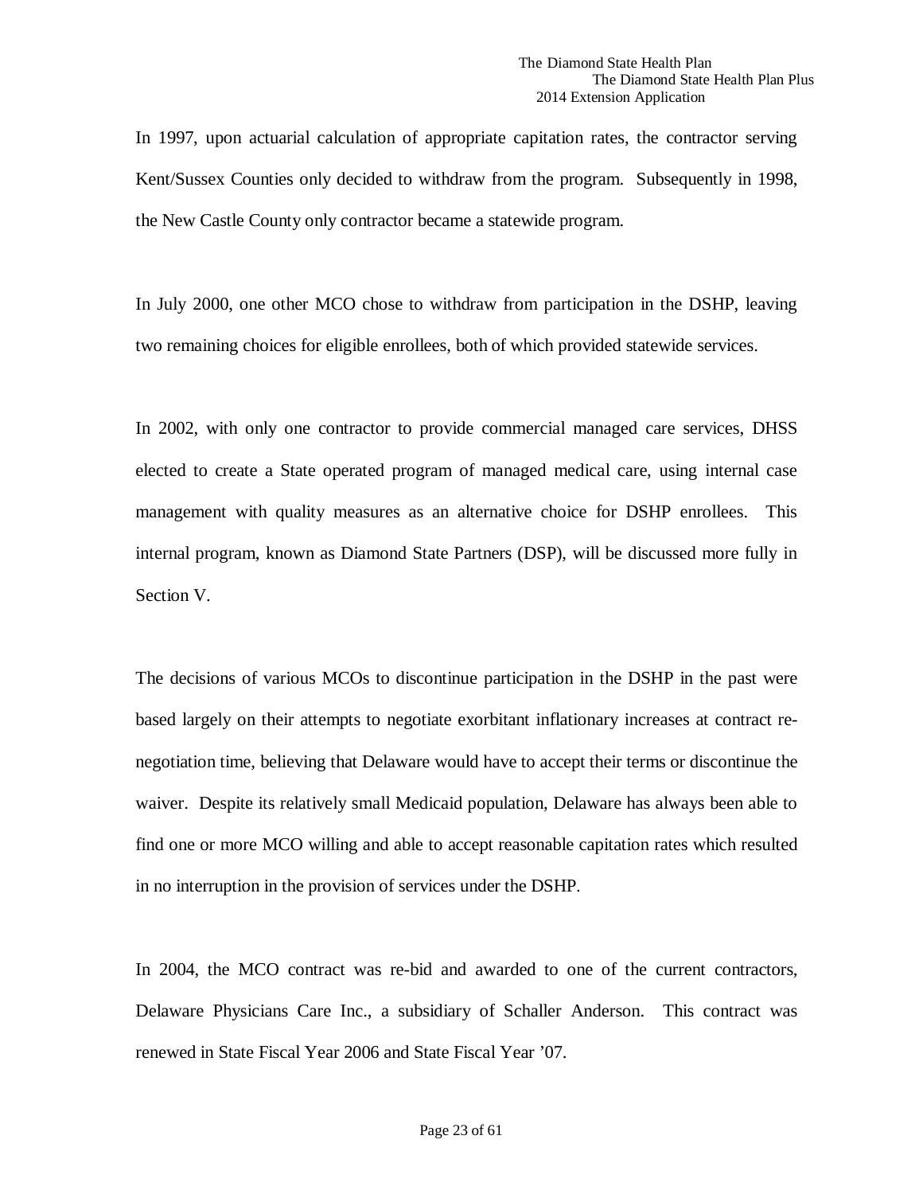In 1997, upon actuarial calculation of appropriate capitation rates, the contractor serving Kent/Sussex Counties only decided to withdraw from the program. Subsequently in 1998, the New Castle County only contractor became a statewide program.

In July 2000, one other MCO chose to withdraw from participation in the DSHP, leaving two remaining choices for eligible enrollees, both of which provided statewide services.

In 2002, with only one contractor to provide commercial managed care services, DHSS elected to create a State operated program of managed medical care, using internal case management with quality measures as an alternative choice for DSHP enrollees. This internal program, known as Diamond State Partners (DSP), will be discussed more fully in Section V.

The decisions of various MCOs to discontinue participation in the DSHP in the past were based largely on their attempts to negotiate exorbitant inflationary increases at contract re-negotiation time, believing that Delaware would have to accept their terms or discontinue the waiver. Despite its relatively small Medicaid population, Delaware has always been able to find one or more MCO willing and able to accept reasonable capitation rates which resulted in no interruption in the provision of services under the DSHP.

In 2004, the MCO contract was re-bid and awarded to one of the current contractors, Delaware Physicians Care Inc., a subsidiary of Schaller Anderson. This contract was renewed in State Fiscal Year 2006 and State Fiscal Year '07.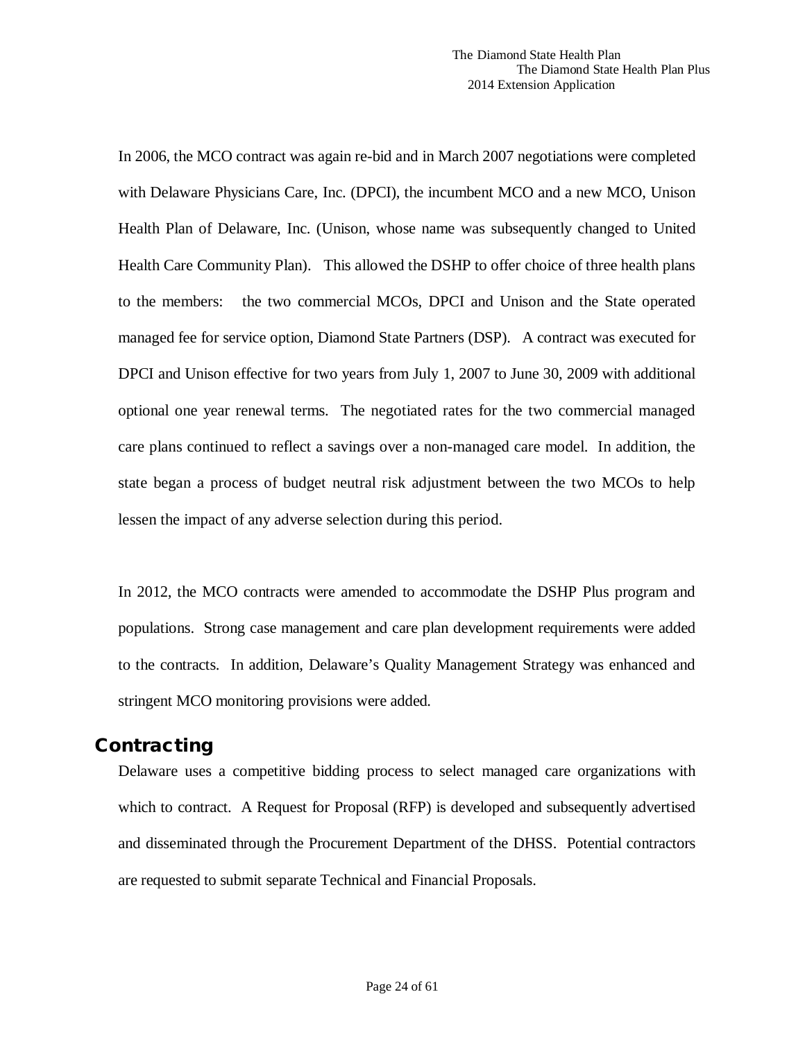In 2006, the MCO contract was again re-bid and in March 2007 negotiations were completed with Delaware Physicians Care, Inc. (DPCI), the incumbent MCO and a new MCO, Unison Health Plan of Delaware, Inc. (Unison, whose name was subsequently changed to United Health Care Community Plan). This allowed the DSHP to offer choice of three health plans to the members: the two commercial MCOs, DPCI and Unison and the State operated managed fee for service option, Diamond State Partners (DSP). A contract was executed for DPCI and Unison effective for two years from July 1, 2007 to June 30, 2009 with additional optional one year renewal terms. The negotiated rates for the two commercial managed care plans continued to reflect a savings over a non-managed care model. In addition, the state began a process of budget neutral risk adjustment between the two MCOs to help lessen the impact of any adverse selection during this period.

In 2012, the MCO contracts were amended to accommodate the DSHP Plus program and populations. Strong case management and care plan development requirements were added to the contracts. In addition, Delaware's Quality Management Strategy was enhanced and stringent MCO monitoring provisions were added.

## Contracting

Delaware uses a competitive bidding process to select managed care organizations with which to contract. A Request for Proposal (RFP) is developed and subsequently advertised and disseminated through the Procurement Department of the DHSS. Potential contractors are requested to submit separate Technical and Financial Proposals.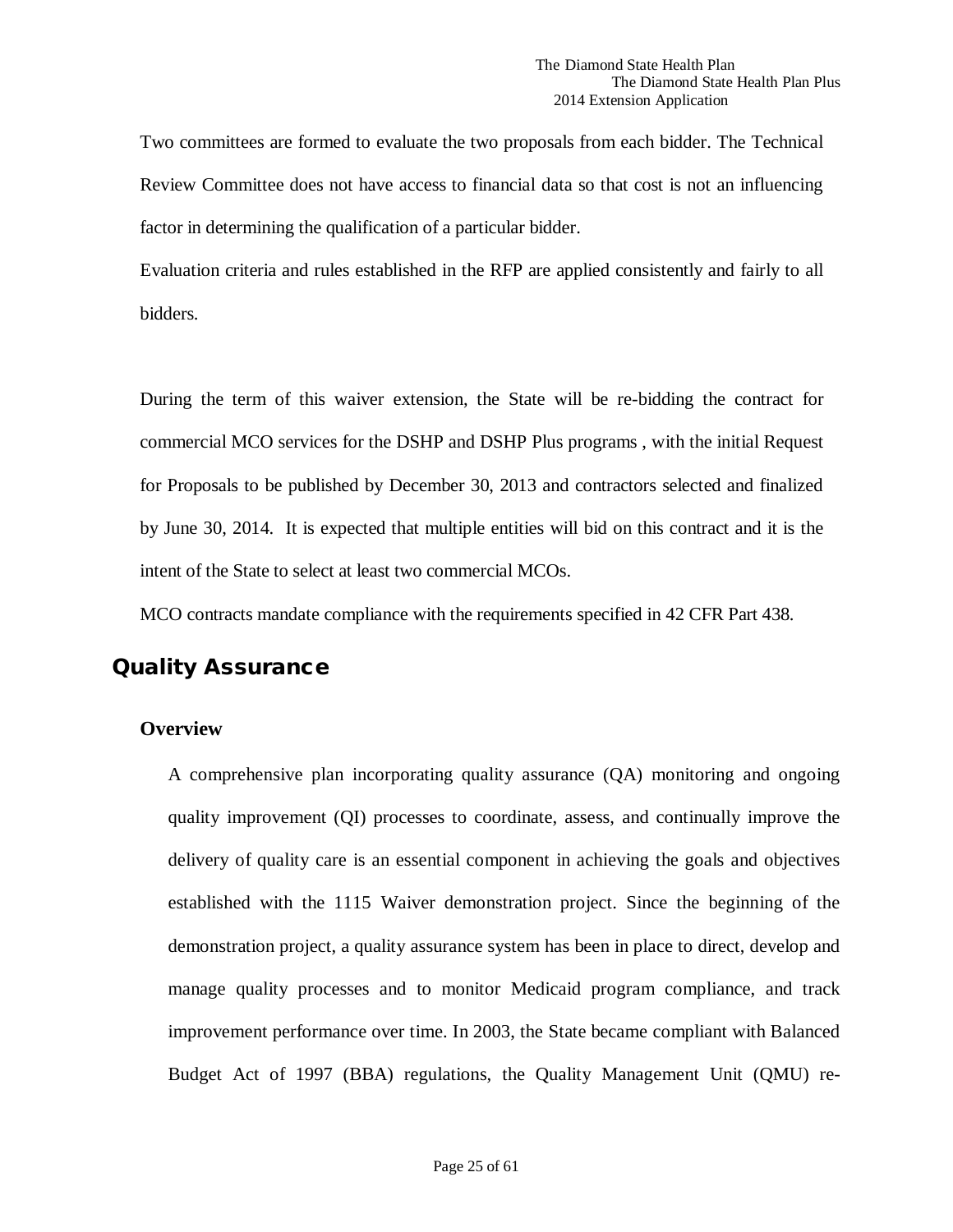Two committees are formed to evaluate the two proposals from each bidder. The Technical Review Committee does not have access to financial data so that cost is not an influencing factor in determining the qualification of a particular bidder.

Evaluation criteria and rules established in the RFP are applied consistently and fairly to all bidders.

During the term of this waiver extension, the State will be re-bidding the contract for commercial MCO services for the DSHP and DSHP Plus programs , with the initial Request for Proposals to be published by December 30, 2013 and contractors selected and finalized by June 30, 2014. It is expected that multiple entities will bid on this contract and it is the intent of the State to select at least two commercial MCOs.

MCO contracts mandate compliance with the requirements specified in 42 CFR Part 438.

## Quality Assurance

### Overview

A comprehensive plan incorporating quality assurance (QA) monitoring and ongoing quality improvement (QI) processes to coordinate, assess, and continually improve the delivery of quality care is an essential component in achieving the goals and objectives established with the 1115 Waiver demonstration project. Since the beginning of the demonstration project, a quality assurance system has been in place to direct, develop and manage quality processes and to monitor Medicaid program compliance, and track improvement performance over time. In 2003, the State became compliant with Balanced Budget Act of 1997 (BBA) regulations, the Quality Management Unit (QMU) re-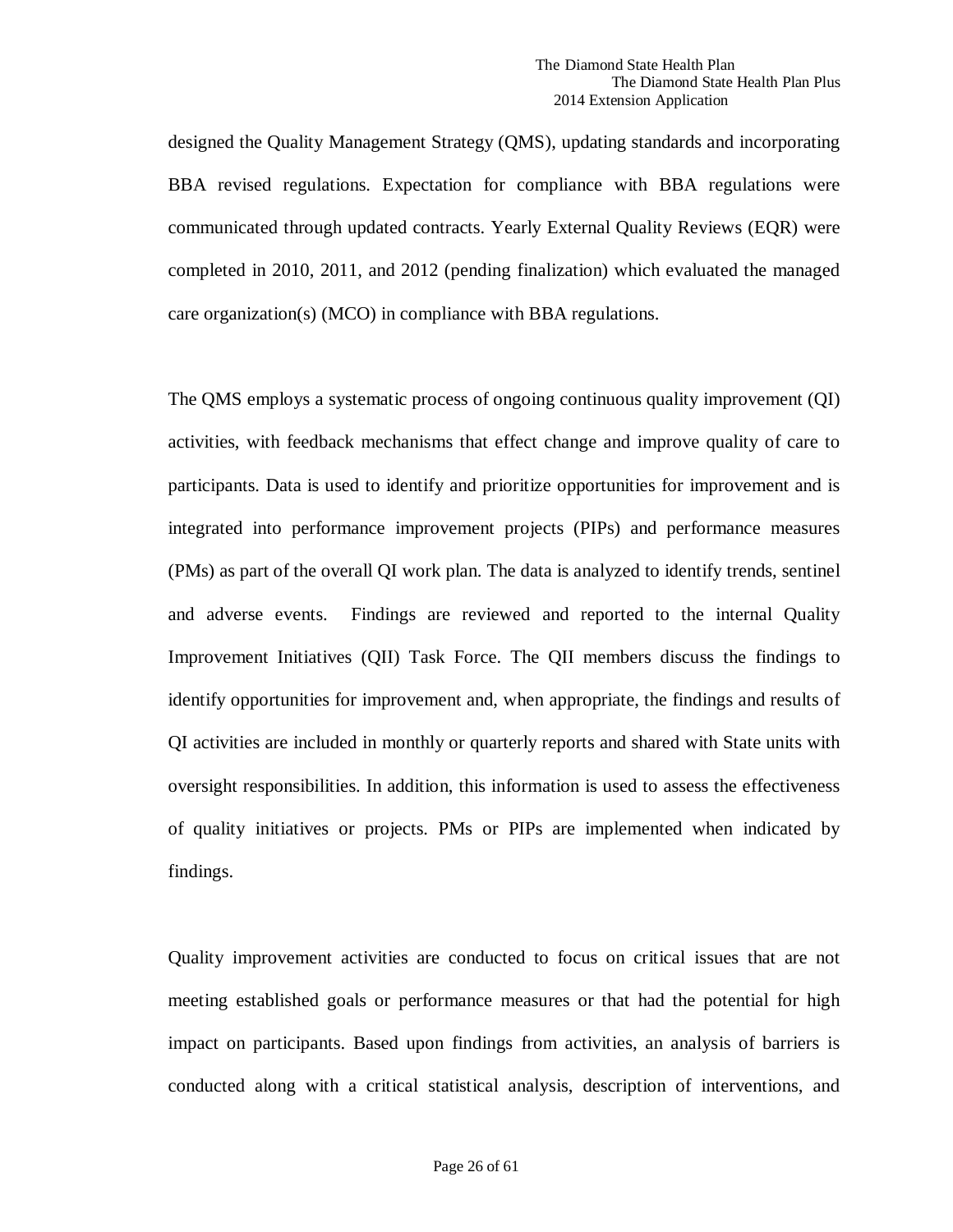designed the Quality Management Strategy (QMS), updating standards and incorporating BBA revised regulations. Expectation for compliance with BBA regulations were communicated through updated contracts. Yearly External Quality Reviews (EQR) were completed in 2010, 2011, and 2012 (pending finalization) which evaluated the managed care organization(s) (MCO) in compliance with BBA regulations.

The QMS employs a systematic process of ongoing continuous quality improvement (QI) activities, with feedback mechanisms that effect change and improve quality of care to participants. Data is used to identify and prioritize opportunities for improvement and is integrated into performance improvement projects (PIPs) and performance measures (PMs) as part of the overall QI work plan. The data is analyzed to identify trends, sentinel and adverse events. Findings are reviewed and reported to the internal Quality Improvement Initiatives (QII) Task Force. The QII members discuss the findings to identify opportunities for improvement and, when appropriate, the findings and results of QI activities are included in monthly or quarterly reports and shared with State units with oversight responsibilities. In addition, this information is used to assess the effectiveness of quality initiatives or projects. PMs or PIPs are implemented when indicated by findings.

Quality improvement activities are conducted to focus on critical issues that are not meeting established goals or performance measures or that had the potential for high impact on participants. Based upon findings from activities, an analysis of barriers is conducted along with a critical statistical analysis, description of interventions, and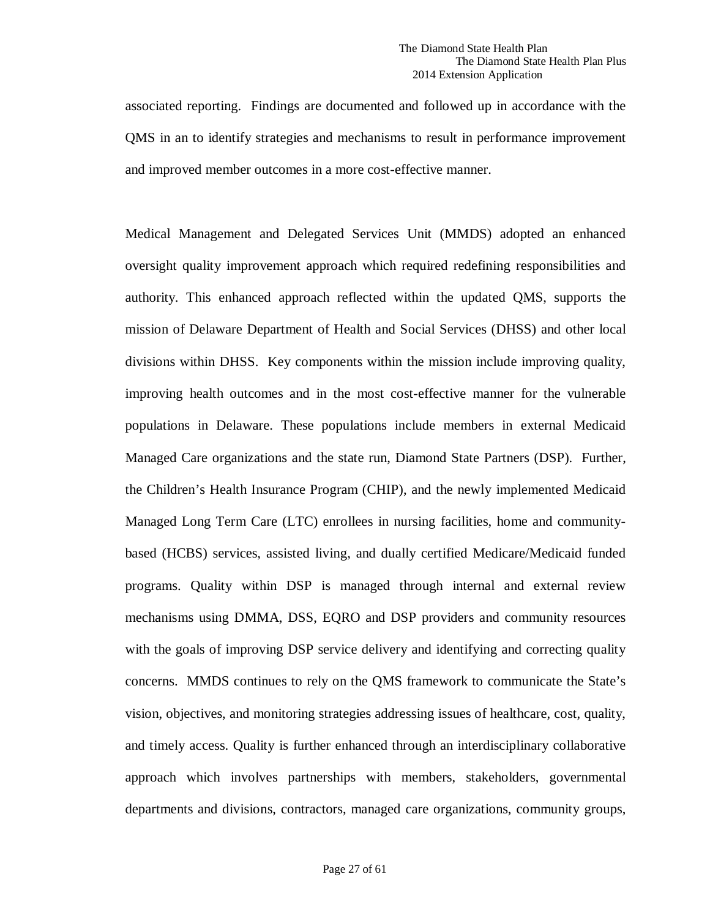associated reporting. Findings are documented and followed up in accordance with the QMS in an to identify strategies and mechanisms to result in performance improvement and improved member outcomes in a more cost-effective manner.

Medical Management and Delegated Services Unit (MMDS) adopted an enhanced oversight quality improvement approach which required redefining responsibilities and authority. This enhanced approach reflected within the updated QMS, supports the mission of Delaware Department of Health and Social Services (DHSS) and other local divisions within DHSS. Key components within the mission include improving quality, improving health outcomes and in the most cost-effective manner for the vulnerable populations in Delaware. These populations include members in external Medicaid Managed Care organizations and the state run, Diamond State Partners (DSP). Further, the Children's Health Insurance Program (CHIP), and the newly implemented Medicaid Managed Long Term Care (LTC) enrollees in nursing facilities, home and community-based (HCBS) services, assisted living, and dually certified Medicare/Medicaid funded programs. Quality within DSP is managed through internal and external review mechanisms using DMMA, DSS, EQRO and DSP providers and community resources with the goals of improving DSP service delivery and identifying and correcting quality concerns. MMDS continues to rely on the QMS framework to communicate the State's vision, objectives, and monitoring strategies addressing issues of healthcare, cost, quality, and timely access. Quality is further enhanced through an interdisciplinary collaborative approach which involves partnerships with members, stakeholders, governmental departments and divisions, contractors, managed care organizations, community groups,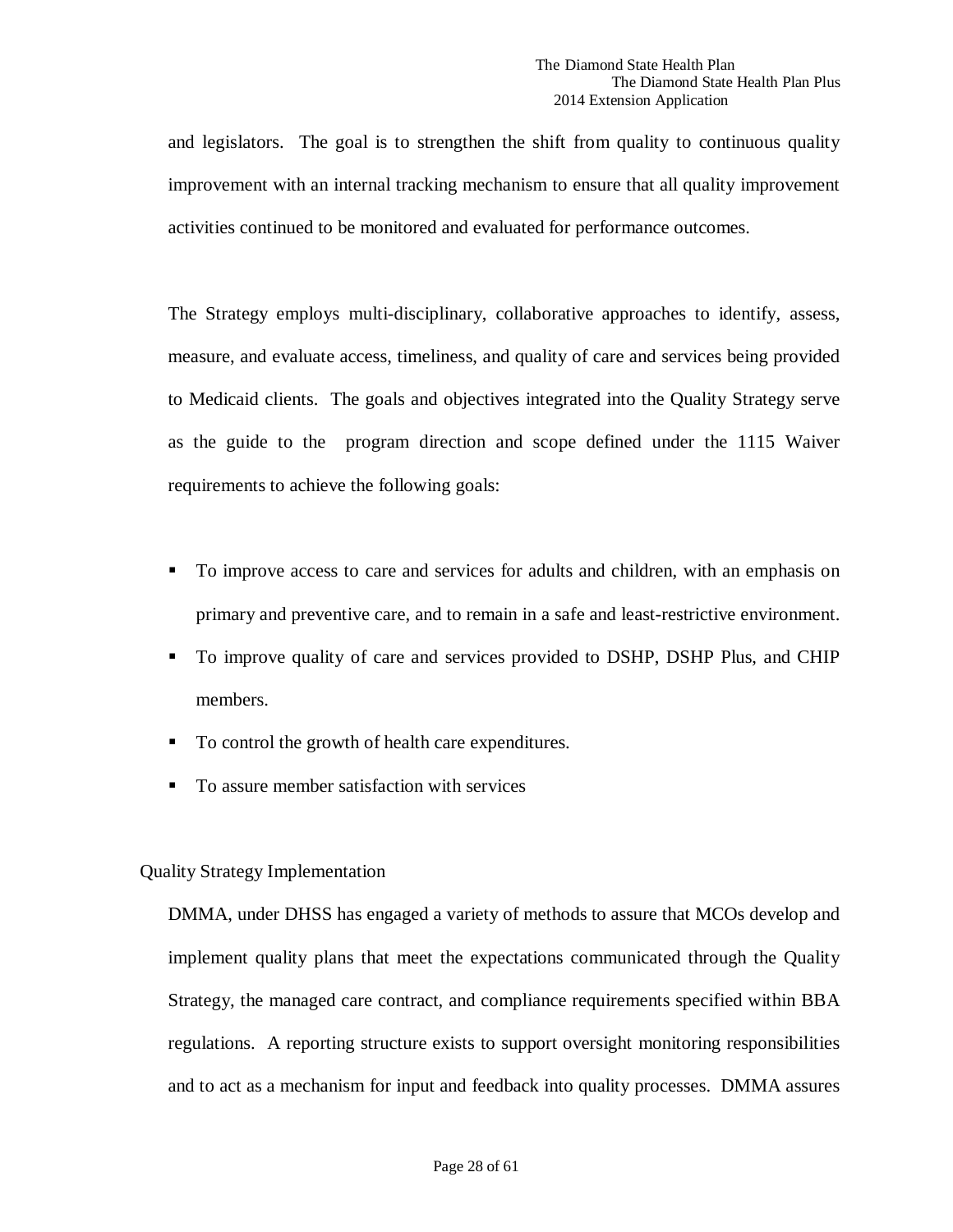and legislators. The goal is to strengthen the shift from quality to continuous quality improvement with an internal tracking mechanism to ensure that all quality improvement activities continued to be monitored and evaluated for performance outcomes.

The Strategy employs multi-disciplinary, collaborative approaches to identify, assess, measure, and evaluate access, timeliness, and quality of care and services being provided to Medicaid clients. The goals and objectives integrated into the Quality Strategy serve as the guide to the program direction and scope defined under the 1115 Waiver requirements to achieve the following goals:

- To improve access to care and services for adults and children, with an emphasis on primary and preventive care, and to remain in a safe and least-restrictive environment.
- To improve quality of care and services provided to DSHP, DSHP Plus, and CHIP members.
- To control the growth of health care expenditures.
- To assure member satisfaction with services

## Quality Strategy Implementation

DMMA, under DHSS has engaged a variety of methods to assure that MCOs develop and implement quality plans that meet the expectations communicated through the Quality Strategy, the managed care contract, and compliance requirements specified within BBA regulations. A reporting structure exists to support oversight monitoring responsibilities and to act as a mechanism for input and feedback into quality processes. DMMA assures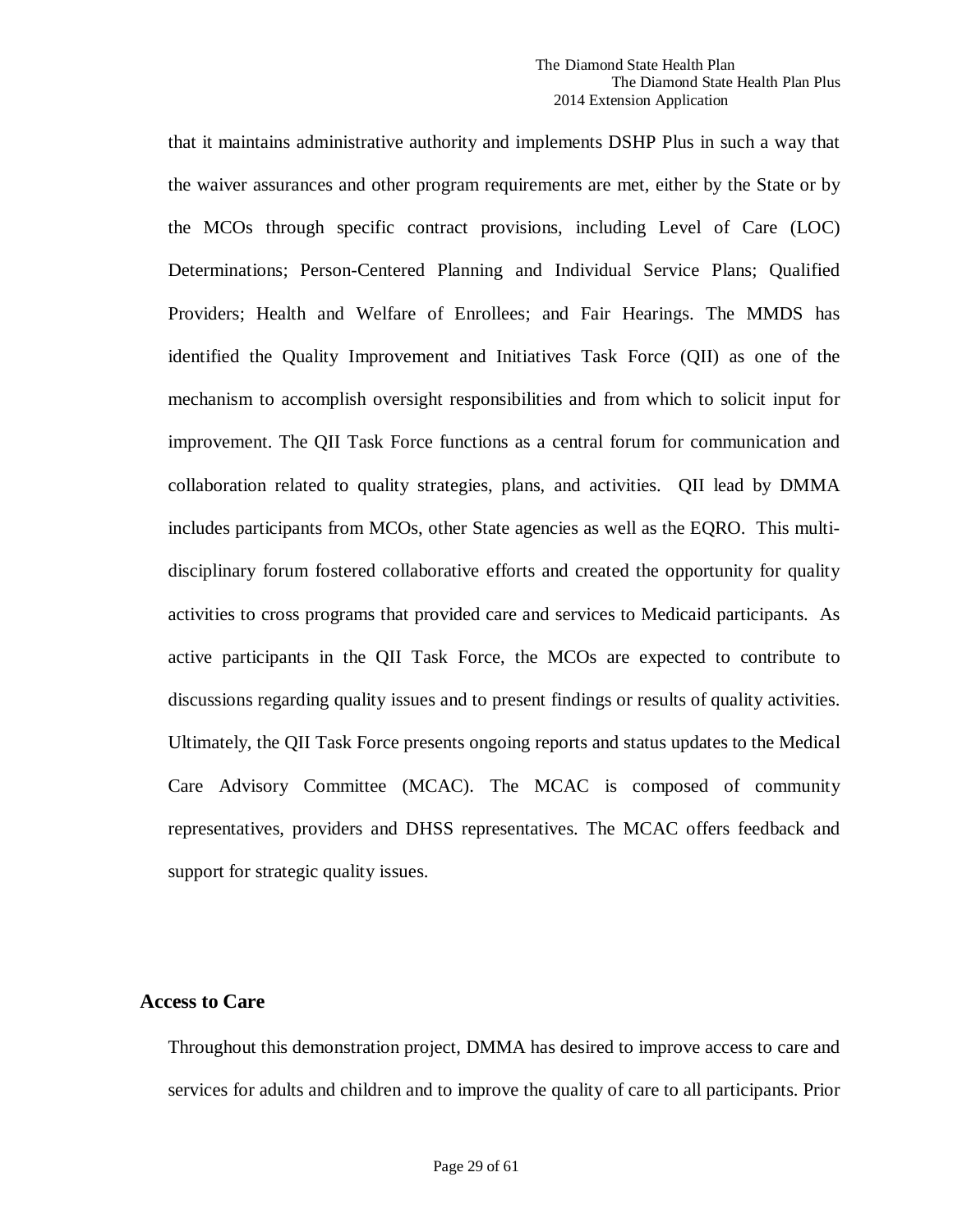that it maintains administrative authority and implements DSHP Plus in such a way that the waiver assurances and other program requirements are met, either by the State or by the MCOs through specific contract provisions, including Level of Care (LOC) Determinations; Person-Centered Planning and Individual Service Plans; Qualified Providers; Health and Welfare of Enrollees; and Fair Hearings. The MMDS has identified the Quality Improvement and Initiatives Task Force (QII) as one of the mechanism to accomplish oversight responsibilities and from which to solicit input for improvement. The QII Task Force functions as a central forum for communication and collaboration related to quality strategies, plans, and activities. QII lead by DMMA includes participants from MCOs, other State agencies as well as the EQRO. This multi-disciplinary forum fostered collaborative efforts and created the opportunity for quality activities to cross programs that provided care and services to Medicaid participants. As active participants in the QII Task Force, the MCOs are expected to contribute to discussions regarding quality issues and to present findings or results of quality activities. Ultimately, the QII Task Force presents ongoing reports and status updates to the Medical Care Advisory Committee (MCAC). The MCAC is composed of community representatives, providers and DHSS representatives. The MCAC offers feedback and support for strategic quality issues.

## Access to Care

Throughout this demonstration project, DMMA has desired to improve access to care and services for adults and children and to improve the quality of care to all participants. Prior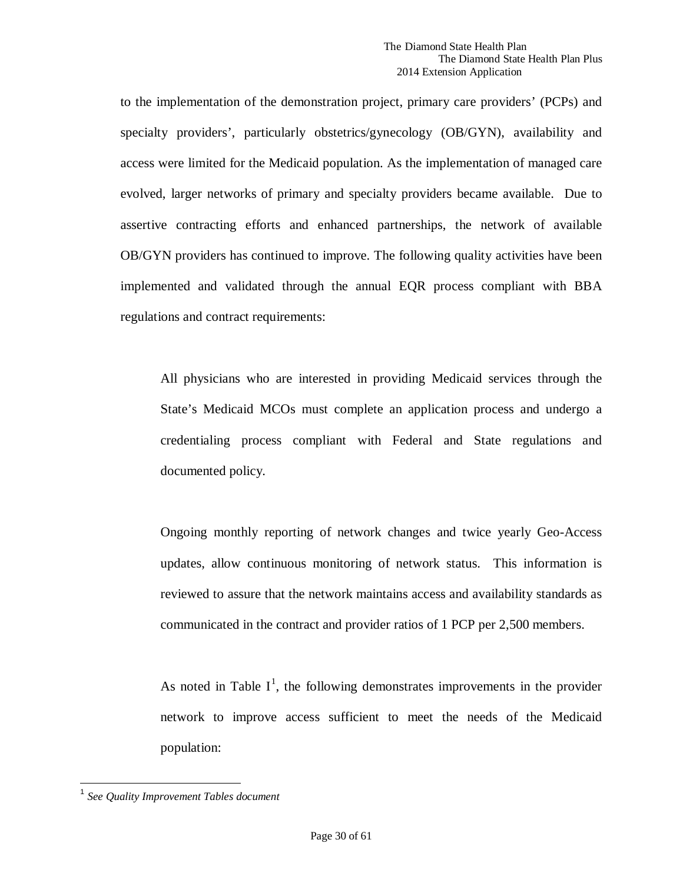to the implementation of the demonstration project, primary care providers' (PCPs) and specialty providers', particularly obstetrics/gynecology (OB/GYN), availability and access were limited for the Medicaid population. As the implementation of managed care evolved, larger networks of primary and specialty providers became available. Due to assertive contracting efforts and enhanced partnerships, the network of available OB/GYN providers has continued to improve. The following quality activities have been implemented and validated through the annual EQR process compliant with BBA regulations and contract requirements:

> All physicians who are interested in providing Medicaid services through the State's Medicaid MCOs must complete an application process and undergo a credentialing process compliant with Federal and State regulations and documented policy.
>
> Ongoing monthly reporting of network changes and twice yearly Geo-Access updates, allow continuous monitoring of network status. This information is reviewed to assure that the network maintains access and availability standards as communicated in the contract and provider ratios of 1 PCP per 2,500 members.
>
> As noted in Table I[1], the following demonstrates improvements in the provider network to improve access sufficient to meet the needs of the Medicaid population:

[1] *See Quality Improvement Tables document*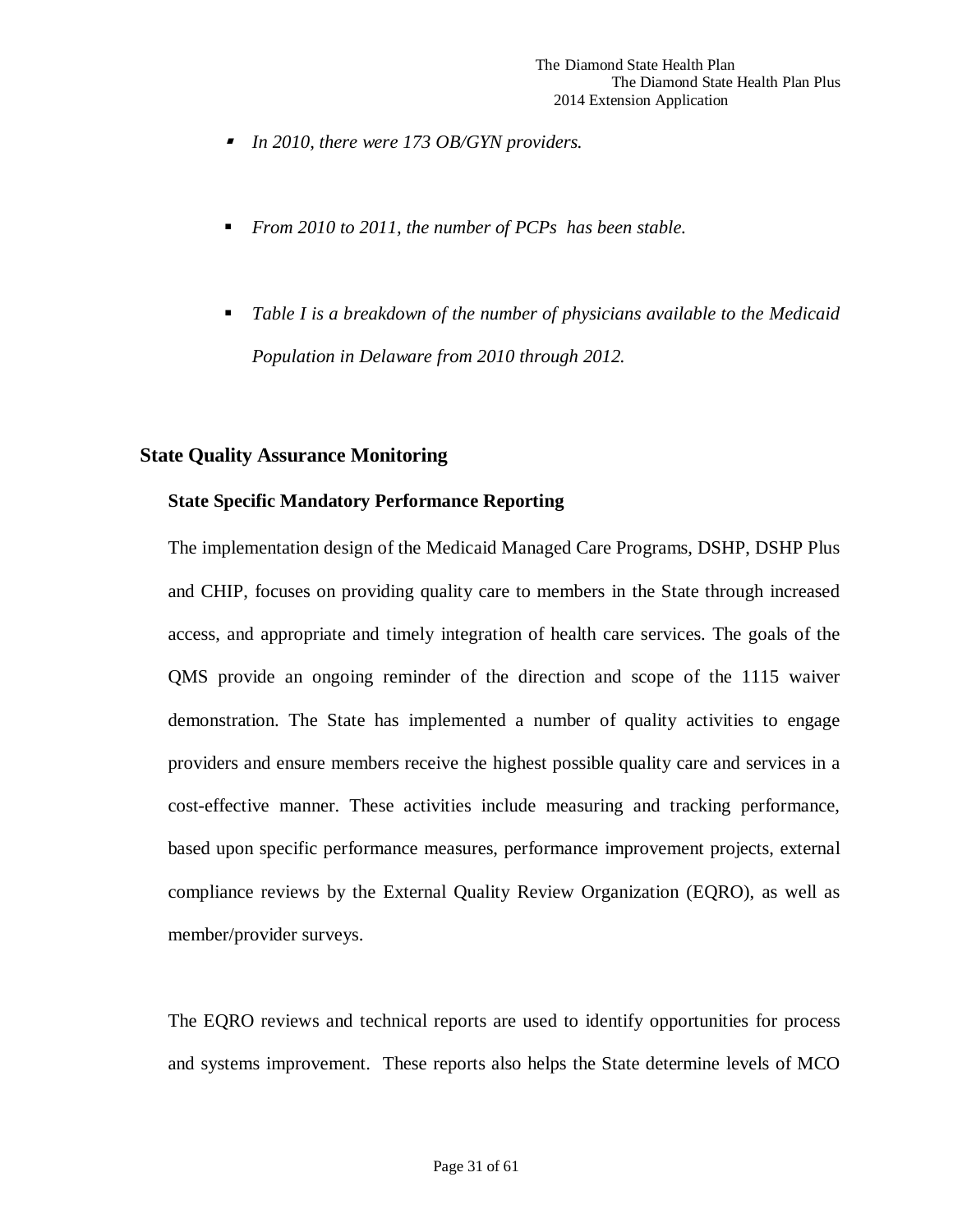- *In 2010, there were 173 OB/GYN providers.*

- *From 2010 to 2011, the number of PCPs has been stable.*

- *Table I is a breakdown of the number of physicians available to the Medicaid Population in Delaware from 2010 through 2012.*

## State Quality Assurance Monitoring

### State Specific Mandatory Performance Reporting

The implementation design of the Medicaid Managed Care Programs, DSHP, DSHP Plus and CHIP, focuses on providing quality care to members in the State through increased access, and appropriate and timely integration of health care services. The goals of the QMS provide an ongoing reminder of the direction and scope of the 1115 waiver demonstration. The State has implemented a number of quality activities to engage providers and ensure members receive the highest possible quality care and services in a cost-effective manner. These activities include measuring and tracking performance, based upon specific performance measures, performance improvement projects, external compliance reviews by the External Quality Review Organization (EQRO), as well as member/provider surveys.

The EQRO reviews and technical reports are used to identify opportunities for process and systems improvement. These reports also helps the State determine levels of MCO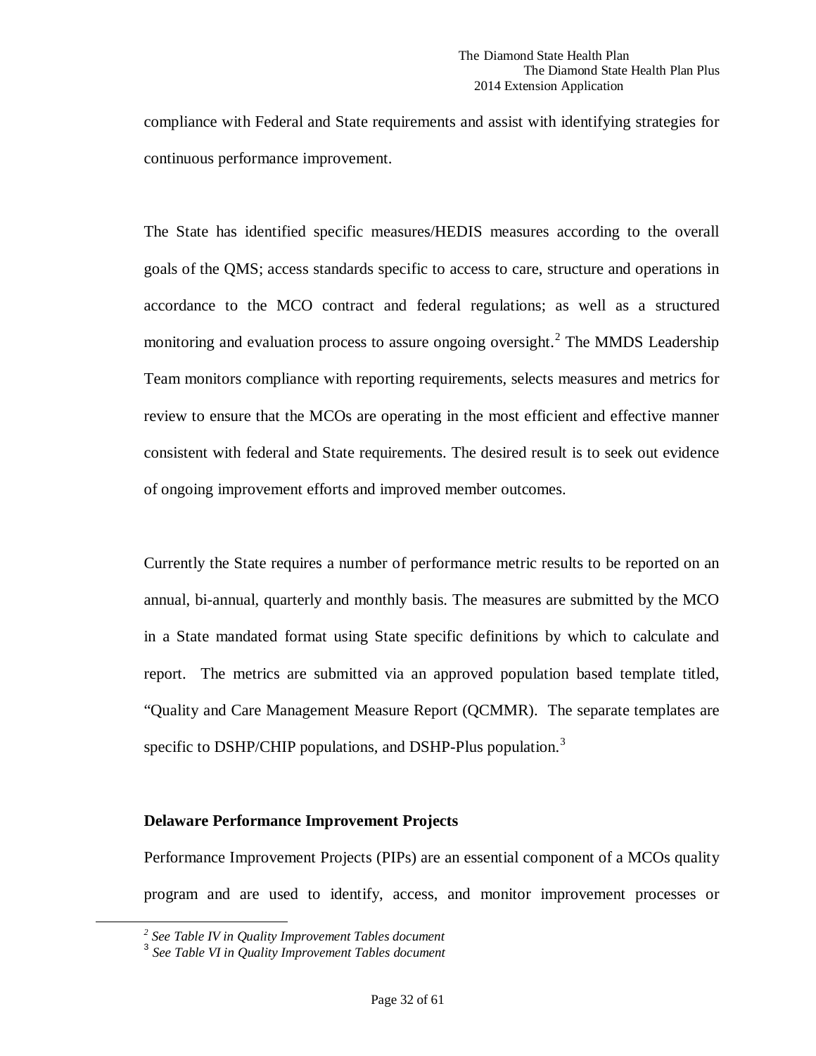compliance with Federal and State requirements and assist with identifying strategies for continuous performance improvement.

The State has identified specific measures/HEDIS measures according to the overall goals of the QMS; access standards specific to access to care, structure and operations in accordance to the MCO contract and federal regulations; as well as a structured monitoring and evaluation process to assure ongoing oversight.[2] The MMDS Leadership Team monitors compliance with reporting requirements, selects measures and metrics for review to ensure that the MCOs are operating in the most efficient and effective manner consistent with federal and State requirements. The desired result is to seek out evidence of ongoing improvement efforts and improved member outcomes.

Currently the State requires a number of performance metric results to be reported on an annual, bi-annual, quarterly and monthly basis. The measures are submitted by the MCO in a State mandated format using State specific definitions by which to calculate and report. The metrics are submitted via an approved population based template titled, "Quality and Care Management Measure Report (QCMMR). The separate templates are specific to DSHP/CHIP populations, and DSHP-Plus population.[3]

### Delaware Performance Improvement Projects

Performance Improvement Projects (PIPs) are an essential component of a MCOs quality program and are used to identify, access, and monitor improvement processes or

---

[2] *See Table IV in Quality Improvement Tables document*

[3] *See Table VI in Quality Improvement Tables document*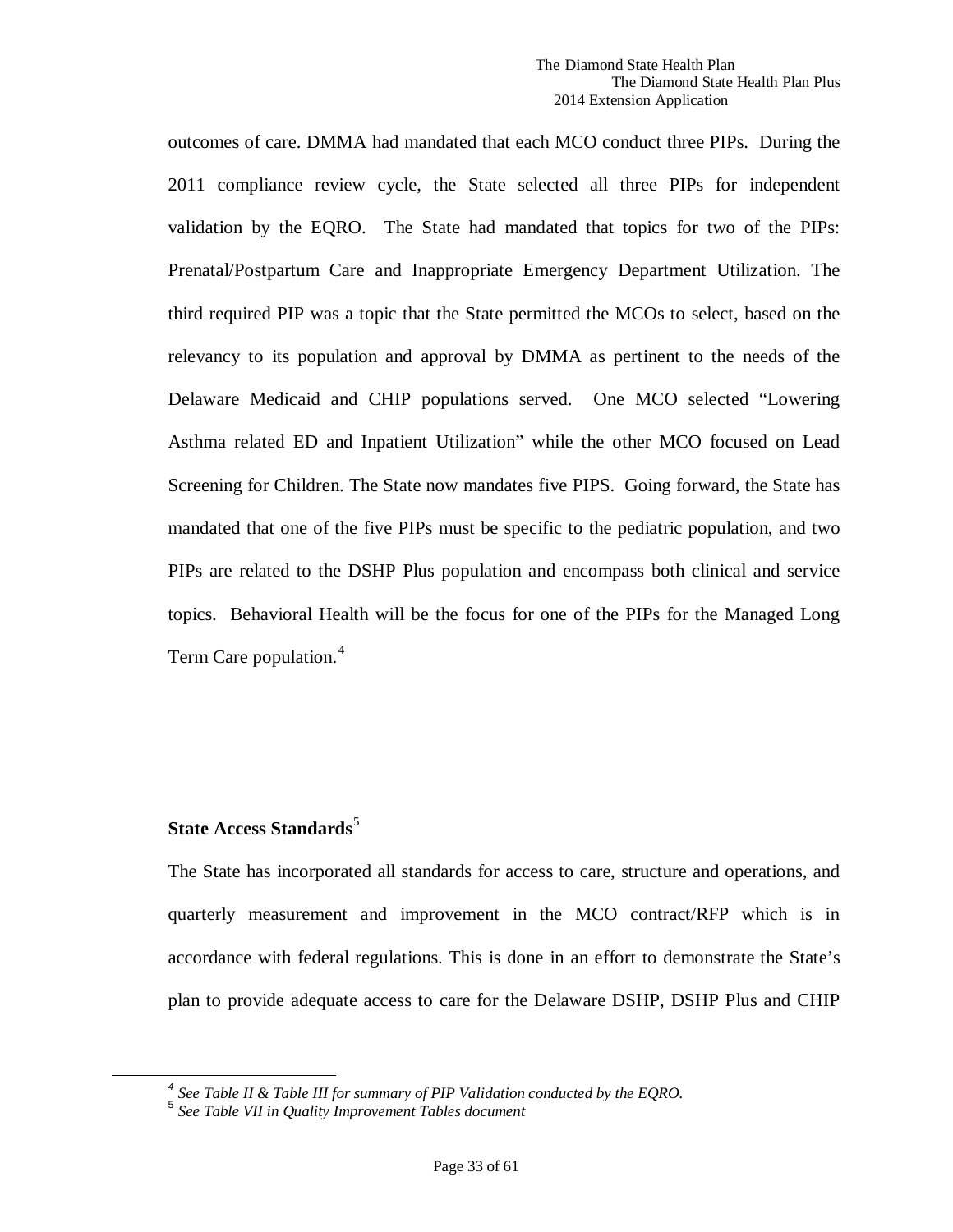outcomes of care. DMMA had mandated that each MCO conduct three PIPs. During the 2011 compliance review cycle, the State selected all three PIPs for independent validation by the EQRO. The State had mandated that topics for two of the PIPs: Prenatal/Postpartum Care and Inappropriate Emergency Department Utilization. The third required PIP was a topic that the State permitted the MCOs to select, based on the relevancy to its population and approval by DMMA as pertinent to the needs of the Delaware Medicaid and CHIP populations served. One MCO selected "Lowering Asthma related ED and Inpatient Utilization" while the other MCO focused on Lead Screening for Children. The State now mandates five PIPS. Going forward, the State has mandated that one of the five PIPs must be specific to the pediatric population, and two PIPs are related to the DSHP Plus population and encompass both clinical and service topics. Behavioral Health will be the focus for one of the PIPs for the Managed Long Term Care population.[4]

**State Access Standards**[5]

The State has incorporated all standards for access to care, structure and operations, and quarterly measurement and improvement in the MCO contract/RFP which is in accordance with federal regulations. This is done in an effort to demonstrate the State's plan to provide adequate access to care for the Delaware DSHP, DSHP Plus and CHIP

---

[4] *See Table II & Table III for summary of PIP Validation conducted by the EQRO.*

[5] *See Table VII in Quality Improvement Tables document*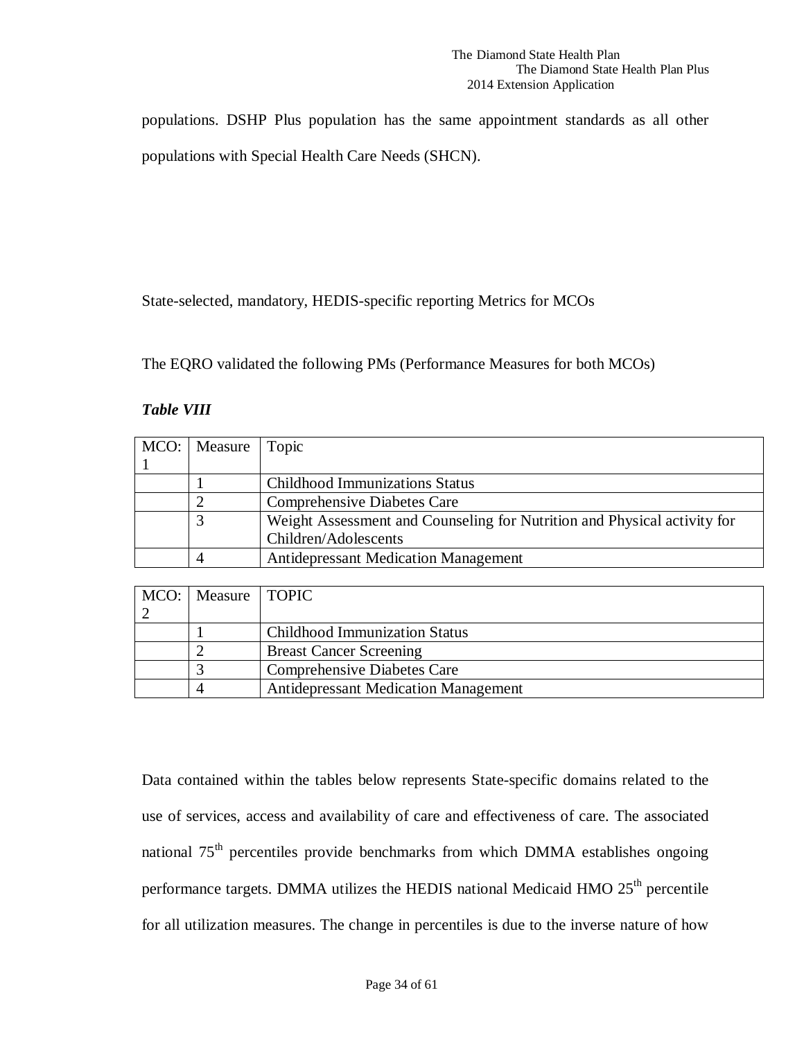populations. DSHP Plus population has the same appointment standards as all other populations with Special Health Care Needs (SHCN).

State-selected, mandatory, HEDIS-specific reporting Metrics for MCOs

The EQRO validated the following PMs (Performance Measures for both MCOs)

***Table VIII***

| MCO: 1 | Measure | Topic |
|---|---|---|
| | 1 | Childhood Immunizations Status |
| | 2 | Comprehensive Diabetes Care |
| | 3 | Weight Assessment and Counseling for Nutrition and Physical activity for Children/Adolescents |
| | 4 | Antidepressant Medication Management |

| MCO: 2 | Measure | TOPIC |
|---|---|---|
| | 1 | Childhood Immunization Status |
| | 2 | Breast Cancer Screening |
| | 3 | Comprehensive Diabetes Care |
| | 4 | Antidepressant Medication Management |

Data contained within the tables below represents State-specific domains related to the use of services, access and availability of care and effectiveness of care. The associated national 75$^{th}$ percentiles provide benchmarks from which DMMA establishes ongoing performance targets. DMMA utilizes the HEDIS national Medicaid HMO 25$^{th}$ percentile for all utilization measures. The change in percentiles is due to the inverse nature of how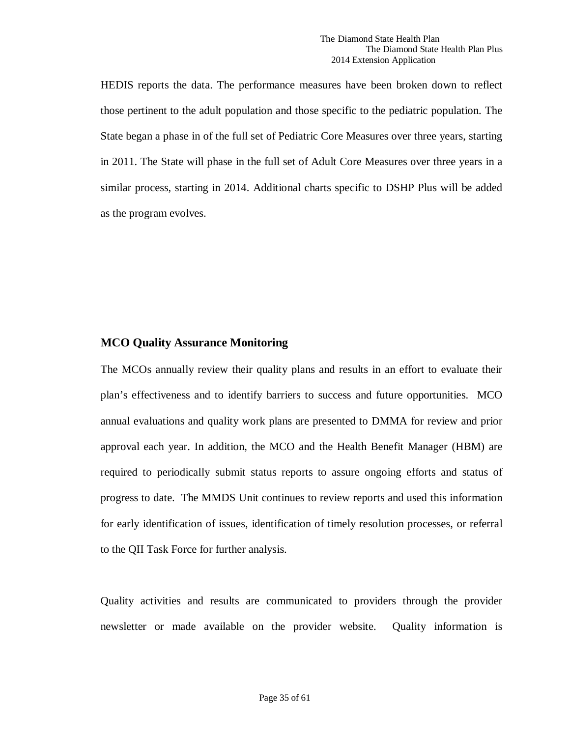HEDIS reports the data. The performance measures have been broken down to reflect those pertinent to the adult population and those specific to the pediatric population. The State began a phase in of the full set of Pediatric Core Measures over three years, starting in 2011. The State will phase in the full set of Adult Core Measures over three years in a similar process, starting in 2014. Additional charts specific to DSHP Plus will be added as the program evolves.

**MCO Quality Assurance Monitoring**

The MCOs annually review their quality plans and results in an effort to evaluate their plan's effectiveness and to identify barriers to success and future opportunities. MCO annual evaluations and quality work plans are presented to DMMA for review and prior approval each year. In addition, the MCO and the Health Benefit Manager (HBM) are required to periodically submit status reports to assure ongoing efforts and status of progress to date. The MMDS Unit continues to review reports and used this information for early identification of issues, identification of timely resolution processes, or referral to the QII Task Force for further analysis.

Quality activities and results are communicated to providers through the provider newsletter or made available on the provider website. Quality information is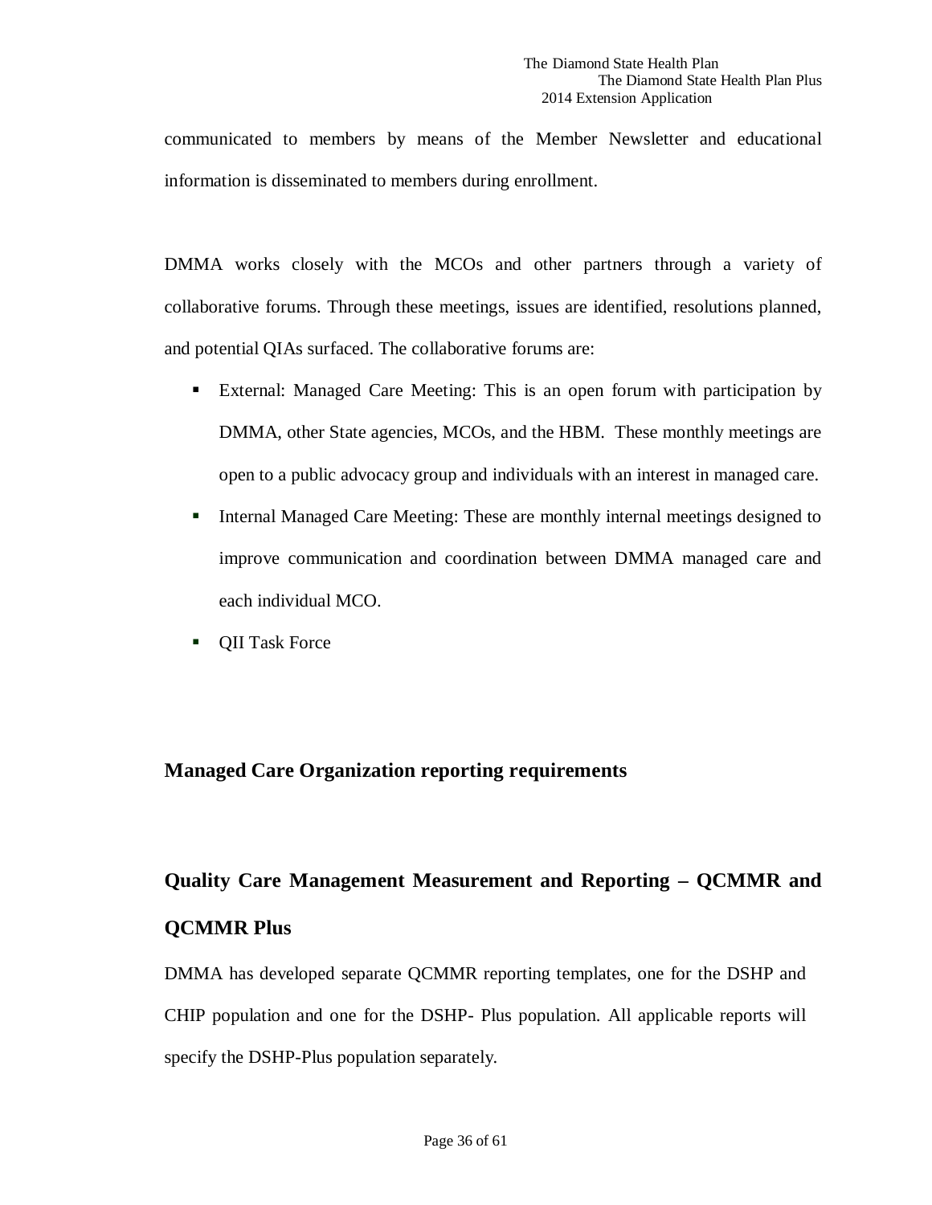communicated to members by means of the Member Newsletter and educational information is disseminated to members during enrollment.

DMMA works closely with the MCOs and other partners through a variety of collaborative forums. Through these meetings, issues are identified, resolutions planned, and potential QIAs surfaced. The collaborative forums are:

- External: Managed Care Meeting: This is an open forum with participation by DMMA, other State agencies, MCOs, and the HBM. These monthly meetings are open to a public advocacy group and individuals with an interest in managed care.
- Internal Managed Care Meeting: These are monthly internal meetings designed to improve communication and coordination between DMMA managed care and each individual MCO.
- QII Task Force

## Managed Care Organization reporting requirements

## Quality Care Management Measurement and Reporting – QCMMR and QCMMR Plus

DMMA has developed separate QCMMR reporting templates, one for the DSHP and CHIP population and one for the DSHP- Plus population. All applicable reports will specify the DSHP-Plus population separately.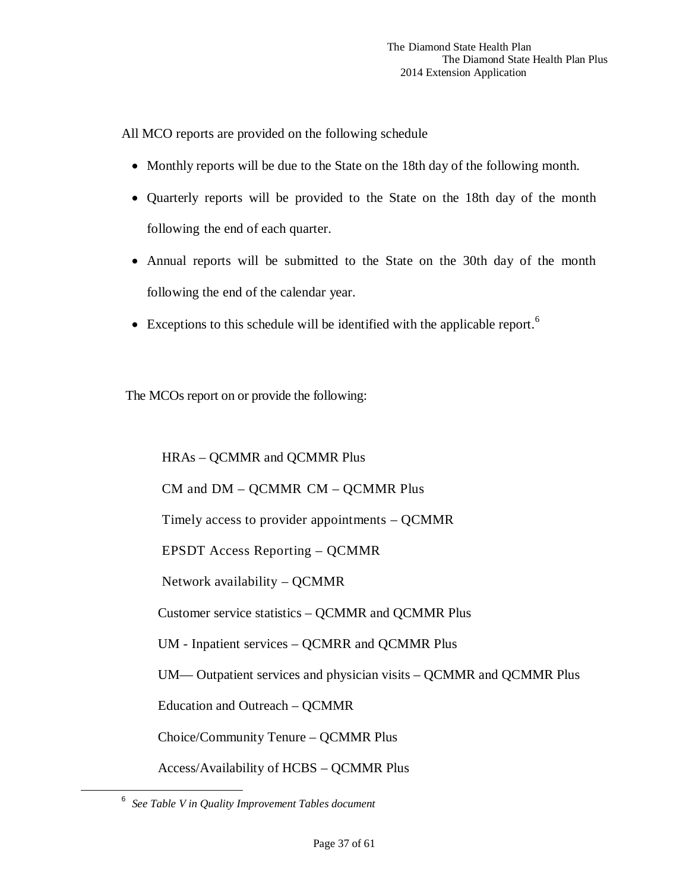All MCO reports are provided on the following schedule

- Monthly reports will be due to the State on the 18th day of the following month.
- Quarterly reports will be provided to the State on the 18th day of the month following the end of each quarter.
- Annual reports will be submitted to the State on the 30th day of the month following the end of the calendar year.
- Exceptions to this schedule will be identified with the applicable report.[6]

The MCOs report on or provide the following:

HRAs – QCMMR and QCMMR Plus

CM and DM – QCMMR CM – QCMMR Plus

Timely access to provider appointments – QCMMR

EPSDT Access Reporting – QCMMR

Network availability – QCMMR

Customer service statistics – QCMMR and QCMMR Plus

UM - Inpatient services – QCMRR and QCMMR Plus

UM— Outpatient services and physician visits – QCMMR and QCMMR Plus

Education and Outreach – QCMMR

Choice/Community Tenure – QCMMR Plus

Access/Availability of HCBS – QCMMR Plus

---

[6] *See Table V in Quality Improvement Tables document*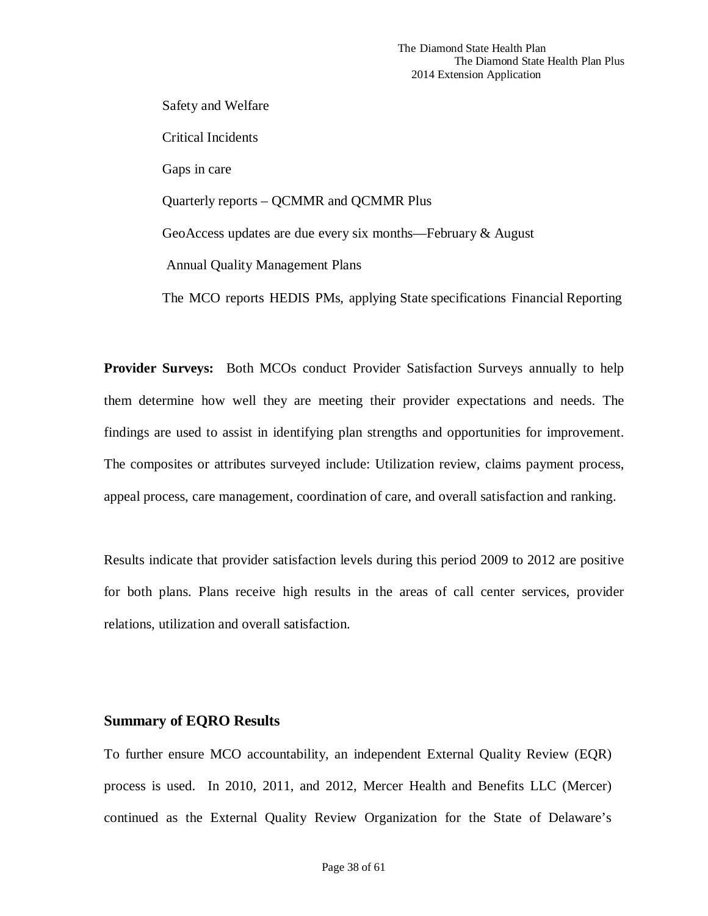Safety and Welfare

Critical Incidents

Gaps in care

Quarterly reports – QCMMR and QCMMR Plus

GeoAccess updates are due every six months—February & August

Annual Quality Management Plans

The MCO reports HEDIS PMs, applying State specifications Financial Reporting

**Provider Surveys:** Both MCOs conduct Provider Satisfaction Surveys annually to help them determine how well they are meeting their provider expectations and needs. The findings are used to assist in identifying plan strengths and opportunities for improvement. The composites or attributes surveyed include: Utilization review, claims payment process, appeal process, care management, coordination of care, and overall satisfaction and ranking.

Results indicate that provider satisfaction levels during this period 2009 to 2012 are positive for both plans. Plans receive high results in the areas of call center services, provider relations, utilization and overall satisfaction.

## Summary of EQRO Results

To further ensure MCO accountability, an independent External Quality Review (EQR) process is used. In 2010, 2011, and 2012, Mercer Health and Benefits LLC (Mercer) continued as the External Quality Review Organization for the State of Delaware's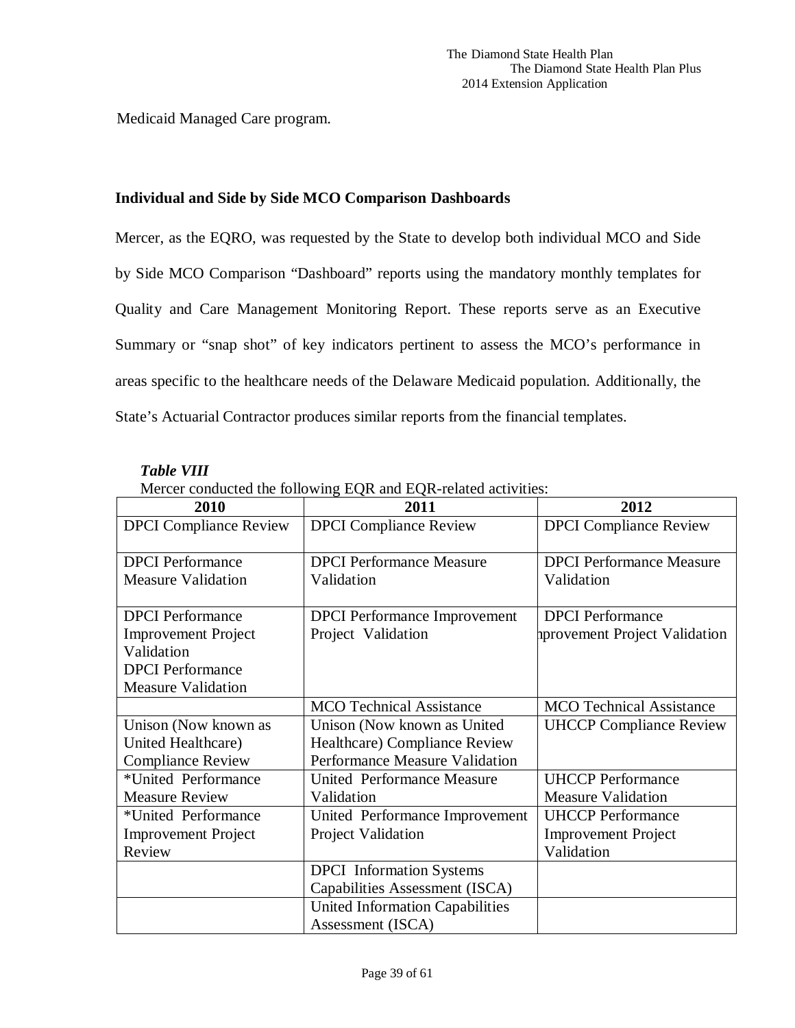Medicaid Managed Care program.

**Individual and Side by Side MCO Comparison Dashboards**

Mercer, as the EQRO, was requested by the State to develop both individual MCO and Side by Side MCO Comparison "Dashboard" reports using the mandatory monthly templates for Quality and Care Management Monitoring Report. These reports serve as an Executive Summary or "snap shot" of key indicators pertinent to assess the MCO's performance in areas specific to the healthcare needs of the Delaware Medicaid population. Additionally, the State's Actuarial Contractor produces similar reports from the financial templates.

***Table VIII***

Mercer conducted the following EQR and EQR-related activities:

| 2010 | 2011 | 2012 |
|---|---|---|
| DPCI Compliance Review | DPCI Compliance Review | DPCI Compliance Review |
| DPCI Performance Measure Validation | DPCI Performance Measure Validation | DPCI Performance Measure Validation |
| DPCI Performance Improvement Project Validation DPCI Performance Measure Validation | DPCI Performance Improvement Project Validation | DPCI Performance Improvement Project Validation |
| | MCO Technical Assistance | MCO Technical Assistance |
| Unison (Now known as United Healthcare) Compliance Review | Unison (Now known as United Healthcare) Compliance Review Performance Measure Validation | UHCCP Compliance Review |
| *United Performance Measure Review | United Performance Measure Validation | UHCCP Performance Measure Validation |
| *United Performance Improvement Project Review | United Performance Improvement Project Validation | UHCCP Performance Improvement Project Validation |
| | DPCI Information Systems Capabilities Assessment (ISCA) | |
| | United Information Capabilities Assessment (ISCA) | |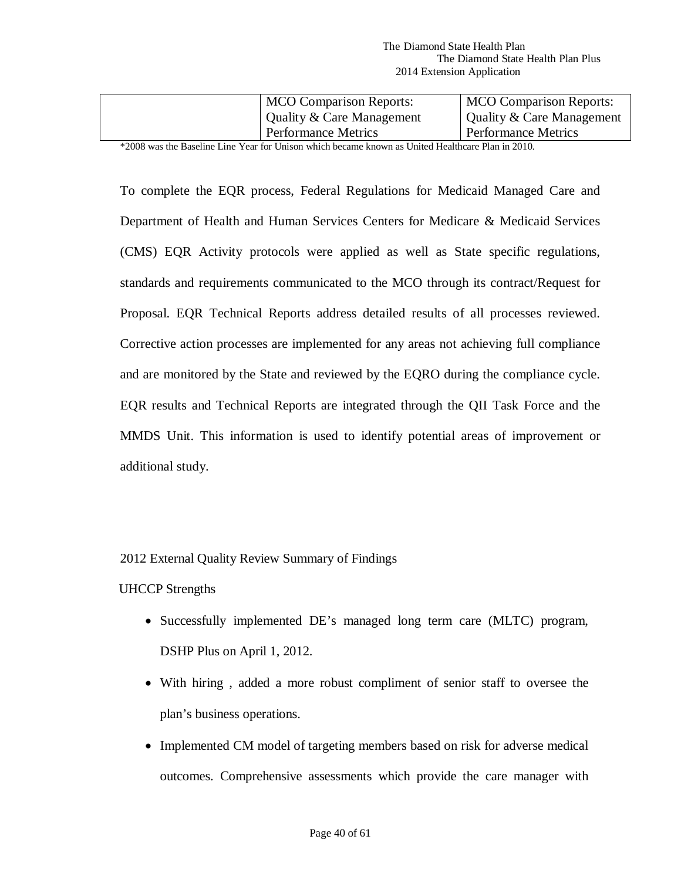| | MCO Comparison Reports: Quality & Care Management Performance Metrics | MCO Comparison Reports: Quality & Care Management Performance Metrics |
|---|---|---|

*2008 was the Baseline Line Year for Unison which became known as United Healthcare Plan in 2010.

To complete the EQR process, Federal Regulations for Medicaid Managed Care and Department of Health and Human Services Centers for Medicare & Medicaid Services (CMS) EQR Activity protocols were applied as well as State specific regulations, standards and requirements communicated to the MCO through its contract/Request for Proposal. EQR Technical Reports address detailed results of all processes reviewed. Corrective action processes are implemented for any areas not achieving full compliance and are monitored by the State and reviewed by the EQRO during the compliance cycle. EQR results and Technical Reports are integrated through the QII Task Force and the MMDS Unit. This information is used to identify potential areas of improvement or additional study.

2012 External Quality Review Summary of Findings

UHCCP Strengths

- Successfully implemented DE's managed long term care (MLTC) program, DSHP Plus on April 1, 2012.
- With hiring , added a more robust compliment of senior staff to oversee the plan's business operations.
- Implemented CM model of targeting members based on risk for adverse medical outcomes. Comprehensive assessments which provide the care manager with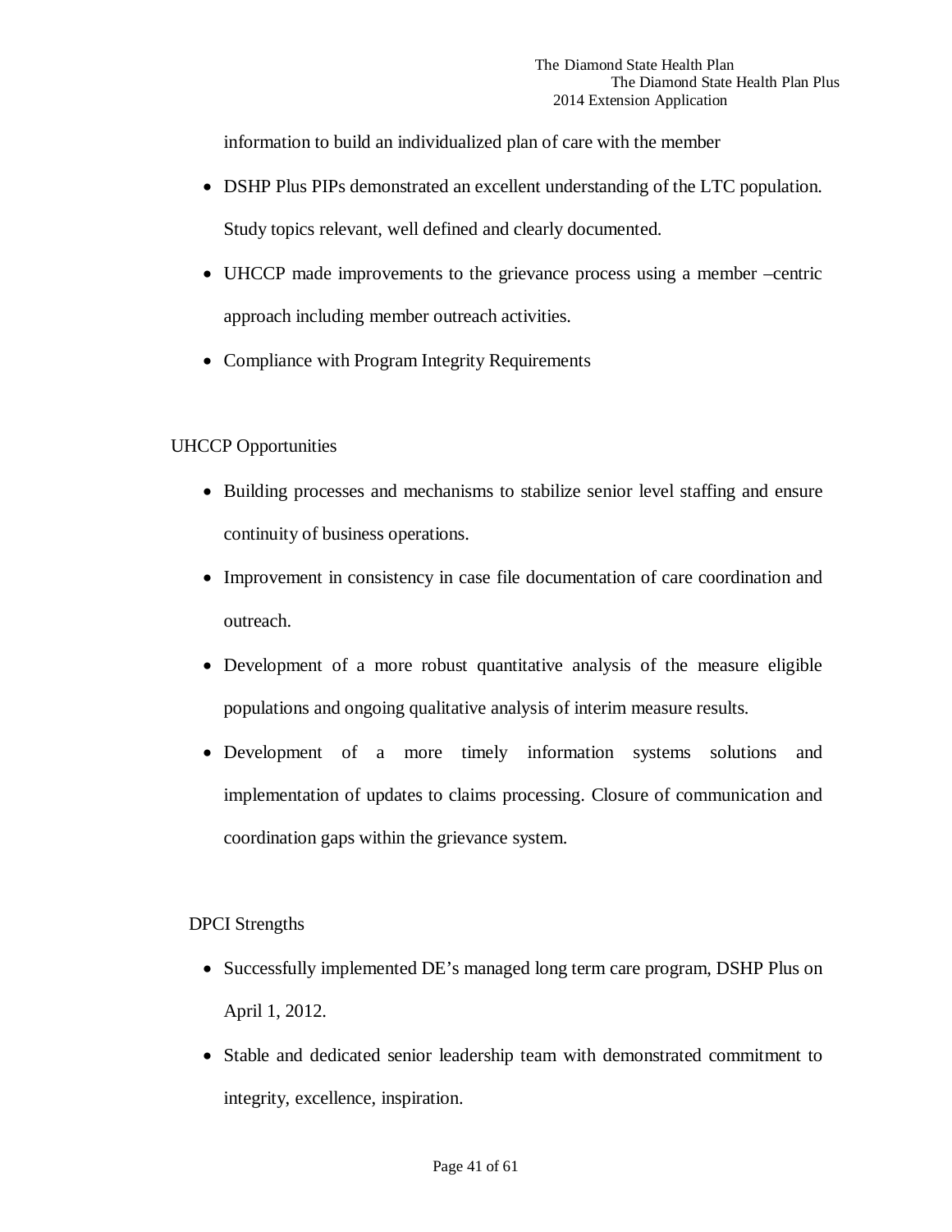information to build an individualized plan of care with the member

- DSHP Plus PIPs demonstrated an excellent understanding of the LTC population. Study topics relevant, well defined and clearly documented.
- UHCCP made improvements to the grievance process using a member –centric approach including member outreach activities.
- Compliance with Program Integrity Requirements

UHCCP Opportunities

- Building processes and mechanisms to stabilize senior level staffing and ensure continuity of business operations.
- Improvement in consistency in case file documentation of care coordination and outreach.
- Development of a more robust quantitative analysis of the measure eligible populations and ongoing qualitative analysis of interim measure results.
- Development of a more timely information systems solutions and implementation of updates to claims processing. Closure of communication and coordination gaps within the grievance system.

DPCI Strengths

- Successfully implemented DE's managed long term care program, DSHP Plus on April 1, 2012.
- Stable and dedicated senior leadership team with demonstrated commitment to integrity, excellence, inspiration.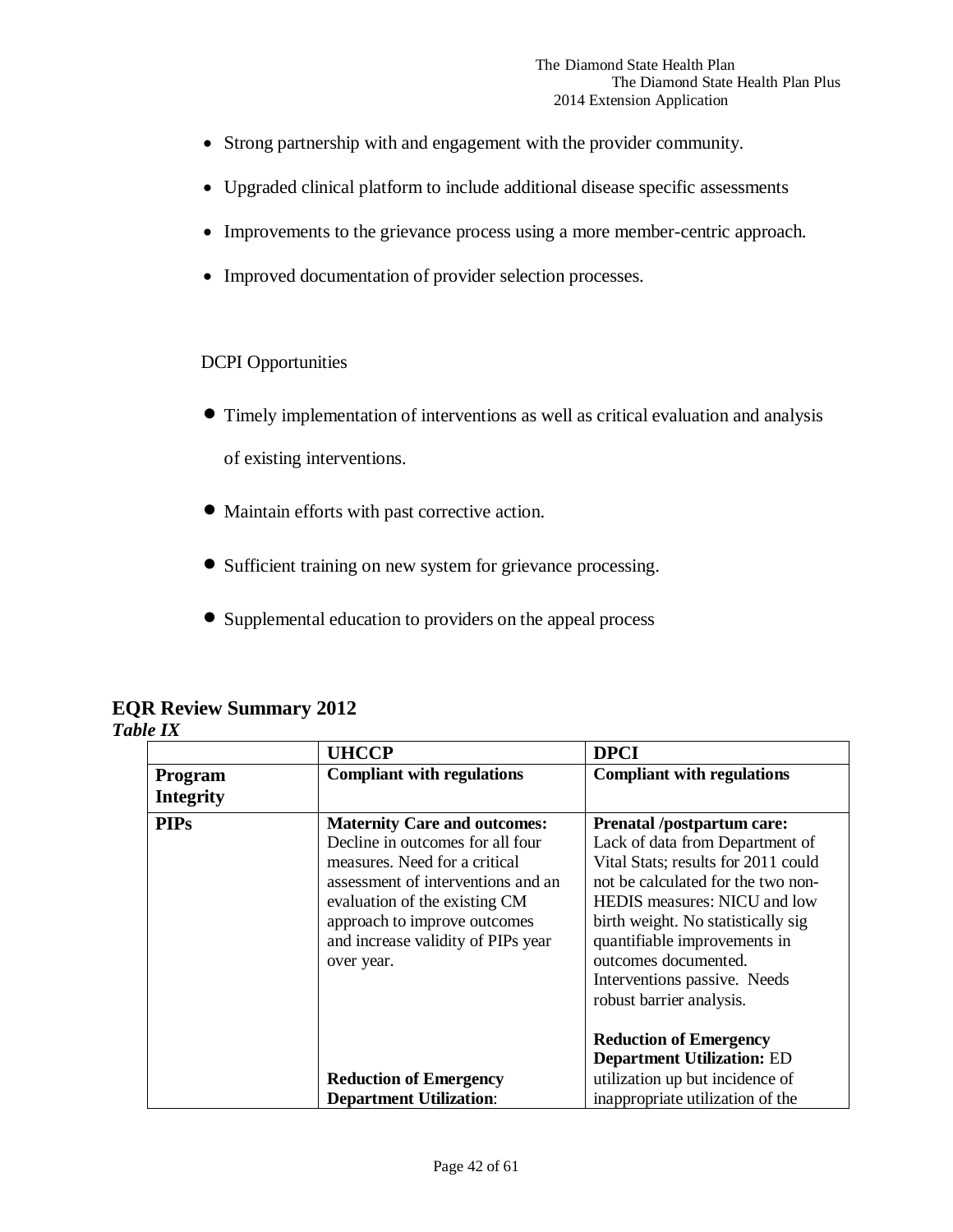- Strong partnership with and engagement with the provider community.
- Upgraded clinical platform to include additional disease specific assessments
- Improvements to the grievance process using a more member-centric approach.
- Improved documentation of provider selection processes.

DCPI Opportunities

- Timely implementation of interventions as well as critical evaluation and analysis of existing interventions.
- Maintain efforts with past corrective action.
- Sufficient training on new system for grievance processing.
- Supplemental education to providers on the appeal process

## EQR Review Summary 2012

***Table IX***

| | **UHCCP** | **DPCI** |
|---|---|---|
| **Program Integrity** | **Compliant with regulations** | **Compliant with regulations** |
| **PIPs** | **Maternity Care and outcomes:** Decline in outcomes for all four measures. Need for a critical assessment of interventions and an evaluation of the existing CM approach to improve outcomes and increase validity of PIPs year over year.<br><br>**Reduction of Emergency Department Utilization**: | **Prenatal /postpartum care:** Lack of data from Department of Vital Stats; results for 2011 could not be calculated for the two non-HEDIS measures: NICU and low birth weight. No statistically sig quantifiable improvements in outcomes documented. Interventions passive. Needs robust barrier analysis.<br><br>**Reduction of Emergency Department Utilization:** ED utilization up but incidence of inappropriate utilization of the |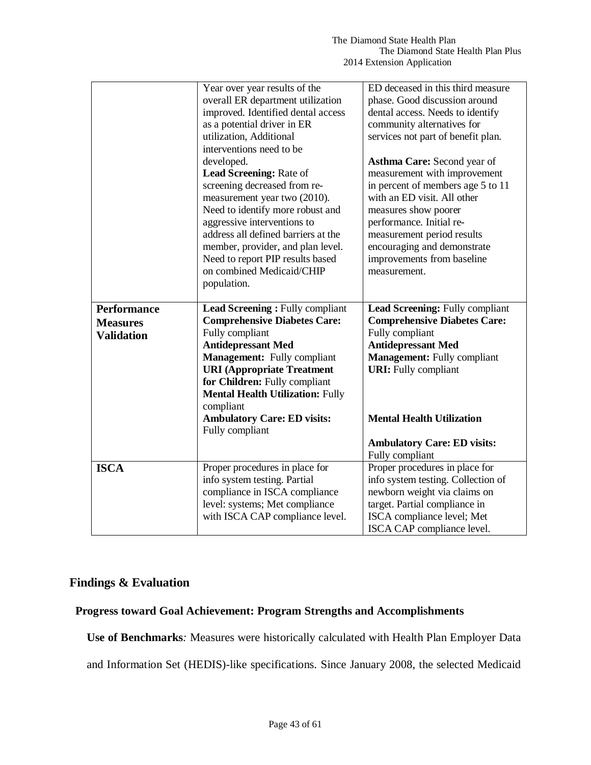| | | |
|---|---|---|
| | Year over year results of the overall ER department utilization improved. Identified dental access as a potential driver in ER utilization, Additional interventions need to be developed.<br>**Lead Screening:** Rate of screening decreased from re-measurement year two (2010). Need to identify more robust and aggressive interventions to address all defined barriers at the member, provider, and plan level. Need to report PIP results based on combined Medicaid/CHIP population. | ED deceased in this third measure phase. Good discussion around dental access. Needs to identify community alternatives for services not part of benefit plan.<br><br>**Asthma Care:** Second year of measurement with improvement in percent of members age 5 to 11 with an ED visit. All other measures show poorer performance. Initial re-measurement period results encouraging and demonstrate improvements from baseline measurement. |
| **Performance Measures Validation** | **Lead Screening :** Fully compliant<br>**Comprehensive Diabetes Care:** Fully compliant<br>**Antidepressant Med Management:** Fully compliant<br>**URI (Appropriate Treatment for Children:** Fully compliant<br>**Mental Health Utilization:** Fully compliant<br>**Ambulatory Care: ED visits:** Fully compliant | **Lead Screening:** Fully compliant<br>**Comprehensive Diabetes Care:** Fully compliant<br>**Antidepressant Med Management:** Fully compliant<br>**URI:** Fully compliant<br><br>**Mental Health Utilization**<br><br>**Ambulatory Care: ED visits:** Fully compliant |
| **ISCA** | Proper procedures in place for info system testing. Partial compliance in ISCA compliance level: systems; Met compliance with ISCA CAP compliance level. | Proper procedures in place for info system testing. Collection of newborn weight via claims on target. Partial compliance in ISCA compliance level; Met ISCA CAP compliance level. |

## Findings & Evaluation

### Progress toward Goal Achievement: Program Strengths and Accomplishments

**Use of Benchmarks***:* Measures were historically calculated with Health Plan Employer Data and Information Set (HEDIS)-like specifications. Since January 2008, the selected Medicaid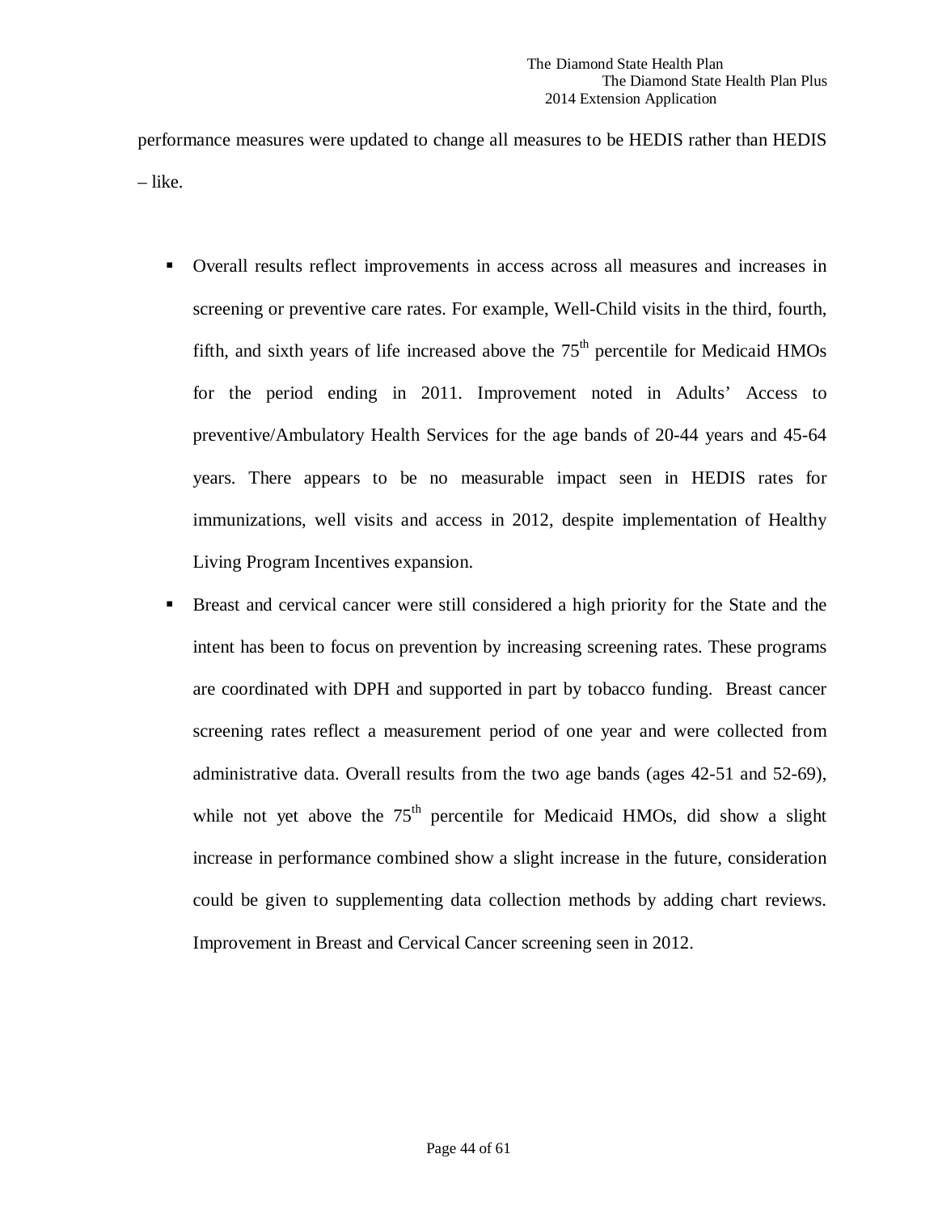performance measures were updated to change all measures to be HEDIS rather than HEDIS – like.

- Overall results reflect improvements in access across all measures and increases in screening or preventive care rates. For example, Well-Child visits in the third, fourth, fifth, and sixth years of life increased above the 75th percentile for Medicaid HMOs for the period ending in 2011. Improvement noted in Adults' Access to preventive/Ambulatory Health Services for the age bands of 20-44 years and 45-64 years. There appears to be no measurable impact seen in HEDIS rates for immunizations, well visits and access in 2012, despite implementation of Healthy Living Program Incentives expansion.
- Breast and cervical cancer were still considered a high priority for the State and the intent has been to focus on prevention by increasing screening rates. These programs are coordinated with DPH and supported in part by tobacco funding. Breast cancer screening rates reflect a measurement period of one year and were collected from administrative data. Overall results from the two age bands (ages 42-51 and 52-69), while not yet above the 75th percentile for Medicaid HMOs, did show a slight increase in performance combined show a slight increase in the future, consideration could be given to supplementing data collection methods by adding chart reviews. Improvement in Breast and Cervical Cancer screening seen in 2012.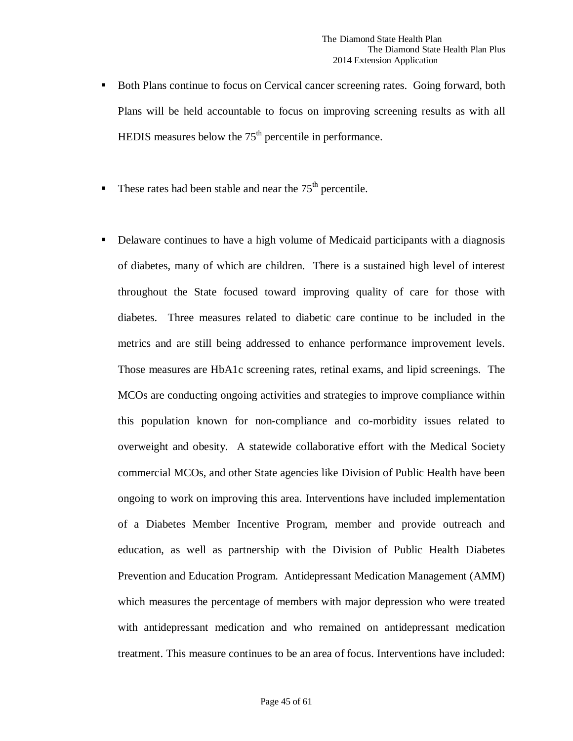- Both Plans continue to focus on Cervical cancer screening rates. Going forward, both Plans will be held accountable to focus on improving screening results as with all HEDIS measures below the 75th percentile in performance.

- These rates had been stable and near the 75th percentile.

- Delaware continues to have a high volume of Medicaid participants with a diagnosis of diabetes, many of which are children. There is a sustained high level of interest throughout the State focused toward improving quality of care for those with diabetes. Three measures related to diabetic care continue to be included in the metrics and are still being addressed to enhance performance improvement levels. Those measures are HbA1c screening rates, retinal exams, and lipid screenings. The MCOs are conducting ongoing activities and strategies to improve compliance within this population known for non-compliance and co-morbidity issues related to overweight and obesity. A statewide collaborative effort with the Medical Society commercial MCOs, and other State agencies like Division of Public Health have been ongoing to work on improving this area. Interventions have included implementation of a Diabetes Member Incentive Program, member and provide outreach and education, as well as partnership with the Division of Public Health Diabetes Prevention and Education Program. Antidepressant Medication Management (AMM) which measures the percentage of members with major depression who were treated with antidepressant medication and who remained on antidepressant medication treatment. This measure continues to be an area of focus. Interventions have included: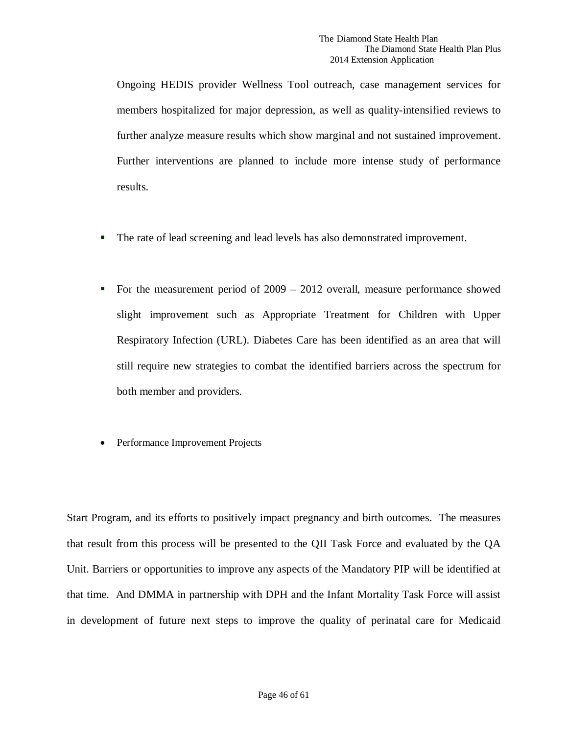Ongoing HEDIS provider Wellness Tool outreach, case management services for members hospitalized for major depression, as well as quality-intensified reviews to further analyze measure results which show marginal and not sustained improvement. Further interventions are planned to include more intense study of performance results.

- The rate of lead screening and lead levels has also demonstrated improvement.

- For the measurement period of 2009 – 2012 overall, measure performance showed slight improvement such as Appropriate Treatment for Children with Upper Respiratory Infection (URL). Diabetes Care has been identified as an area that will still require new strategies to combat the identified barriers across the spectrum for both member and providers.

- Performance Improvement Projects

Start Program, and its efforts to positively impact pregnancy and birth outcomes. The measures that result from this process will be presented to the QII Task Force and evaluated by the QA Unit. Barriers or opportunities to improve any aspects of the Mandatory PIP will be identified at that time. And DMMA in partnership with DPH and the Infant Mortality Task Force will assist in development of future next steps to improve the quality of perinatal care for Medicaid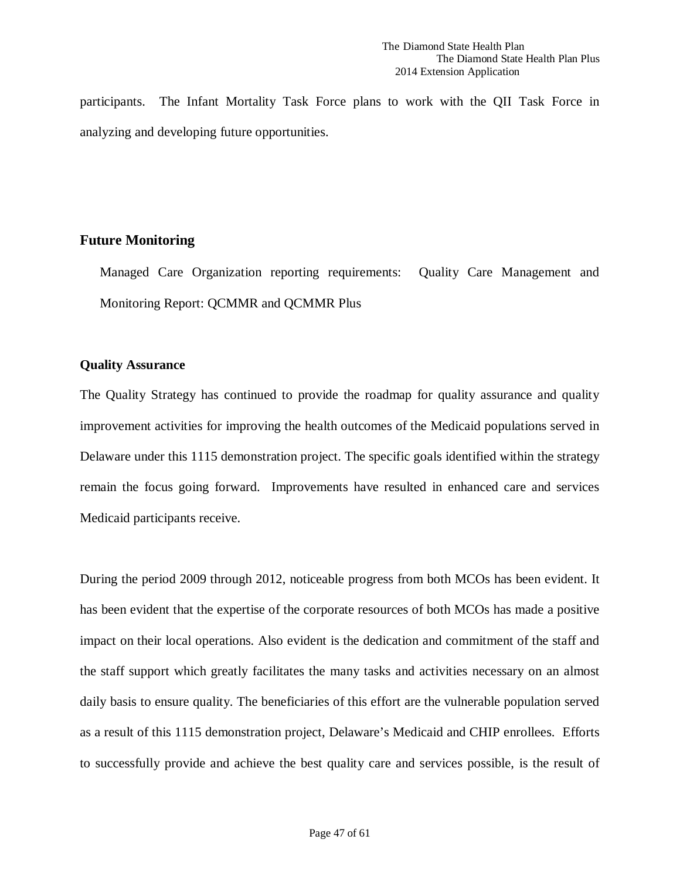participants. The Infant Mortality Task Force plans to work with the QII Task Force in analyzing and developing future opportunities.

## Future Monitoring

Managed Care Organization reporting requirements: Quality Care Management and Monitoring Report: QCMMR and QCMMR Plus

### Quality Assurance

The Quality Strategy has continued to provide the roadmap for quality assurance and quality improvement activities for improving the health outcomes of the Medicaid populations served in Delaware under this 1115 demonstration project. The specific goals identified within the strategy remain the focus going forward. Improvements have resulted in enhanced care and services Medicaid participants receive.

During the period 2009 through 2012, noticeable progress from both MCOs has been evident. It has been evident that the expertise of the corporate resources of both MCOs has made a positive impact on their local operations. Also evident is the dedication and commitment of the staff and the staff support which greatly facilitates the many tasks and activities necessary on an almost daily basis to ensure quality. The beneficiaries of this effort are the vulnerable population served as a result of this 1115 demonstration project, Delaware's Medicaid and CHIP enrollees. Efforts to successfully provide and achieve the best quality care and services possible, is the result of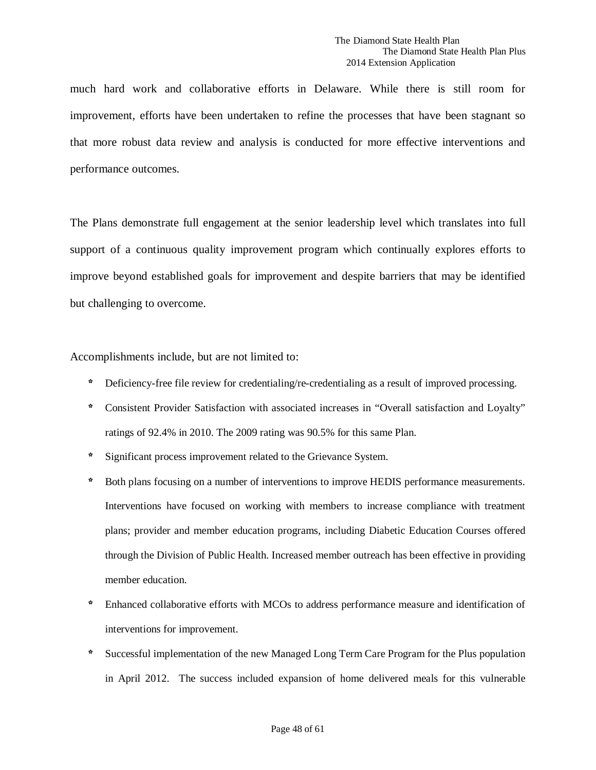much hard work and collaborative efforts in Delaware. While there is still room for improvement, efforts have been undertaken to refine the processes that have been stagnant so that more robust data review and analysis is conducted for more effective interventions and performance outcomes.

The Plans demonstrate full engagement at the senior leadership level which translates into full support of a continuous quality improvement program which continually explores efforts to improve beyond established goals for improvement and despite barriers that may be identified but challenging to overcome.

Accomplishments include, but are not limited to:

- Deficiency-free file review for credentialing/re-credentialing as a result of improved processing.
- Consistent Provider Satisfaction with associated increases in "Overall satisfaction and Loyalty" ratings of 92.4% in 2010. The 2009 rating was 90.5% for this same Plan.
- Significant process improvement related to the Grievance System.
- Both plans focusing on a number of interventions to improve HEDIS performance measurements. Interventions have focused on working with members to increase compliance with treatment plans; provider and member education programs, including Diabetic Education Courses offered through the Division of Public Health. Increased member outreach has been effective in providing member education.
- Enhanced collaborative efforts with MCOs to address performance measure and identification of interventions for improvement.
- Successful implementation of the new Managed Long Term Care Program for the Plus population in April 2012. The success included expansion of home delivered meals for this vulnerable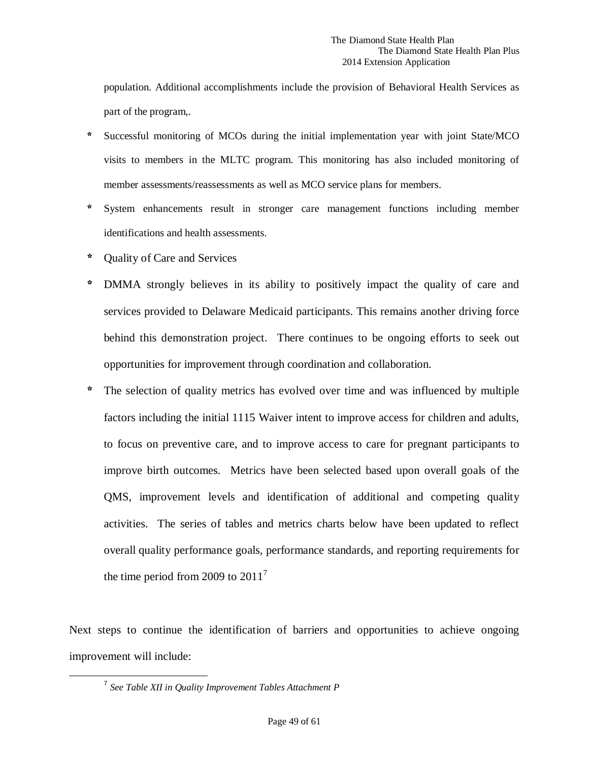population. Additional accomplishments include the provision of Behavioral Health Services as part of the program,.

- Successful monitoring of MCOs during the initial implementation year with joint State/MCO visits to members in the MLTC program. This monitoring has also included monitoring of member assessments/reassessments as well as MCO service plans for members.
- System enhancements result in stronger care management functions including member identifications and health assessments.
- Quality of Care and Services
- DMMA strongly believes in its ability to positively impact the quality of care and services provided to Delaware Medicaid participants. This remains another driving force behind this demonstration project. There continues to be ongoing efforts to seek out opportunities for improvement through coordination and collaboration.
- The selection of quality metrics has evolved over time and was influenced by multiple factors including the initial 1115 Waiver intent to improve access for children and adults, to focus on preventive care, and to improve access to care for pregnant participants to improve birth outcomes. Metrics have been selected based upon overall goals of the QMS, improvement levels and identification of additional and competing quality activities. The series of tables and metrics charts below have been updated to reflect overall quality performance goals, performance standards, and reporting requirements for the time period from 2009 to 2011[7]

Next steps to continue the identification of barriers and opportunities to achieve ongoing improvement will include:

[7] *See Table XII in Quality Improvement Tables Attachment P*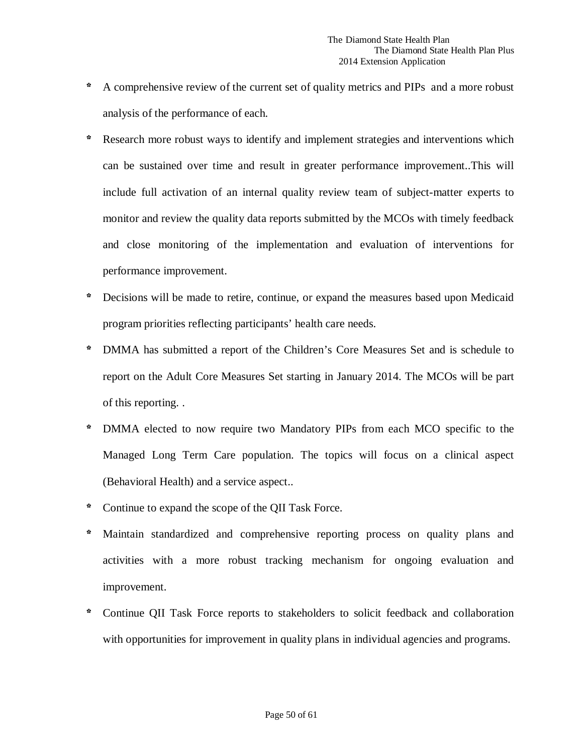- A comprehensive review of the current set of quality metrics and PIPs and a more robust analysis of the performance of each.
- Research more robust ways to identify and implement strategies and interventions which can be sustained over time and result in greater performance improvement..This will include full activation of an internal quality review team of subject-matter experts to monitor and review the quality data reports submitted by the MCOs with timely feedback and close monitoring of the implementation and evaluation of interventions for performance improvement.
- Decisions will be made to retire, continue, or expand the measures based upon Medicaid program priorities reflecting participants' health care needs.
- DMMA has submitted a report of the Children's Core Measures Set and is schedule to report on the Adult Core Measures Set starting in January 2014. The MCOs will be part of this reporting. .
- DMMA elected to now require two Mandatory PIPs from each MCO specific to the Managed Long Term Care population. The topics will focus on a clinical aspect (Behavioral Health) and a service aspect..
- Continue to expand the scope of the QII Task Force.
- Maintain standardized and comprehensive reporting process on quality plans and activities with a more robust tracking mechanism for ongoing evaluation and improvement.
- Continue QII Task Force reports to stakeholders to solicit feedback and collaboration with opportunities for improvement in quality plans in individual agencies and programs.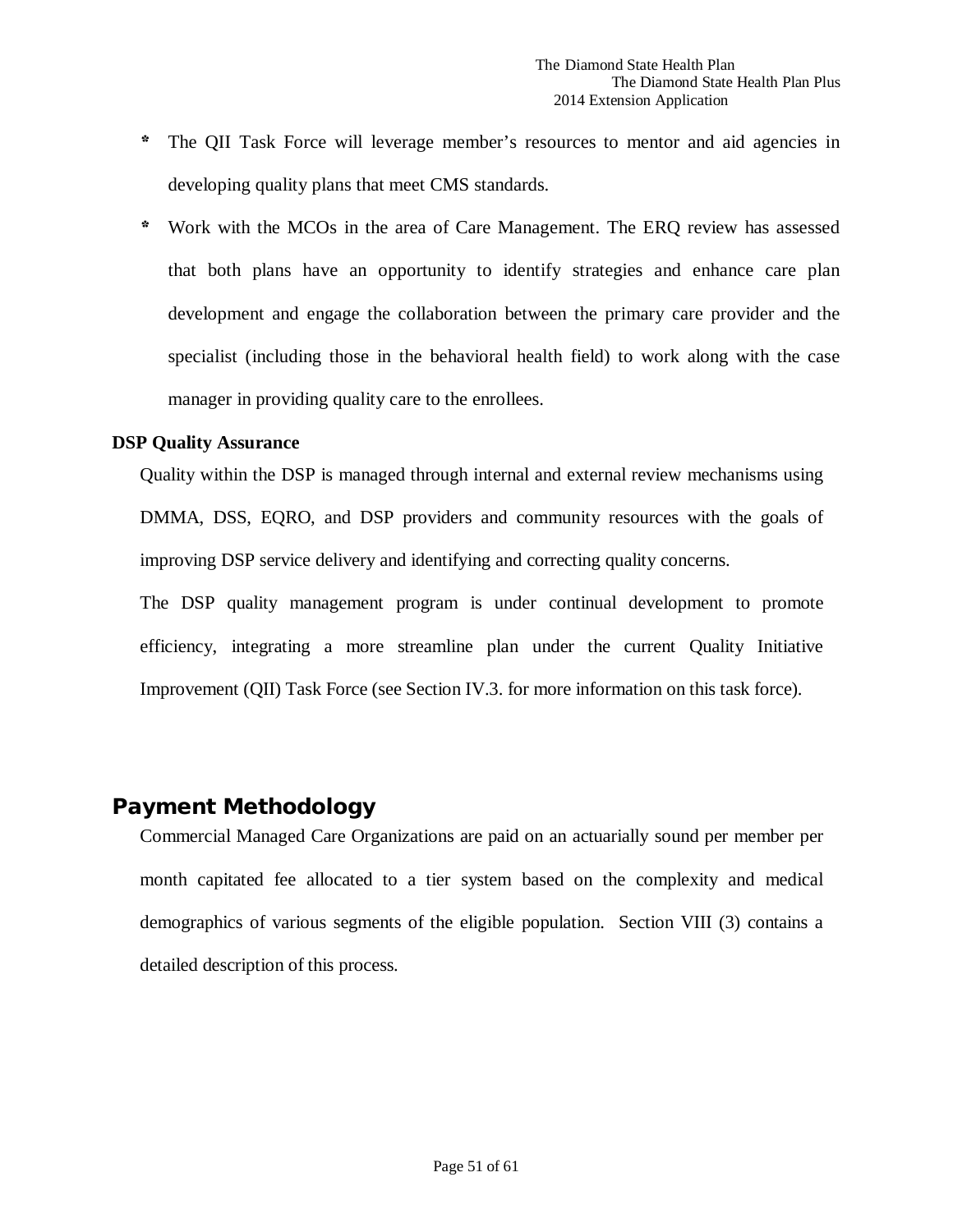- The QII Task Force will leverage member's resources to mentor and aid agencies in developing quality plans that meet CMS standards.
- Work with the MCOs in the area of Care Management. The ERQ review has assessed that both plans have an opportunity to identify strategies and enhance care plan development and engage the collaboration between the primary care provider and the specialist (including those in the behavioral health field) to work along with the case manager in providing quality care to the enrollees.

**DSP Quality Assurance**

Quality within the DSP is managed through internal and external review mechanisms using DMMA, DSS, EQRO, and DSP providers and community resources with the goals of improving DSP service delivery and identifying and correcting quality concerns.

The DSP quality management program is under continual development to promote efficiency, integrating a more streamline plan under the current Quality Initiative Improvement (QII) Task Force (see Section IV.3. for more information on this task force).

## Payment Methodology

Commercial Managed Care Organizations are paid on an actuarially sound per member per month capitated fee allocated to a tier system based on the complexity and medical demographics of various segments of the eligible population. Section VIII (3) contains a detailed description of this process.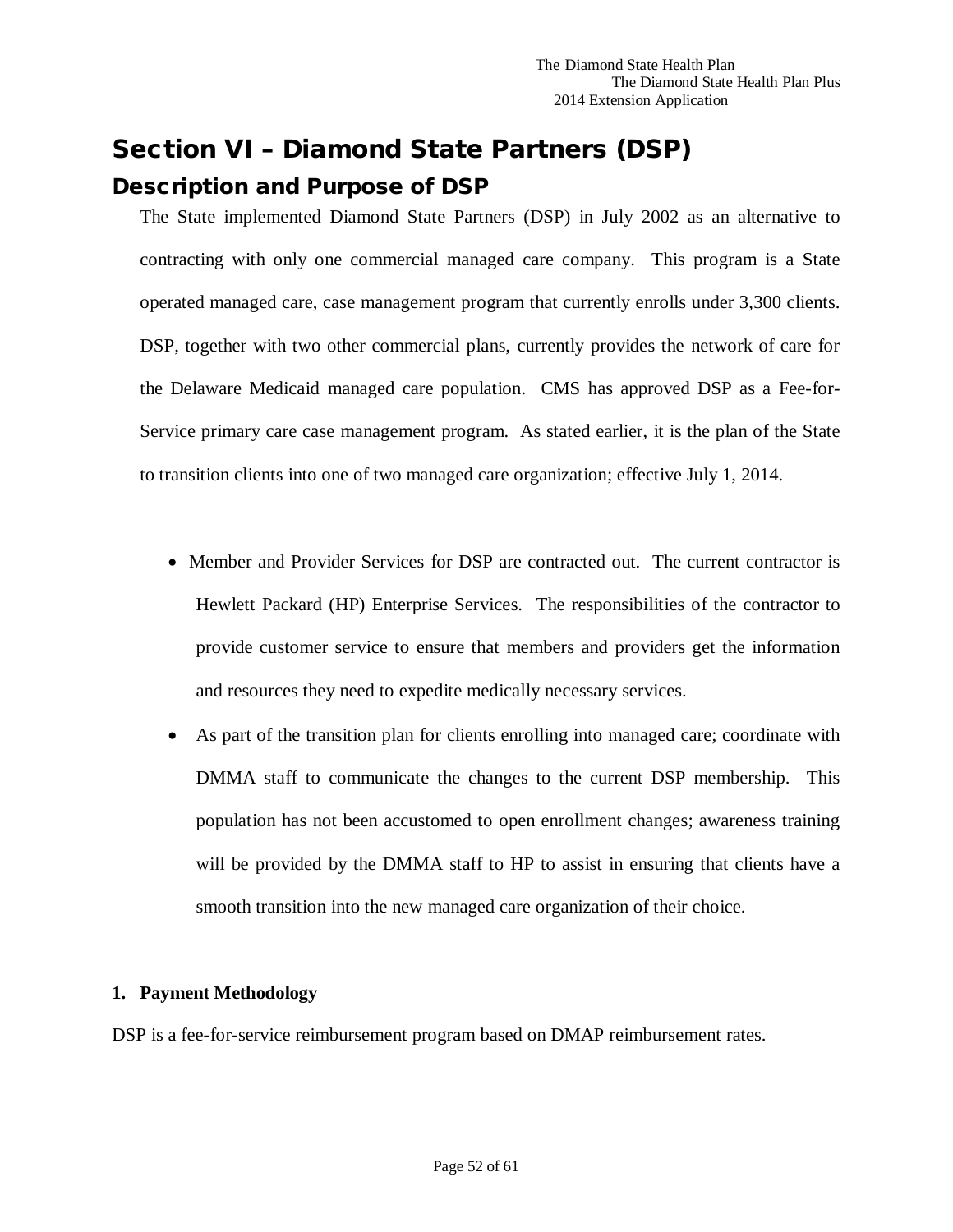# Section VI – Diamond State Partners (DSP)

## Description and Purpose of DSP

The State implemented Diamond State Partners (DSP) in July 2002 as an alternative to contracting with only one commercial managed care company. This program is a State operated managed care, case management program that currently enrolls under 3,300 clients. DSP, together with two other commercial plans, currently provides the network of care for the Delaware Medicaid managed care population. CMS has approved DSP as a Fee-for-Service primary care case management program. As stated earlier, it is the plan of the State to transition clients into one of two managed care organization; effective July 1, 2014.

- Member and Provider Services for DSP are contracted out. The current contractor is Hewlett Packard (HP) Enterprise Services. The responsibilities of the contractor to provide customer service to ensure that members and providers get the information and resources they need to expedite medically necessary services.
- As part of the transition plan for clients enrolling into managed care; coordinate with DMMA staff to communicate the changes to the current DSP membership. This population has not been accustomed to open enrollment changes; awareness training will be provided by the DMMA staff to HP to assist in ensuring that clients have a smooth transition into the new managed care organization of their choice.

**1. Payment Methodology**

DSP is a fee-for-service reimbursement program based on DMAP reimbursement rates.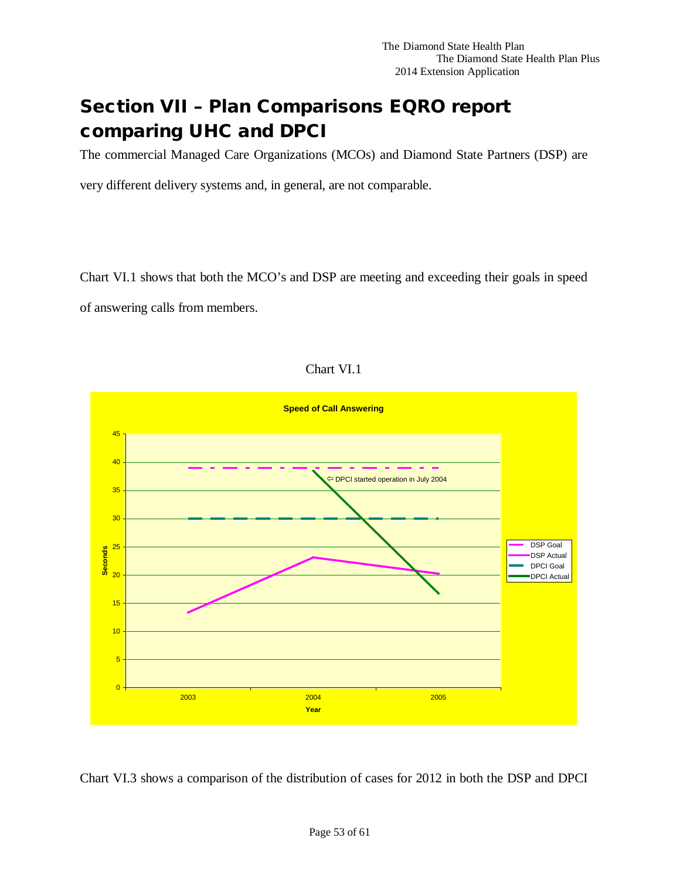# Section VII – Plan Comparisons EQRO report comparing UHC and DPCI

The commercial Managed Care Organizations (MCOs) and Diamond State Partners (DSP) are very different delivery systems and, in general, are not comparable.

Chart VI.1 shows that both the MCO's and DSP are meeting and exceeding their goals in speed of answering calls from members.

Chart VI.1

Chart VI.3 shows a comparison of the distribution of cases for 2012 in both the DSP and DPCI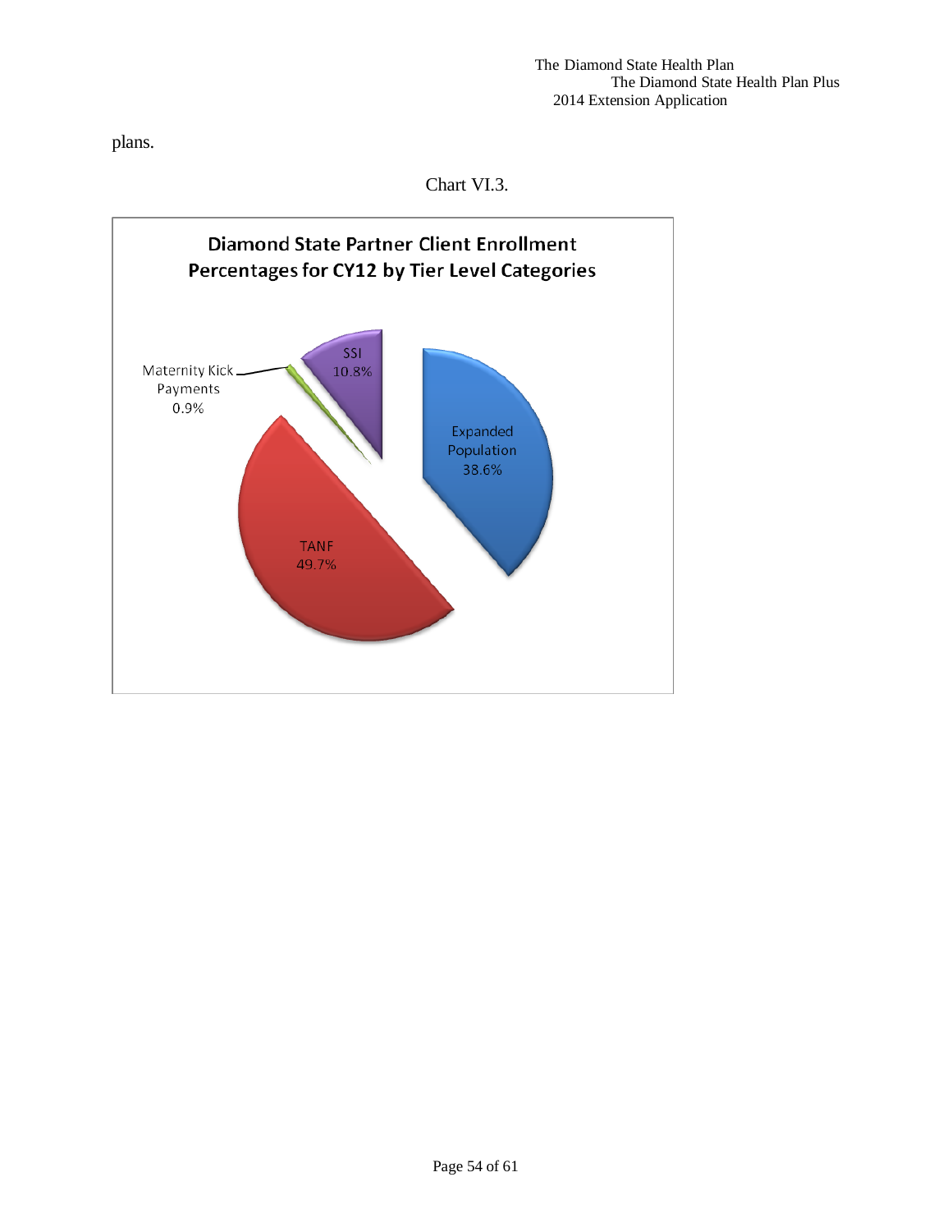plans.

Chart VI.3.

**Diamond State Partner Client Enrollment Percentages for CY12 by Tier Level Categories**

| Category | Percentage |
| --- | --- |
| TANF | 49.7% |
| Expanded Population | 38.6% |
| SSI | 10.8% |
| Maternity Kick Payments | 0.9% |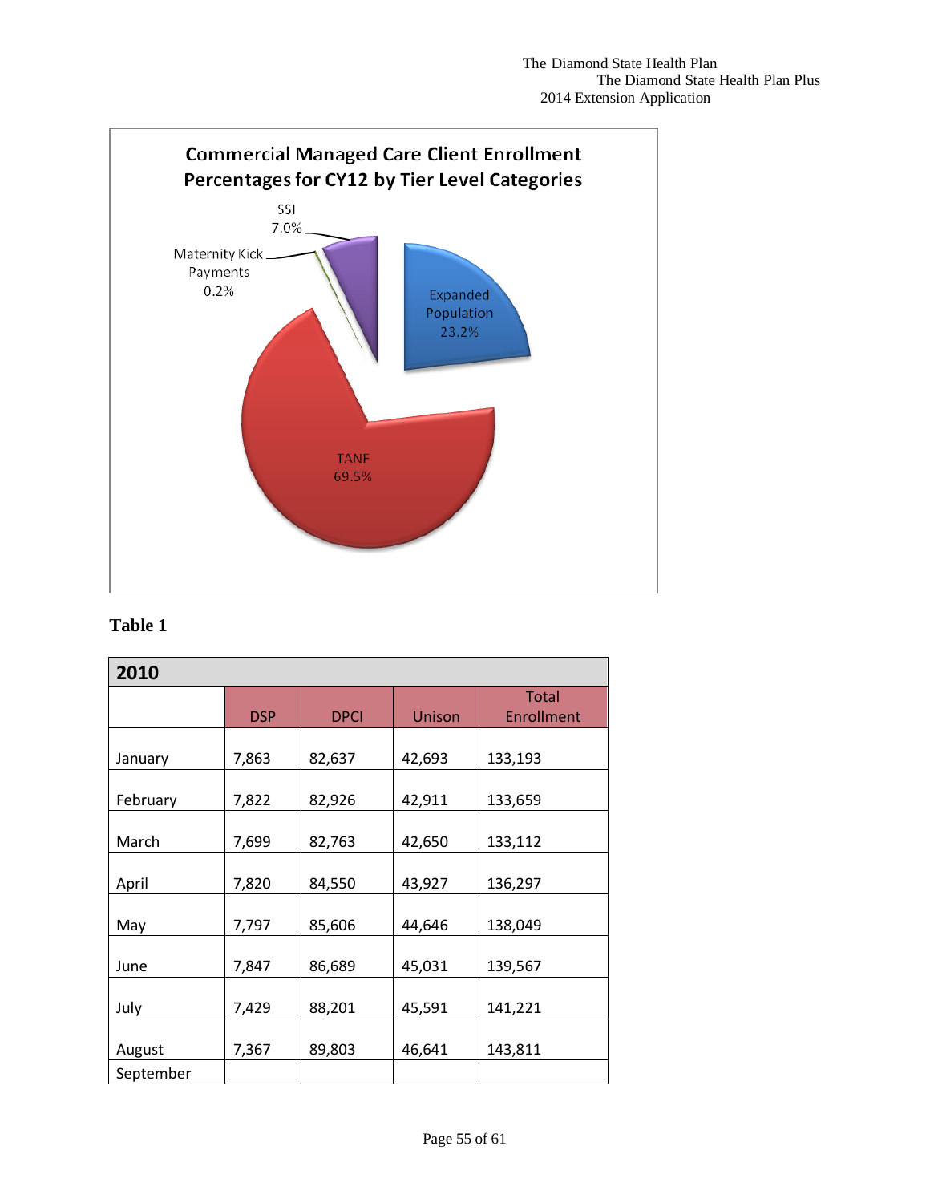**Commercial Managed Care Client Enrollment Percentages for CY12 by Tier Level Categories**

SSI 7.0%

Maternity Kick Payments 0.2%

Expanded Population 23.2%

TANF 69.5%

**Table 1**

| 2010 | | | | |
|---|---|---|---|---|
| | DSP | DPCI | Unison | Total Enrollment |
| January | 7,863 | 82,637 | 42,693 | 133,193 |
| February | 7,822 | 82,926 | 42,911 | 133,659 |
| March | 7,699 | 82,763 | 42,650 | 133,112 |
| April | 7,820 | 84,550 | 43,927 | 136,297 |
| May | 7,797 | 85,606 | 44,646 | 138,049 |
| June | 7,847 | 86,689 | 45,031 | 139,567 |
| July | 7,429 | 88,201 | 45,591 | 141,221 |
| August | 7,367 | 89,803 | 46,641 | 143,811 |
| September | | | | |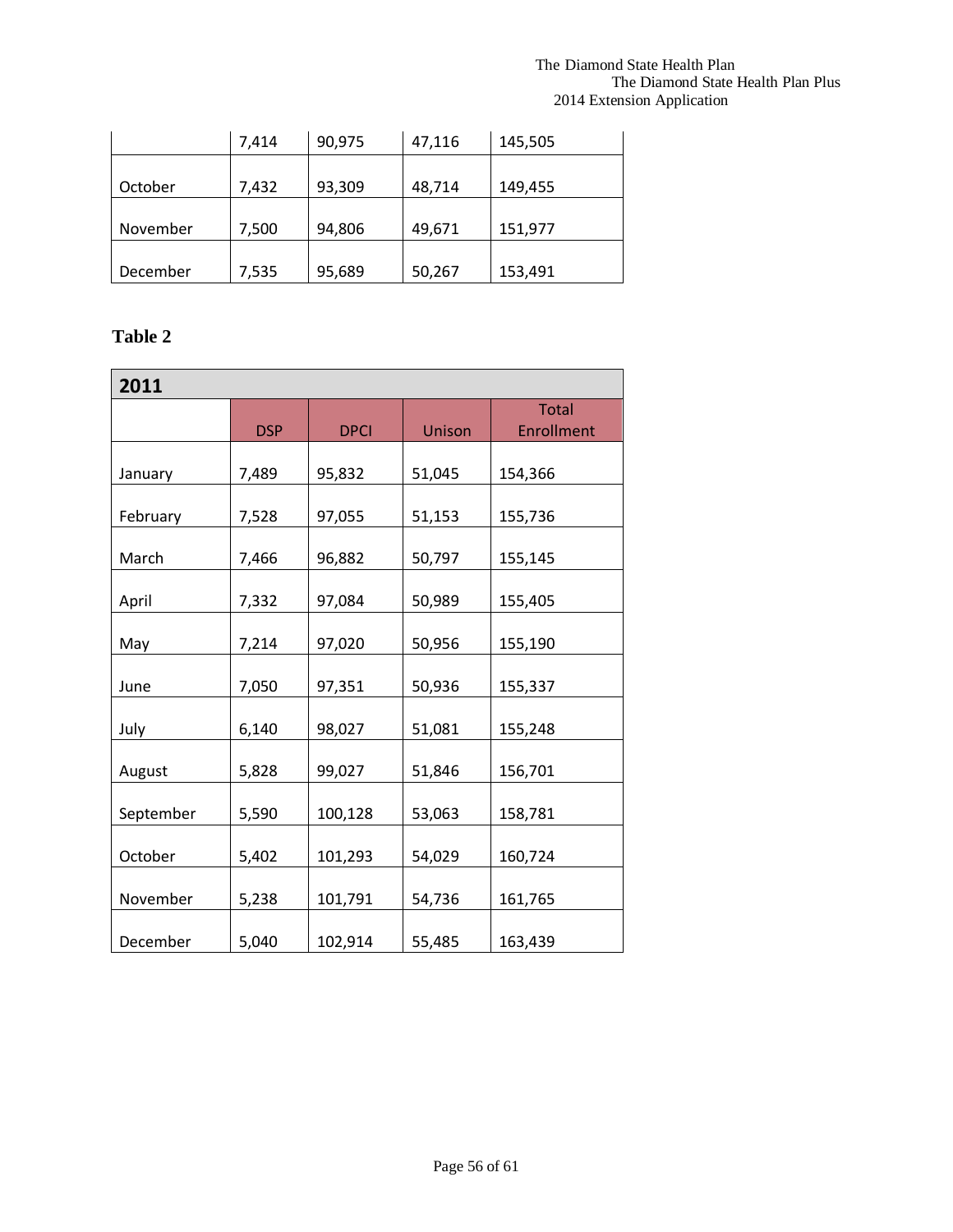| | | | | |
|---|---|---|---|---|
| | 7,414 | 90,975 | 47,116 | 145,505 |
| October | 7,432 | 93,309 | 48,714 | 149,455 |
| November | 7,500 | 94,806 | 49,671 | 151,977 |
| December | 7,535 | 95,689 | 50,267 | 153,491 |

**Table 2**

| 2011 | | | | |
|---|---|---|---|---|
| | DSP | DPCI | Unison | Total Enrollment |
| January | 7,489 | 95,832 | 51,045 | 154,366 |
| February | 7,528 | 97,055 | 51,153 | 155,736 |
| March | 7,466 | 96,882 | 50,797 | 155,145 |
| April | 7,332 | 97,084 | 50,989 | 155,405 |
| May | 7,214 | 97,020 | 50,956 | 155,190 |
| June | 7,050 | 97,351 | 50,936 | 155,337 |
| July | 6,140 | 98,027 | 51,081 | 155,248 |
| August | 5,828 | 99,027 | 51,846 | 156,701 |
| September | 5,590 | 100,128 | 53,063 | 158,781 |
| October | 5,402 | 101,293 | 54,029 | 160,724 |
| November | 5,238 | 101,791 | 54,736 | 161,765 |
| December | 5,040 | 102,914 | 55,485 | 163,439 |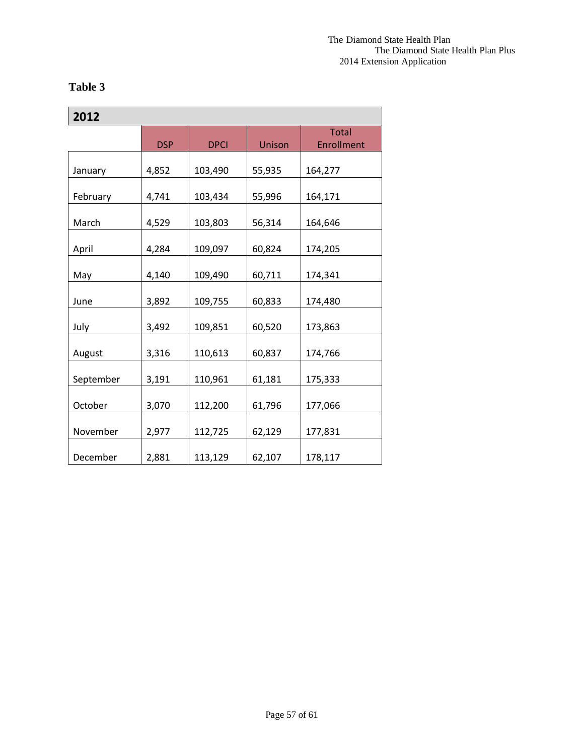**Table 3**

| 2012 | | | | |
|---|---|---|---|---|
| | DSP | DPCI | Unison | Total Enrollment |
| January | 4,852 | 103,490 | 55,935 | 164,277 |
| February | 4,741 | 103,434 | 55,996 | 164,171 |
| March | 4,529 | 103,803 | 56,314 | 164,646 |
| April | 4,284 | 109,097 | 60,824 | 174,205 |
| May | 4,140 | 109,490 | 60,711 | 174,341 |
| June | 3,892 | 109,755 | 60,833 | 174,480 |
| July | 3,492 | 109,851 | 60,520 | 173,863 |
| August | 3,316 | 110,613 | 60,837 | 174,766 |
| September | 3,191 | 110,961 | 61,181 | 175,333 |
| October | 3,070 | 112,200 | 61,796 | 177,066 |
| November | 2,977 | 112,725 | 62,129 | 177,831 |
| December | 2,881 | 113,129 | 62,107 | 178,117 |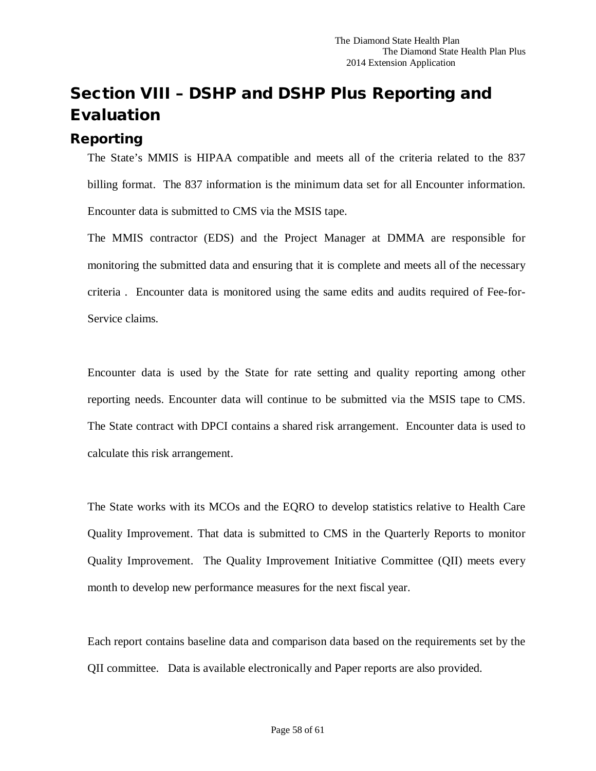# Section VIII – DSHP and DSHP Plus Reporting and Evaluation

## Reporting

The State's MMIS is HIPAA compatible and meets all of the criteria related to the 837 billing format. The 837 information is the minimum data set for all Encounter information. Encounter data is submitted to CMS via the MSIS tape.

The MMIS contractor (EDS) and the Project Manager at DMMA are responsible for monitoring the submitted data and ensuring that it is complete and meets all of the necessary criteria . Encounter data is monitored using the same edits and audits required of Fee-for-Service claims.

Encounter data is used by the State for rate setting and quality reporting among other reporting needs. Encounter data will continue to be submitted via the MSIS tape to CMS. The State contract with DPCI contains a shared risk arrangement. Encounter data is used to calculate this risk arrangement.

The State works with its MCOs and the EQRO to develop statistics relative to Health Care Quality Improvement. That data is submitted to CMS in the Quarterly Reports to monitor Quality Improvement. The Quality Improvement Initiative Committee (QII) meets every month to develop new performance measures for the next fiscal year.

Each report contains baseline data and comparison data based on the requirements set by the QII committee. Data is available electronically and Paper reports are also provided.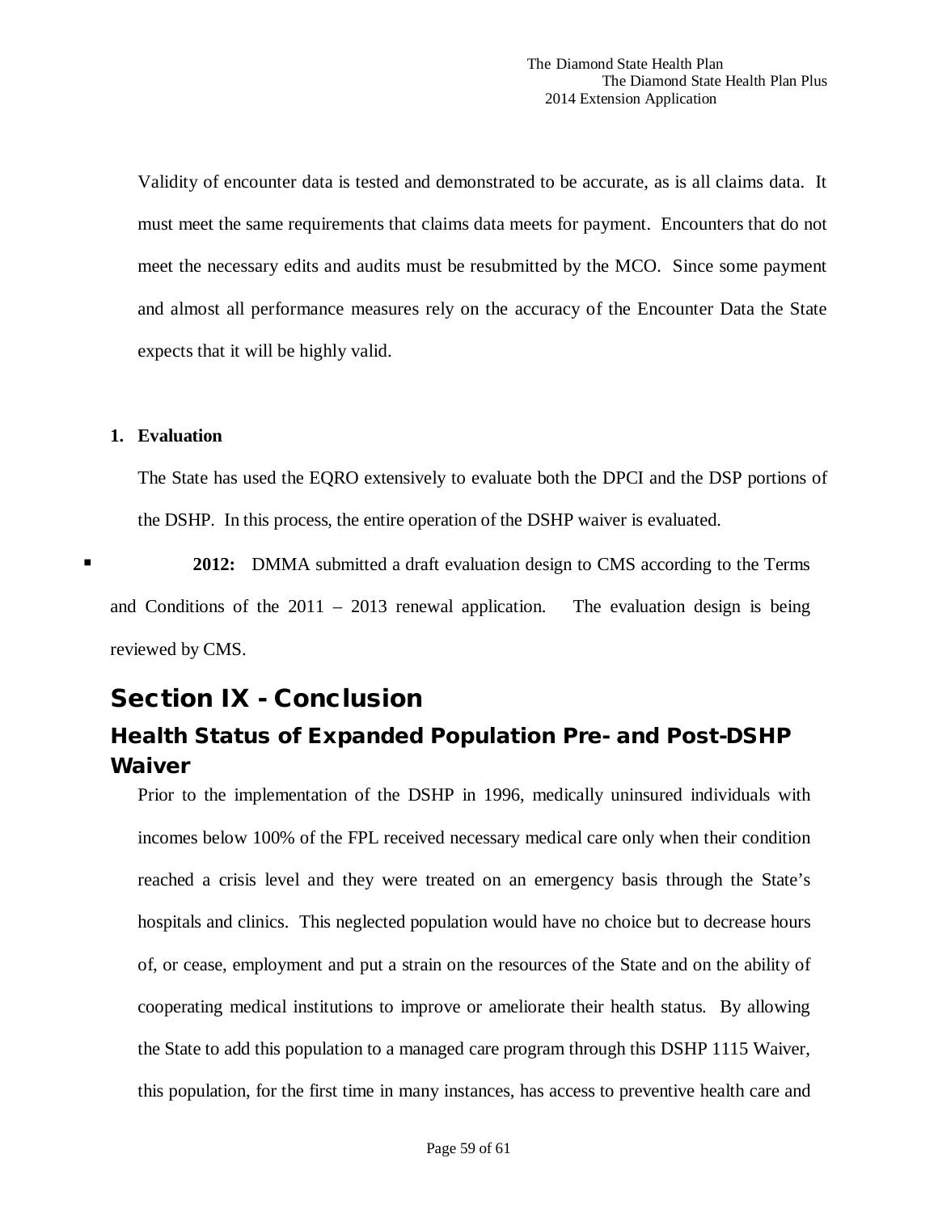Validity of encounter data is tested and demonstrated to be accurate, as is all claims data. It must meet the same requirements that claims data meets for payment. Encounters that do not meet the necessary edits and audits must be resubmitted by the MCO. Since some payment and almost all performance measures rely on the accuracy of the Encounter Data the State expects that it will be highly valid.

**1. Evaluation**

The State has used the EQRO extensively to evaluate both the DPCI and the DSP portions of the DSHP. In this process, the entire operation of the DSHP waiver is evaluated.

- **2012:** DMMA submitted a draft evaluation design to CMS according to the Terms and Conditions of the 2011 – 2013 renewal application. The evaluation design is being reviewed by CMS.

# Section IX - Conclusion

## Health Status of Expanded Population Pre- and Post-DSHP Waiver

Prior to the implementation of the DSHP in 1996, medically uninsured individuals with incomes below 100% of the FPL received necessary medical care only when their condition reached a crisis level and they were treated on an emergency basis through the State's hospitals and clinics. This neglected population would have no choice but to decrease hours of, or cease, employment and put a strain on the resources of the State and on the ability of cooperating medical institutions to improve or ameliorate their health status. By allowing the State to add this population to a managed care program through this DSHP 1115 Waiver, this population, for the first time in many instances, has access to preventive health care and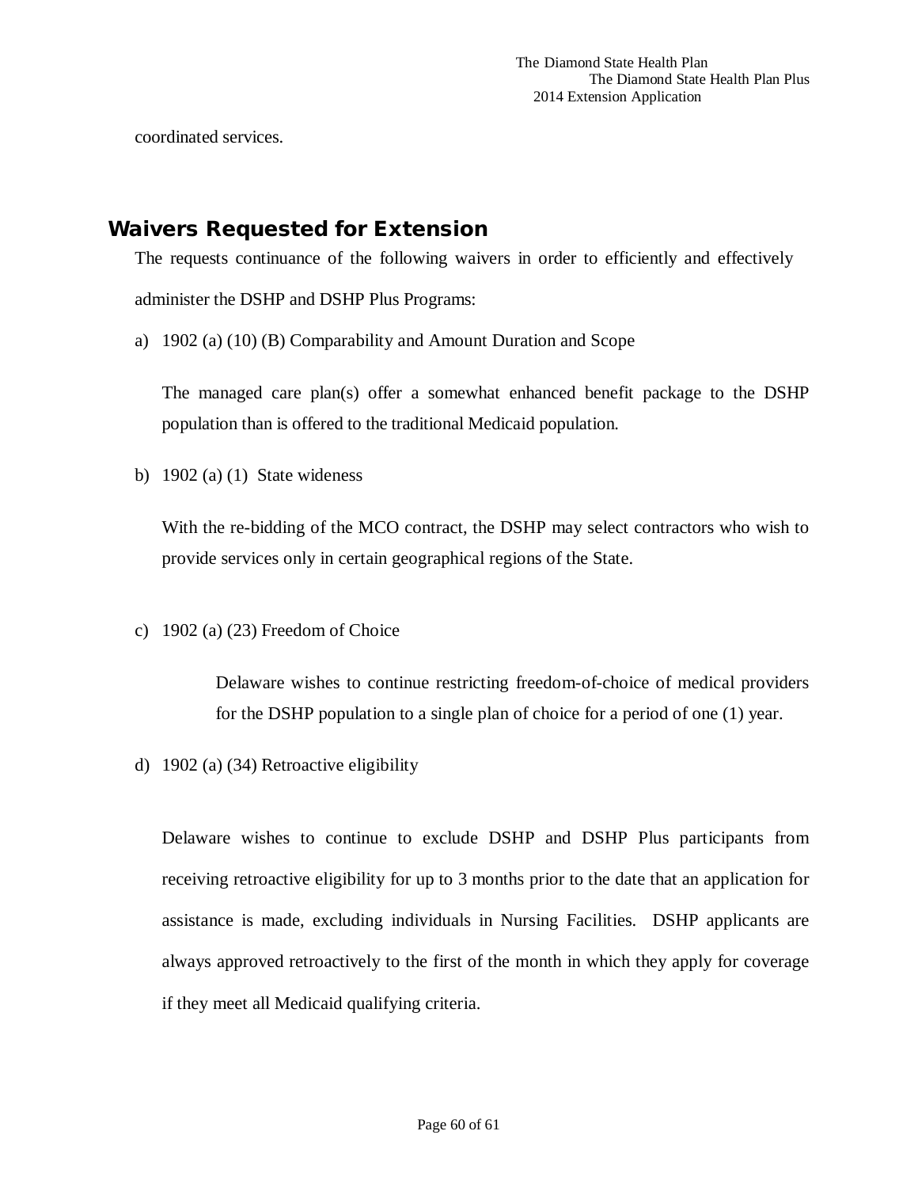coordinated services.

## Waivers Requested for Extension

The requests continuance of the following waivers in order to efficiently and effectively administer the DSHP and DSHP Plus Programs:

a) 1902 (a) (10) (B) Comparability and Amount Duration and Scope

   The managed care plan(s) offer a somewhat enhanced benefit package to the DSHP population than is offered to the traditional Medicaid population.

b) 1902 (a) (1) State wideness

   With the re-bidding of the MCO contract, the DSHP may select contractors who wish to provide services only in certain geographical regions of the State.

c) 1902 (a) (23) Freedom of Choice

   Delaware wishes to continue restricting freedom-of-choice of medical providers for the DSHP population to a single plan of choice for a period of one (1) year.

d) 1902 (a) (34) Retroactive eligibility

   Delaware wishes to continue to exclude DSHP and DSHP Plus participants from receiving retroactive eligibility for up to 3 months prior to the date that an application for assistance is made, excluding individuals in Nursing Facilities. DSHP applicants are always approved retroactively to the first of the month in which they apply for coverage if they meet all Medicaid qualifying criteria.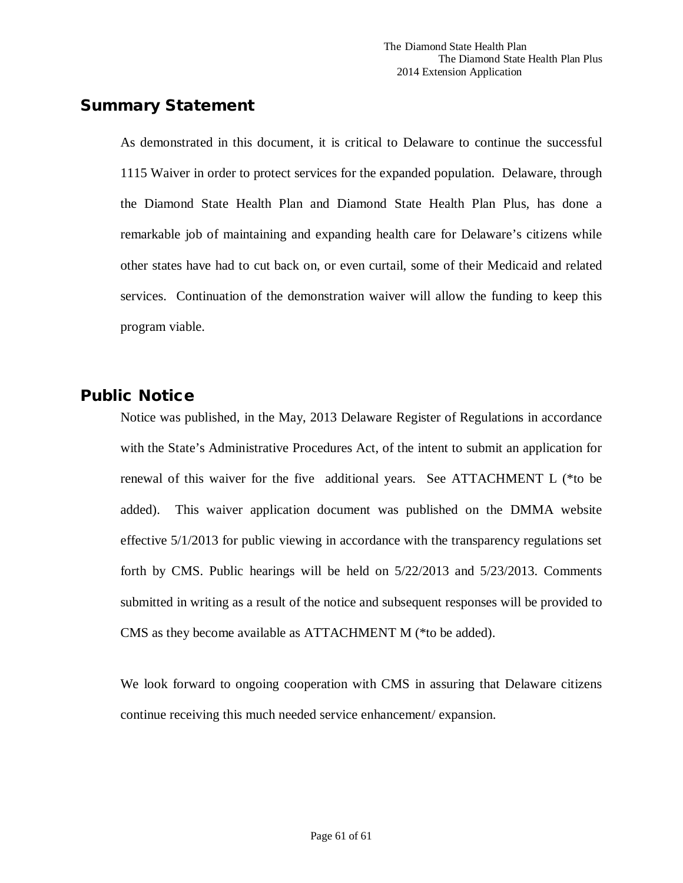## Summary Statement

As demonstrated in this document, it is critical to Delaware to continue the successful 1115 Waiver in order to protect services for the expanded population. Delaware, through the Diamond State Health Plan and Diamond State Health Plan Plus, has done a remarkable job of maintaining and expanding health care for Delaware's citizens while other states have had to cut back on, or even curtail, some of their Medicaid and related services. Continuation of the demonstration waiver will allow the funding to keep this program viable.

## Public Notice

Notice was published, in the May, 2013 Delaware Register of Regulations in accordance with the State's Administrative Procedures Act, of the intent to submit an application for renewal of this waiver for the five additional years. See ATTACHMENT L (*to be added). This waiver application document was published on the DMMA website effective 5/1/2013 for public viewing in accordance with the transparency regulations set forth by CMS. Public hearings will be held on 5/22/2013 and 5/23/2013. Comments submitted in writing as a result of the notice and subsequent responses will be provided to CMS as they become available as ATTACHMENT M (*to be added).

We look forward to ongoing cooperation with CMS in assuring that Delaware citizens continue receiving this much needed service enhancement/ expansion.